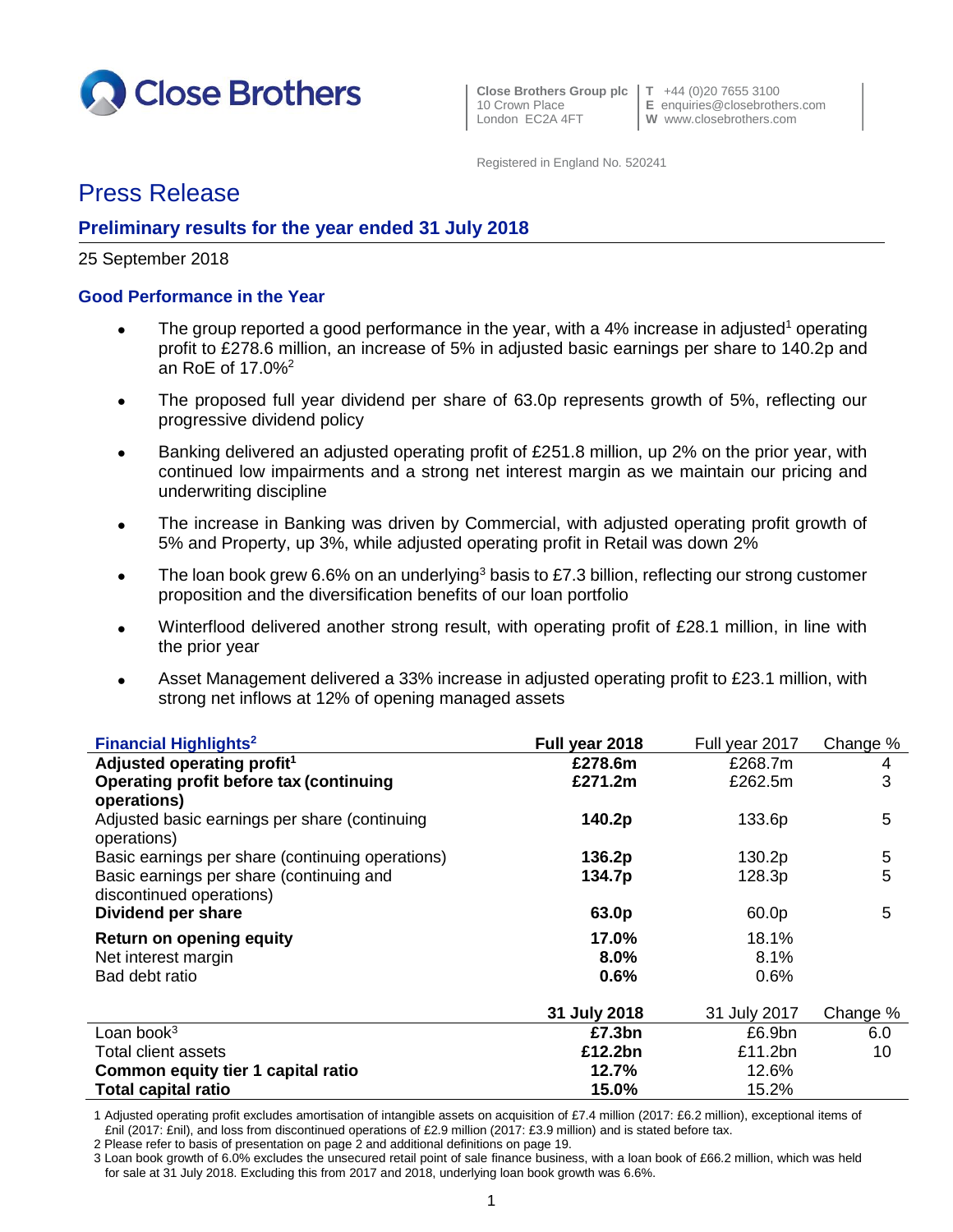Close Brothers

Close Brothers Group plc
10 Crown Place
London EC2A 4FT

T +44 (0)20 7655 3100
E enquiries@closebrothers.com
W www.closebrothers.com

Registered in England No. 520241

# Press Release

## Preliminary results for the year ended 31 July 2018

25 September 2018

### Good Performance in the Year

- The group reported a good performance in the year, with a 4% increase in adjusted[1] operating profit to £278.6 million, an increase of 5% in adjusted basic earnings per share to 140.2p and an RoE of 17.0%[2]
- The proposed full year dividend per share of 63.0p represents growth of 5%, reflecting our progressive dividend policy
- Banking delivered an adjusted operating profit of £251.8 million, up 2% on the prior year, with continued low impairments and a strong net interest margin as we maintain our pricing and underwriting discipline
- The increase in Banking was driven by Commercial, with adjusted operating profit growth of 5% and Property, up 3%, while adjusted operating profit in Retail was down 2%
- The loan book grew 6.6% on an underlying[3] basis to £7.3 billion, reflecting our strong customer proposition and the diversification benefits of our loan portfolio
- Winterflood delivered another strong result, with operating profit of £28.1 million, in line with the prior year
- Asset Management delivered a 33% increase in adjusted operating profit to £23.1 million, with strong net inflows at 12% of opening managed assets

| Financial Highlights[2] | Full year 2018 | Full year 2017 | Change % |
|---|---|---|---|
| **Adjusted operating profit[1]** | **£278.6m** | £268.7m | 4 |
| **Operating profit before tax (continuing operations)** | **£271.2m** | £262.5m | 3 |
| Adjusted basic earnings per share (continuing operations) | **140.2p** | 133.6p | 5 |
| Basic earnings per share (continuing operations) | **136.2p** | 130.2p | 5 |
| Basic earnings per share (continuing and discontinued operations) | **134.7p** | 128.3p | 5 |
| **Dividend per share** | **63.0p** | 60.0p | 5 |
| **Return on opening equity** | **17.0%** | 18.1% | |
| Net interest margin | **8.0%** | 8.1% | |
| Bad debt ratio | **0.6%** | 0.6% | |
| | **31 July 2018** | 31 July 2017 | Change % |
| Loan book[3] | **£7.3bn** | £6.9bn | 6.0 |
| Total client assets | **£12.2bn** | £11.2bn | 10 |
| **Common equity tier 1 capital ratio** | **12.7%** | 12.6% | |
| **Total capital ratio** | **15.0%** | 15.2% | |

1 Adjusted operating profit excludes amortisation of intangible assets on acquisition of £7.4 million (2017: £6.2 million), exceptional items of £nil (2017: £nil), and loss from discontinued operations of £2.9 million (2017: £3.9 million) and is stated before tax.

2 Please refer to basis of presentation on page 2 and additional definitions on page 19.

3 Loan book growth of 6.0% excludes the unsecured retail point of sale finance business, with a loan book of £66.2 million, which was held for sale at 31 July 2018. Excluding this from 2017 and 2018, underlying loan book growth was 6.6%.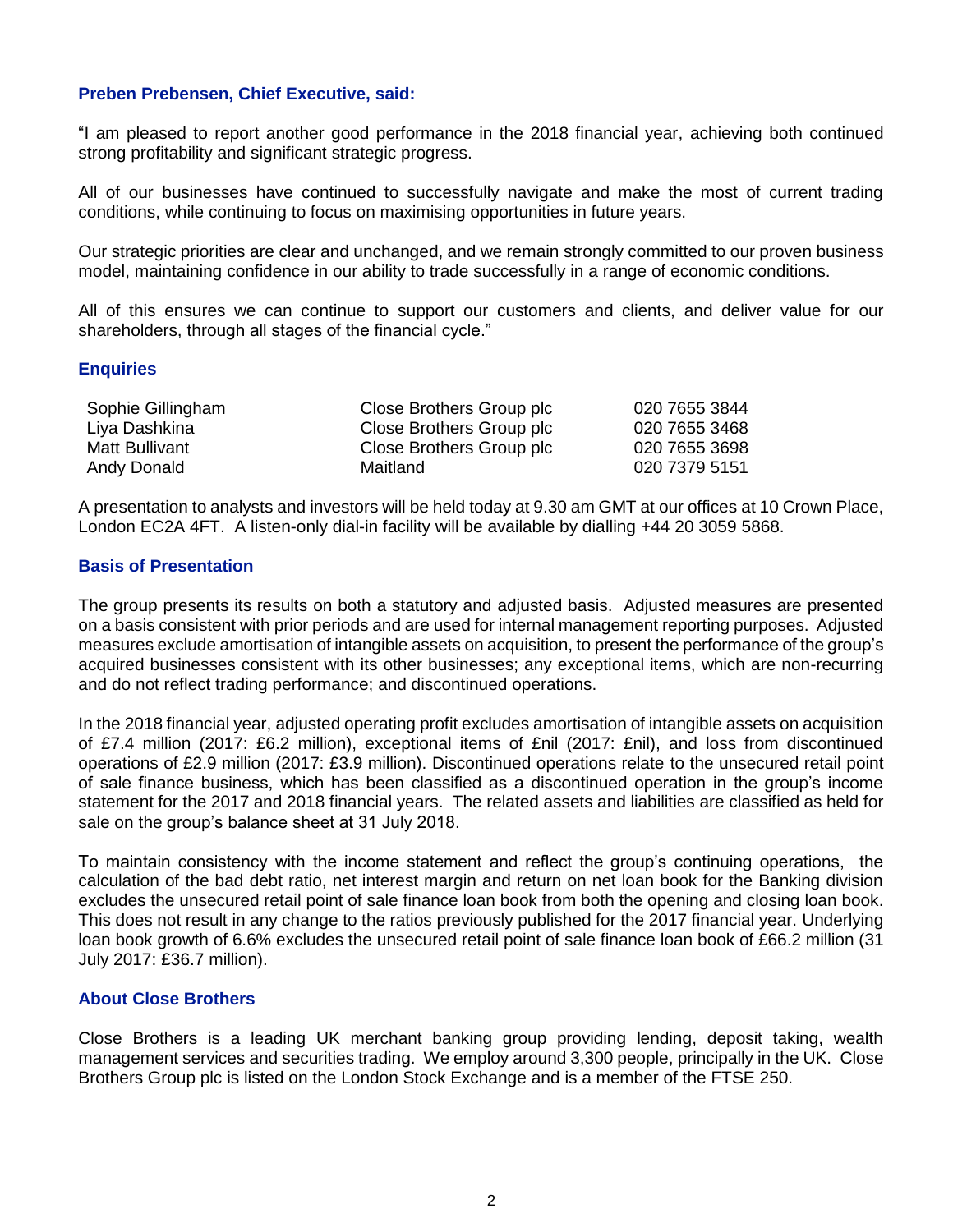### Preben Prebensen, Chief Executive, said:

"I am pleased to report another good performance in the 2018 financial year, achieving both continued strong profitability and significant strategic progress.

All of our businesses have continued to successfully navigate and make the most of current trading conditions, while continuing to focus on maximising opportunities in future years.

Our strategic priorities are clear and unchanged, and we remain strongly committed to our proven business model, maintaining confidence in our ability to trade successfully in a range of economic conditions.

All of this ensures we can continue to support our customers and clients, and deliver value for our shareholders, through all stages of the financial cycle."

### Enquiries

| | | |
|---|---|---|
| Sophie Gillingham | Close Brothers Group plc | 020 7655 3844 |
| Liya Dashkina | Close Brothers Group plc | 020 7655 3468 |
| Matt Bullivant | Close Brothers Group plc | 020 7655 3698 |
| Andy Donald | Maitland | 020 7379 5151 |

A presentation to analysts and investors will be held today at 9.30 am GMT at our offices at 10 Crown Place, London EC2A 4FT. A listen-only dial-in facility will be available by dialling +44 20 3059 5868.

### Basis of Presentation

The group presents its results on both a statutory and adjusted basis. Adjusted measures are presented on a basis consistent with prior periods and are used for internal management reporting purposes. Adjusted measures exclude amortisation of intangible assets on acquisition, to present the performance of the group's acquired businesses consistent with its other businesses; any exceptional items, which are non-recurring and do not reflect trading performance; and discontinued operations.

In the 2018 financial year, adjusted operating profit excludes amortisation of intangible assets on acquisition of £7.4 million (2017: £6.2 million), exceptional items of £nil (2017: £nil), and loss from discontinued operations of £2.9 million (2017: £3.9 million). Discontinued operations relate to the unsecured retail point of sale finance business, which has been classified as a discontinued operation in the group's income statement for the 2017 and 2018 financial years. The related assets and liabilities are classified as held for sale on the group's balance sheet at 31 July 2018.

To maintain consistency with the income statement and reflect the group's continuing operations, the calculation of the bad debt ratio, net interest margin and return on net loan book for the Banking division excludes the unsecured retail point of sale finance loan book from both the opening and closing loan book. This does not result in any change to the ratios previously published for the 2017 financial year. Underlying loan book growth of 6.6% excludes the unsecured retail point of sale finance loan book of £66.2 million (31 July 2017: £36.7 million).

### About Close Brothers

Close Brothers is a leading UK merchant banking group providing lending, deposit taking, wealth management services and securities trading. We employ around 3,300 people, principally in the UK. Close Brothers Group plc is listed on the London Stock Exchange and is a member of the FTSE 250.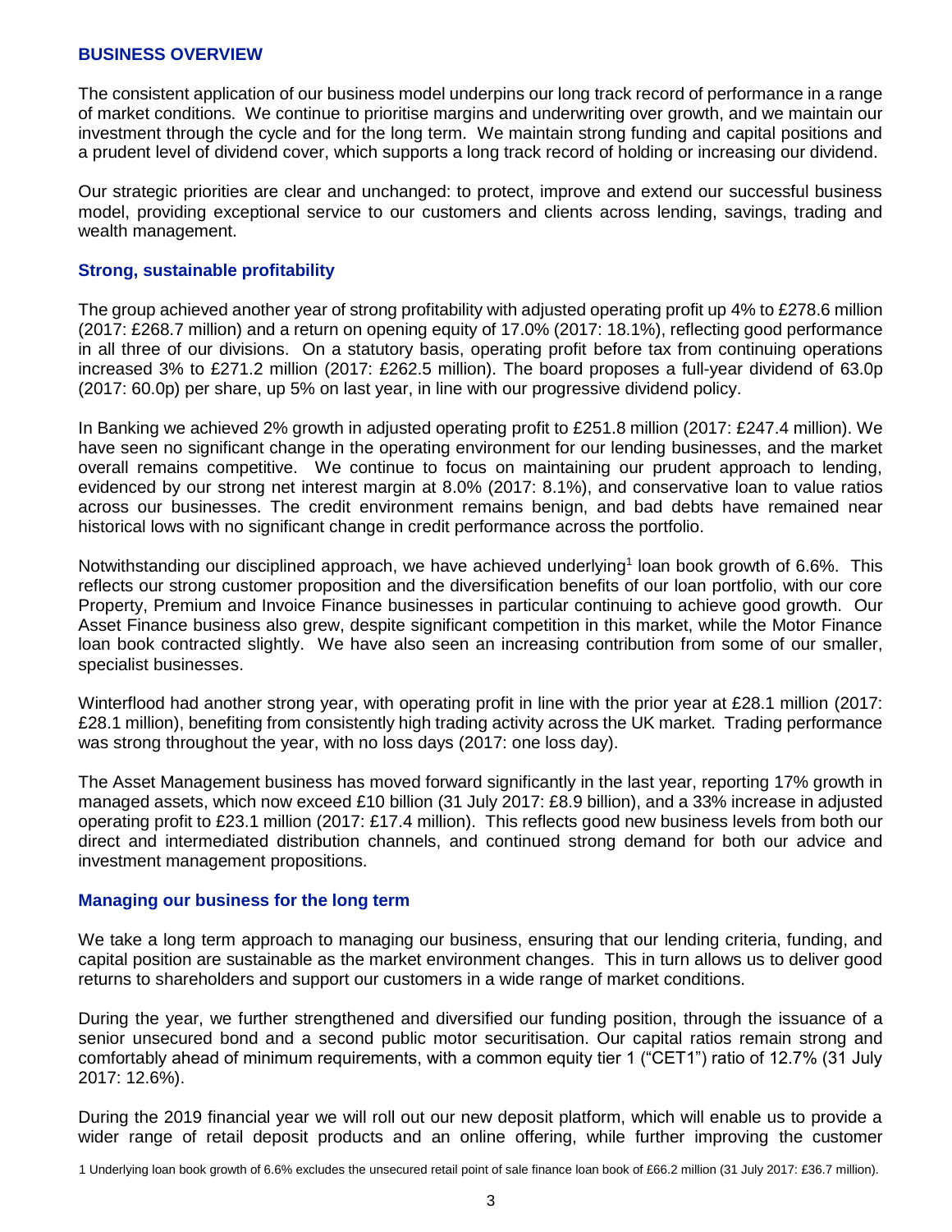## BUSINESS OVERVIEW

The consistent application of our business model underpins our long track record of performance in a range of market conditions. We continue to prioritise margins and underwriting over growth, and we maintain our investment through the cycle and for the long term. We maintain strong funding and capital positions and a prudent level of dividend cover, which supports a long track record of holding or increasing our dividend.

Our strategic priorities are clear and unchanged: to protect, improve and extend our successful business model, providing exceptional service to our customers and clients across lending, savings, trading and wealth management.

### Strong, sustainable profitability

The group achieved another year of strong profitability with adjusted operating profit up 4% to £278.6 million (2017: £268.7 million) and a return on opening equity of 17.0% (2017: 18.1%), reflecting good performance in all three of our divisions. On a statutory basis, operating profit before tax from continuing operations increased 3% to £271.2 million (2017: £262.5 million). The board proposes a full-year dividend of 63.0p (2017: 60.0p) per share, up 5% on last year, in line with our progressive dividend policy.

In Banking we achieved 2% growth in adjusted operating profit to £251.8 million (2017: £247.4 million). We have seen no significant change in the operating environment for our lending businesses, and the market overall remains competitive. We continue to focus on maintaining our prudent approach to lending, evidenced by our strong net interest margin at 8.0% (2017: 8.1%), and conservative loan to value ratios across our businesses. The credit environment remains benign, and bad debts have remained near historical lows with no significant change in credit performance across the portfolio.

Notwithstanding our disciplined approach, we have achieved underlying[1] loan book growth of 6.6%. This reflects our strong customer proposition and the diversification benefits of our loan portfolio, with our core Property, Premium and Invoice Finance businesses in particular continuing to achieve good growth. Our Asset Finance business also grew, despite significant competition in this market, while the Motor Finance loan book contracted slightly. We have also seen an increasing contribution from some of our smaller, specialist businesses.

Winterflood had another strong year, with operating profit in line with the prior year at £28.1 million (2017: £28.1 million), benefiting from consistently high trading activity across the UK market. Trading performance was strong throughout the year, with no loss days (2017: one loss day).

The Asset Management business has moved forward significantly in the last year, reporting 17% growth in managed assets, which now exceed £10 billion (31 July 2017: £8.9 billion), and a 33% increase in adjusted operating profit to £23.1 million (2017: £17.4 million). This reflects good new business levels from both our direct and intermediated distribution channels, and continued strong demand for both our advice and investment management propositions.

### Managing our business for the long term

We take a long term approach to managing our business, ensuring that our lending criteria, funding, and capital position are sustainable as the market environment changes. This in turn allows us to deliver good returns to shareholders and support our customers in a wide range of market conditions.

During the year, we further strengthened and diversified our funding position, through the issuance of a senior unsecured bond and a second public motor securitisation. Our capital ratios remain strong and comfortably ahead of minimum requirements, with a common equity tier 1 ("CET1") ratio of 12.7% (31 July 2017: 12.6%).

During the 2019 financial year we will roll out our new deposit platform, which will enable us to provide a wider range of retail deposit products and an online offering, while further improving the customer

1 Underlying loan book growth of 6.6% excludes the unsecured retail point of sale finance loan book of £66.2 million (31 July 2017: £36.7 million).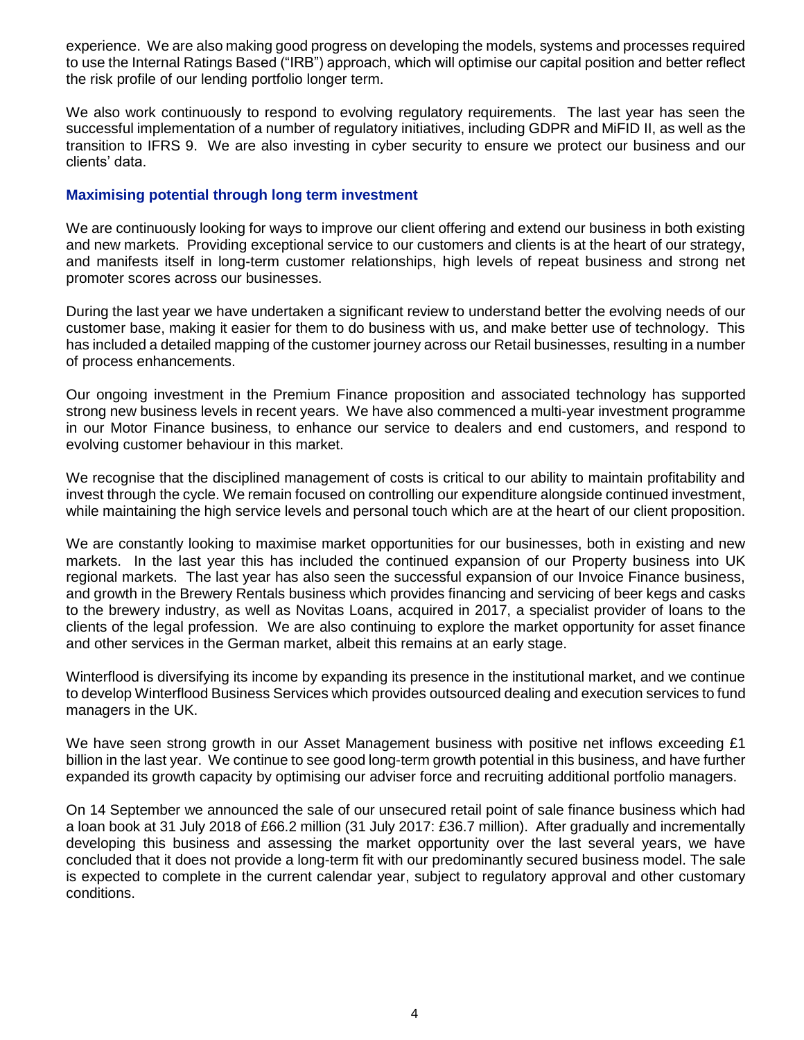experience. We are also making good progress on developing the models, systems and processes required to use the Internal Ratings Based ("IRB") approach, which will optimise our capital position and better reflect the risk profile of our lending portfolio longer term.

We also work continuously to respond to evolving regulatory requirements. The last year has seen the successful implementation of a number of regulatory initiatives, including GDPR and MiFID II, as well as the transition to IFRS 9. We are also investing in cyber security to ensure we protect our business and our clients' data.

### Maximising potential through long term investment

We are continuously looking for ways to improve our client offering and extend our business in both existing and new markets. Providing exceptional service to our customers and clients is at the heart of our strategy, and manifests itself in long-term customer relationships, high levels of repeat business and strong net promoter scores across our businesses.

During the last year we have undertaken a significant review to understand better the evolving needs of our customer base, making it easier for them to do business with us, and make better use of technology. This has included a detailed mapping of the customer journey across our Retail businesses, resulting in a number of process enhancements.

Our ongoing investment in the Premium Finance proposition and associated technology has supported strong new business levels in recent years. We have also commenced a multi-year investment programme in our Motor Finance business, to enhance our service to dealers and end customers, and respond to evolving customer behaviour in this market.

We recognise that the disciplined management of costs is critical to our ability to maintain profitability and invest through the cycle. We remain focused on controlling our expenditure alongside continued investment, while maintaining the high service levels and personal touch which are at the heart of our client proposition.

We are constantly looking to maximise market opportunities for our businesses, both in existing and new markets. In the last year this has included the continued expansion of our Property business into UK regional markets. The last year has also seen the successful expansion of our Invoice Finance business, and growth in the Brewery Rentals business which provides financing and servicing of beer kegs and casks to the brewery industry, as well as Novitas Loans, acquired in 2017, a specialist provider of loans to the clients of the legal profession. We are also continuing to explore the market opportunity for asset finance and other services in the German market, albeit this remains at an early stage.

Winterflood is diversifying its income by expanding its presence in the institutional market, and we continue to develop Winterflood Business Services which provides outsourced dealing and execution services to fund managers in the UK.

We have seen strong growth in our Asset Management business with positive net inflows exceeding £1 billion in the last year. We continue to see good long-term growth potential in this business, and have further expanded its growth capacity by optimising our adviser force and recruiting additional portfolio managers.

On 14 September we announced the sale of our unsecured retail point of sale finance business which had a loan book at 31 July 2018 of £66.2 million (31 July 2017: £36.7 million). After gradually and incrementally developing this business and assessing the market opportunity over the last several years, we have concluded that it does not provide a long-term fit with our predominantly secured business model. The sale is expected to complete in the current calendar year, subject to regulatory approval and other customary conditions.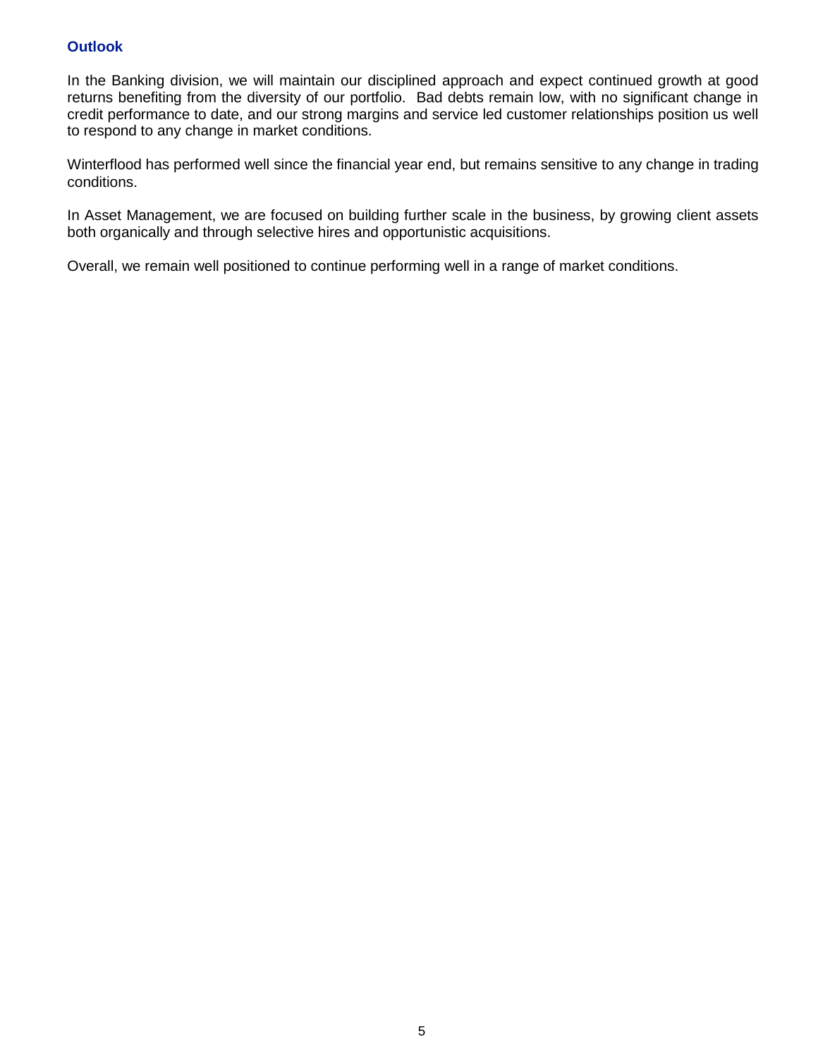## Outlook

In the Banking division, we will maintain our disciplined approach and expect continued growth at good returns benefiting from the diversity of our portfolio. Bad debts remain low, with no significant change in credit performance to date, and our strong margins and service led customer relationships position us well to respond to any change in market conditions.

Winterflood has performed well since the financial year end, but remains sensitive to any change in trading conditions.

In Asset Management, we are focused on building further scale in the business, by growing client assets both organically and through selective hires and opportunistic acquisitions.

Overall, we remain well positioned to continue performing well in a range of market conditions.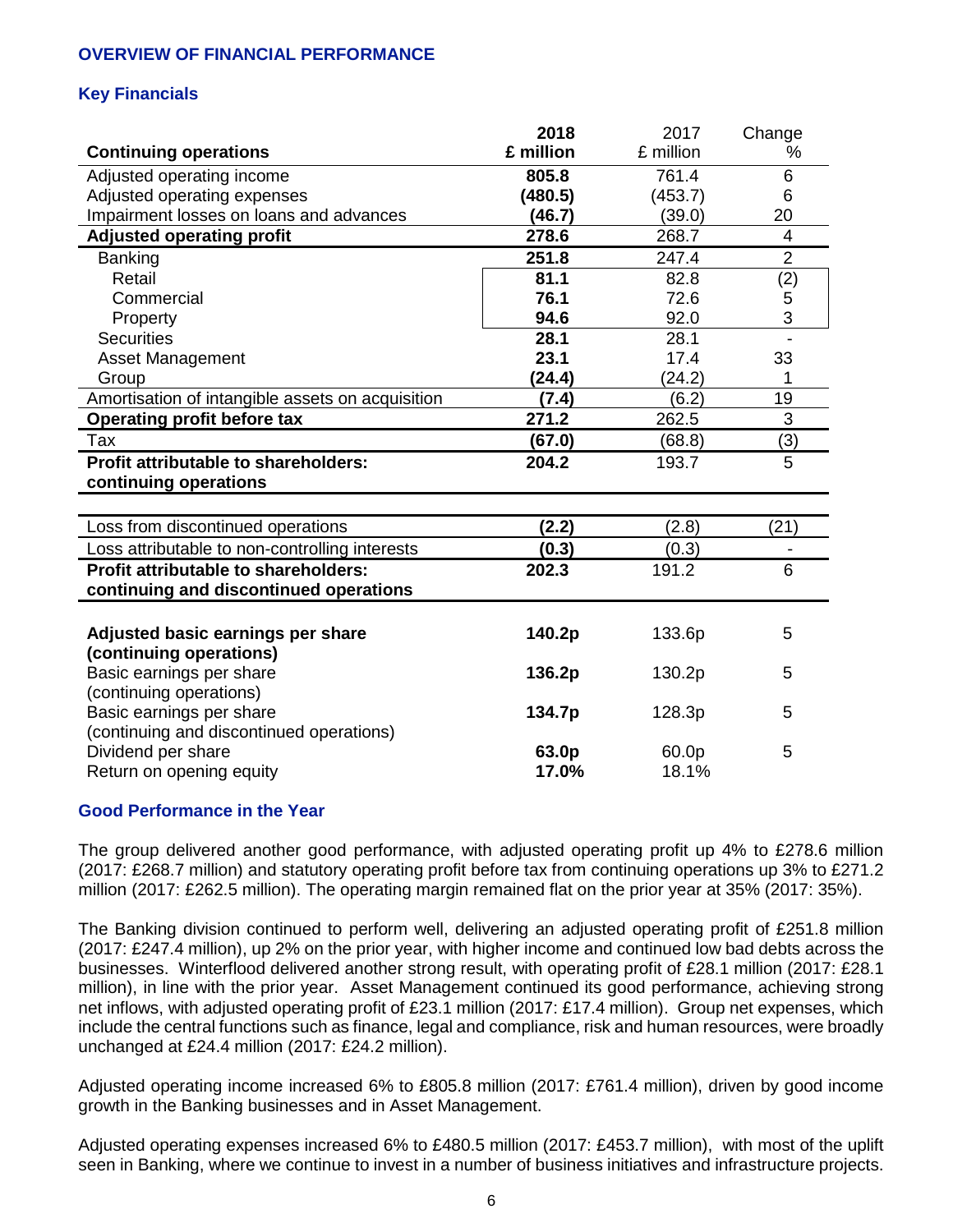## OVERVIEW OF FINANCIAL PERFORMANCE

### Key Financials

| Continuing operations | 2018 £ million | 2017 £ million | Change % |
|---|---|---|---|
| Adjusted operating income | **805.8** | 761.4 | 6 |
| Adjusted operating expenses | **(480.5)** | (453.7) | 6 |
| Impairment losses on loans and advances | **(46.7)** | (39.0) | 20 |
| **Adjusted operating profit** | **278.6** | 268.7 | 4 |
| Banking | **251.8** | 247.4 | 2 |
| Retail | **81.1** | 82.8 | (2) |
| Commercial | **76.1** | 72.6 | 5 |
| Property | **94.6** | 92.0 | 3 |
| Securities | **28.1** | 28.1 | - |
| Asset Management | **23.1** | 17.4 | 33 |
| Group | **(24.4)** | (24.2) | 1 |
| Amortisation of intangible assets on acquisition | **(7.4)** | (6.2) | 19 |
| **Operating profit before tax** | **271.2** | 262.5 | 3 |
| Tax | **(67.0)** | (68.8) | (3) |
| **Profit attributable to shareholders: continuing operations** | **204.2** | 193.7 | 5 |
| Loss from discontinued operations | **(2.2)** | (2.8) | (21) |
| Loss attributable to non-controlling interests | **(0.3)** | (0.3) | - |
| **Profit attributable to shareholders: continuing and discontinued operations** | **202.3** | 191.2 | 6 |
| **Adjusted basic earnings per share (continuing operations)** | **140.2p** | 133.6p | 5 |
| Basic earnings per share (continuing operations) | **136.2p** | 130.2p | 5 |
| Basic earnings per share (continuing and discontinued operations) | **134.7p** | 128.3p | 5 |
| Dividend per share | **63.0p** | 60.0p | 5 |
| Return on opening equity | **17.0%** | 18.1% | |

### Good Performance in the Year

The group delivered another good performance, with adjusted operating profit up 4% to £278.6 million (2017: £268.7 million) and statutory operating profit before tax from continuing operations up 3% to £271.2 million (2017: £262.5 million). The operating margin remained flat on the prior year at 35% (2017: 35%).

The Banking division continued to perform well, delivering an adjusted operating profit of £251.8 million (2017: £247.4 million), up 2% on the prior year, with higher income and continued low bad debts across the businesses. Winterflood delivered another strong result, with operating profit of £28.1 million (2017: £28.1 million), in line with the prior year. Asset Management continued its good performance, achieving strong net inflows, with adjusted operating profit of £23.1 million (2017: £17.4 million). Group net expenses, which include the central functions such as finance, legal and compliance, risk and human resources, were broadly unchanged at £24.4 million (2017: £24.2 million).

Adjusted operating income increased 6% to £805.8 million (2017: £761.4 million), driven by good income growth in the Banking businesses and in Asset Management.

Adjusted operating expenses increased 6% to £480.5 million (2017: £453.7 million), with most of the uplift seen in Banking, where we continue to invest in a number of business initiatives and infrastructure projects.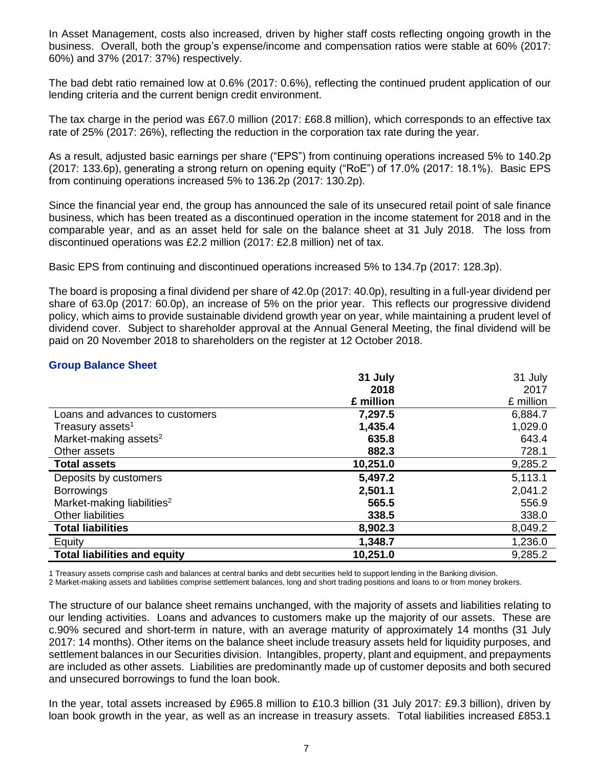In Asset Management, costs also increased, driven by higher staff costs reflecting ongoing growth in the business. Overall, both the group's expense/income and compensation ratios were stable at 60% (2017: 60%) and 37% (2017: 37%) respectively.

The bad debt ratio remained low at 0.6% (2017: 0.6%), reflecting the continued prudent application of our lending criteria and the current benign credit environment.

The tax charge in the period was £67.0 million (2017: £68.8 million), which corresponds to an effective tax rate of 25% (2017: 26%), reflecting the reduction in the corporation tax rate during the year.

As a result, adjusted basic earnings per share ("EPS") from continuing operations increased 5% to 140.2p (2017: 133.6p), generating a strong return on opening equity ("RoE") of 17.0% (2017: 18.1%). Basic EPS from continuing operations increased 5% to 136.2p (2017: 130.2p).

Since the financial year end, the group has announced the sale of its unsecured retail point of sale finance business, which has been treated as a discontinued operation in the income statement for 2018 and in the comparable year, and as an asset held for sale on the balance sheet at 31 July 2018. The loss from discontinued operations was £2.2 million (2017: £2.8 million) net of tax.

Basic EPS from continuing and discontinued operations increased 5% to 134.7p (2017: 128.3p).

The board is proposing a final dividend per share of 42.0p (2017: 40.0p), resulting in a full-year dividend per share of 63.0p (2017: 60.0p), an increase of 5% on the prior year. This reflects our progressive dividend policy, which aims to provide sustainable dividend growth year on year, while maintaining a prudent level of dividend cover. Subject to shareholder approval at the Annual General Meeting, the final dividend will be paid on 20 November 2018 to shareholders on the register at 12 October 2018.

## Group Balance Sheet

| | **31 July 2018 £ million** | 31 July 2017 £ million |
|---|---|---|
| Loans and advances to customers | **7,297.5** | 6,884.7 |
| Treasury assets[1] | **1,435.4** | 1,029.0 |
| Market-making assets[2] | **635.8** | 643.4 |
| Other assets | **882.3** | 728.1 |
| **Total assets** | **10,251.0** | 9,285.2 |
| Deposits by customers | **5,497.2** | 5,113.1 |
| Borrowings | **2,501.1** | 2,041.2 |
| Market-making liabilities[2] | **565.5** | 556.9 |
| Other liabilities | **338.5** | 338.0 |
| **Total liabilities** | **8,902.3** | 8,049.2 |
| Equity | **1,348.7** | 1,236.0 |
| **Total liabilities and equity** | **10,251.0** | 10,251.0 |

1 Treasury assets comprise cash and balances at central banks and debt securities held to support lending in the Banking division.

2 Market-making assets and liabilities comprise settlement balances, long and short trading positions and loans to or from money brokers.

The structure of our balance sheet remains unchanged, with the majority of assets and liabilities relating to our lending activities. Loans and advances to customers make up the majority of our assets. These are c.90% secured and short-term in nature, with an average maturity of approximately 14 months (31 July 2017: 14 months). Other items on the balance sheet include treasury assets held for liquidity purposes, and settlement balances in our Securities division. Intangibles, property, plant and equipment, and prepayments are included as other assets. Liabilities are predominantly made up of customer deposits and both secured and unsecured borrowings to fund the loan book.

In the year, total assets increased by £965.8 million to £10.3 billion (31 July 2017: £9.3 billion), driven by loan book growth in the year, as well as an increase in treasury assets. Total liabilities increased £853.1

In Asset Management, costs also increased, driven by higher staff costs reflecting ongoing growth in the business. Overall, both the group's expense/income and compensation ratios were stable at 60% (2017: 60%) and 37% (2017: 37%) respectively.

The bad debt ratio remained low at 0.6% (2017: 0.6%), reflecting the continued prudent application of our lending criteria and the current benign credit environment.

The tax charge in the period was £67.0 million (2017: £68.8 million), which corresponds to an effective tax rate of 25% (2017: 26%), reflecting the reduction in the corporation tax rate during the year.

As a result, adjusted basic earnings per share ("EPS") from continuing operations increased 5% to 140.2p (2017: 133.6p), generating a strong return on opening equity ("RoE") of 17.0% (2017: 18.1%). Basic EPS from continuing operations increased 5% to 136.2p (2017: 130.2p).

Since the financial year end, the group has announced the sale of its unsecured retail point of sale finance business, which has been treated as a discontinued operation in the income statement for 2018 and in the comparable year, and as an asset held for sale on the balance sheet at 31 July 2018. The loss from discontinued operations was £2.2 million (2017: £2.8 million) net of tax.

Basic EPS from continuing and discontinued operations increased 5% to 134.7p (2017: 128.3p).

The board is proposing a final dividend per share of 42.0p (2017: 40.0p), resulting in a full-year dividend per share of 63.0p (2017: 60.0p), an increase of 5% on the prior year. This reflects our progressive dividend policy, which aims to provide sustainable dividend growth year on year, while maintaining a prudent level of dividend cover. Subject to shareholder approval at the Annual General Meeting, the final dividend will be paid on 20 November 2018 to shareholders on the register at 12 October 2018.

## Group Balance Sheet

| | **31 July 2018 £ million** | 31 July 2017 £ million |
|---|---|---|
| Loans and advances to customers | **7,297.5** | 6,884.7 |
| Treasury assets[1] | **1,435.4** | 1,029.0 |
| Market-making assets[2] | **635.8** | 643.4 |
| Other assets | **882.3** | 728.1 |
| **Total assets** | **10,251.0** | 9,285.2 |
| Deposits by customers | **5,497.2** | 5,113.1 |
| Borrowings | **2,501.1** | 2,041.2 |
| Market-making liabilities[2] | **565.5** | 556.9 |
| Other liabilities | **338.5** | 338.0 |
| **Total liabilities** | **8,902.3** | 8,049.2 |
| Equity | **1,348.7** | 1,236.0 |
| **Total liabilities and equity** | **10,251.0** | 9,285.2 |

1 Treasury assets comprise cash and balances at central banks and debt securities held to support lending in the Banking division.

2 Market-making assets and liabilities comprise settlement balances, long and short trading positions and loans to or from money brokers.

The structure of our balance sheet remains unchanged, with the majority of assets and liabilities relating to our lending activities. Loans and advances to customers make up the majority of our assets. These are c.90% secured and short-term in nature, with an average maturity of approximately 14 months (31 July 2017: 14 months). Other items on the balance sheet include treasury assets held for liquidity purposes, and settlement balances in our Securities division. Intangibles, property, plant and equipment, and prepayments are included as other assets. Liabilities are predominantly made up of customer deposits and both secured and unsecured borrowings to fund the loan book.

In the year, total assets increased by £965.8 million to £10.3 billion (31 July 2017: £9.3 billion), driven by loan book growth in the year, as well as an increase in treasury assets. Total liabilities increased £853.1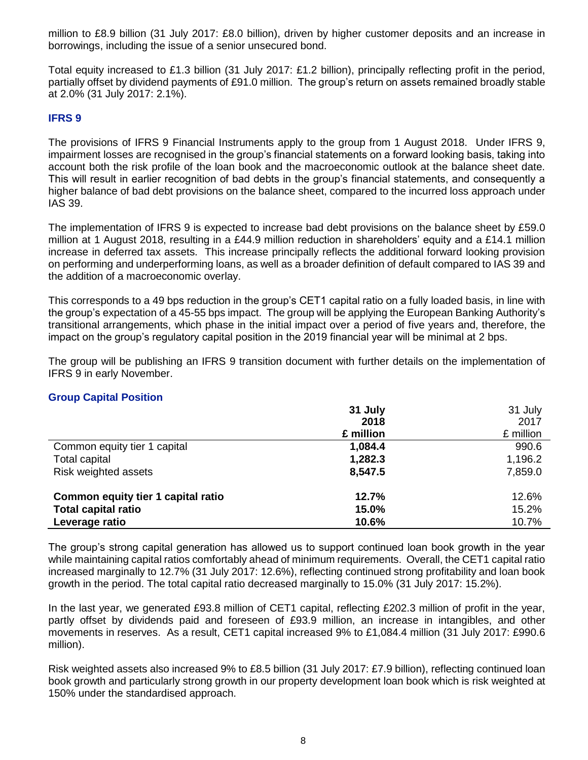million to £8.9 billion (31 July 2017: £8.0 billion), driven by higher customer deposits and an increase in borrowings, including the issue of a senior unsecured bond.

Total equity increased to £1.3 billion (31 July 2017: £1.2 billion), principally reflecting profit in the period, partially offset by dividend payments of £91.0 million. The group's return on assets remained broadly stable at 2.0% (31 July 2017: 2.1%).

## IFRS 9

The provisions of IFRS 9 Financial Instruments apply to the group from 1 August 2018. Under IFRS 9, impairment losses are recognised in the group's financial statements on a forward looking basis, taking into account both the risk profile of the loan book and the macroeconomic outlook at the balance sheet date. This will result in earlier recognition of bad debts in the group's financial statements, and consequently a higher balance of bad debt provisions on the balance sheet, compared to the incurred loss approach under IAS 39.

The implementation of IFRS 9 is expected to increase bad debt provisions on the balance sheet by £59.0 million at 1 August 2018, resulting in a £44.9 million reduction in shareholders' equity and a £14.1 million increase in deferred tax assets. This increase principally reflects the additional forward looking provision on performing and underperforming loans, as well as a broader definition of default compared to IAS 39 and the addition of a macroeconomic overlay.

This corresponds to a 49 bps reduction in the group's CET1 capital ratio on a fully loaded basis, in line with the group's expectation of a 45-55 bps impact. The group will be applying the European Banking Authority's transitional arrangements, which phase in the initial impact over a period of five years and, therefore, the impact on the group's regulatory capital position in the 2019 financial year will be minimal at 2 bps.

The group will be publishing an IFRS 9 transition document with further details on the implementation of IFRS 9 in early November.

## Group Capital Position

| | **31 July 2018 £ million** | 31 July 2017 £ million |
|---|---|---|
| Common equity tier 1 capital | **1,084.4** | 990.6 |
| Total capital | **1,282.3** | 1,196.2 |
| Risk weighted assets | **8,547.5** | 7,859.0 |
| **Common equity tier 1 capital ratio** | **12.7%** | 12.6% |
| **Total capital ratio** | **15.0%** | 15.2% |
| **Leverage ratio** | **10.6%** | 10.7% |

The group's strong capital generation has allowed us to support continued loan book growth in the year while maintaining capital ratios comfortably ahead of minimum requirements. Overall, the CET1 capital ratio increased marginally to 12.7% (31 July 2017: 12.6%), reflecting continued strong profitability and loan book growth in the period. The total capital ratio decreased marginally to 15.0% (31 July 2017: 15.2%).

In the last year, we generated £93.8 million of CET1 capital, reflecting £202.3 million of profit in the year, partly offset by dividends paid and foreseen of £93.9 million, an increase in intangibles, and other movements in reserves. As a result, CET1 capital increased 9% to £1,084.4 million (31 July 2017: £990.6 million).

Risk weighted assets also increased 9% to £8.5 billion (31 July 2017: £7.9 billion), reflecting continued loan book growth and particularly strong growth in our property development loan book which is risk weighted at 150% under the standardised approach.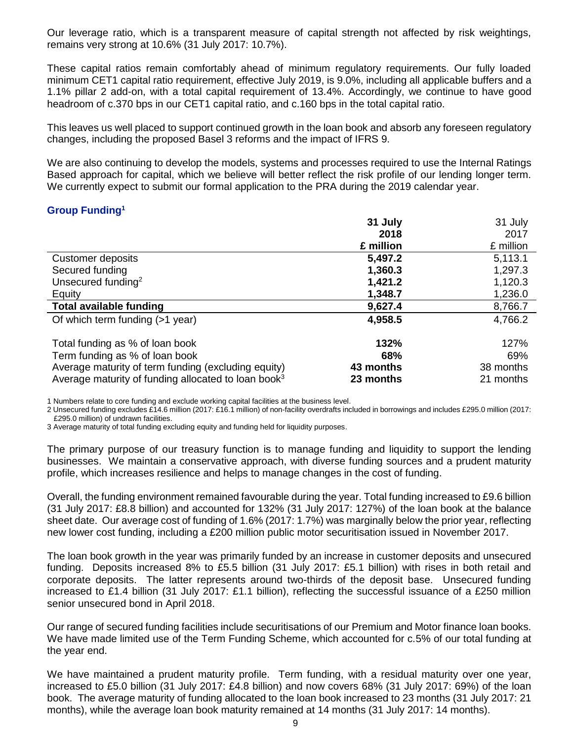Our leverage ratio, which is a transparent measure of capital strength not affected by risk weightings, remains very strong at 10.6% (31 July 2017: 10.7%).

These capital ratios remain comfortably ahead of minimum regulatory requirements. Our fully loaded minimum CET1 capital ratio requirement, effective July 2019, is 9.0%, including all applicable buffers and a 1.1% pillar 2 add-on, with a total capital requirement of 13.4%. Accordingly, we continue to have good headroom of c.370 bps in our CET1 capital ratio, and c.160 bps in the total capital ratio.

This leaves us well placed to support continued growth in the loan book and absorb any foreseen regulatory changes, including the proposed Basel 3 reforms and the impact of IFRS 9.

We are also continuing to develop the models, systems and processes required to use the Internal Ratings Based approach for capital, which we believe will better reflect the risk profile of our lending longer term. We currently expect to submit our formal application to the PRA during the 2019 calendar year.

### Group Funding[1]

| | **31 July 2018 £ million** | 31 July 2017 £ million |
|---|---|---|
| Customer deposits | **5,497.2** | 5,113.1 |
| Secured funding | **1,360.3** | 1,297.3 |
| Unsecured funding[2] | **1,421.2** | 1,120.3 |
| Equity | **1,348.7** | 1,236.0 |
| **Total available funding** | **9,627.4** | 8,766.7 |
| Of which term funding (>1 year) | **4,958.5** | 4,766.2 |
| | | |
| Total funding as % of loan book | **132%** | 127% |
| Term funding as % of loan book | **68%** | 69% |
| Average maturity of term funding (excluding equity) | **43 months** | 38 months |
| Average maturity of funding allocated to loan book[3] | **23 months** | 21 months |

1 Numbers relate to core funding and exclude working capital facilities at the business level.

2 Unsecured funding excludes £14.6 million (2017: £16.1 million) of non-facility overdrafts included in borrowings and includes £295.0 million (2017: £295.0 million) of undrawn facilities.

3 Average maturity of total funding excluding equity and funding held for liquidity purposes.

The primary purpose of our treasury function is to manage funding and liquidity to support the lending businesses. We maintain a conservative approach, with diverse funding sources and a prudent maturity profile, which increases resilience and helps to manage changes in the cost of funding.

Overall, the funding environment remained favourable during the year. Total funding increased to £9.6 billion (31 July 2017: £8.8 billion) and accounted for 132% (31 July 2017: 127%) of the loan book at the balance sheet date. Our average cost of funding of 1.6% (2017: 1.7%) was marginally below the prior year, reflecting new lower cost funding, including a £200 million public motor securitisation issued in November 2017.

The loan book growth in the year was primarily funded by an increase in customer deposits and unsecured funding. Deposits increased 8% to £5.5 billion (31 July 2017: £5.1 billion) with rises in both retail and corporate deposits. The latter represents around two-thirds of the deposit base. Unsecured funding increased to £1.4 billion (31 July 2017: £1.1 billion), reflecting the successful issuance of a £250 million senior unsecured bond in April 2018.

Our range of secured funding facilities include securitisations of our Premium and Motor finance loan books. We have made limited use of the Term Funding Scheme, which accounted for c.5% of our total funding at the year end.

We have maintained a prudent maturity profile. Term funding, with a residual maturity over one year, increased to £5.0 billion (31 July 2017: £4.8 billion) and now covers 68% (31 July 2017: 69%) of the loan book. The average maturity of funding allocated to the loan book increased to 23 months (31 July 2017: 21 months), while the average loan book maturity remained at 14 months (31 July 2017: 14 months).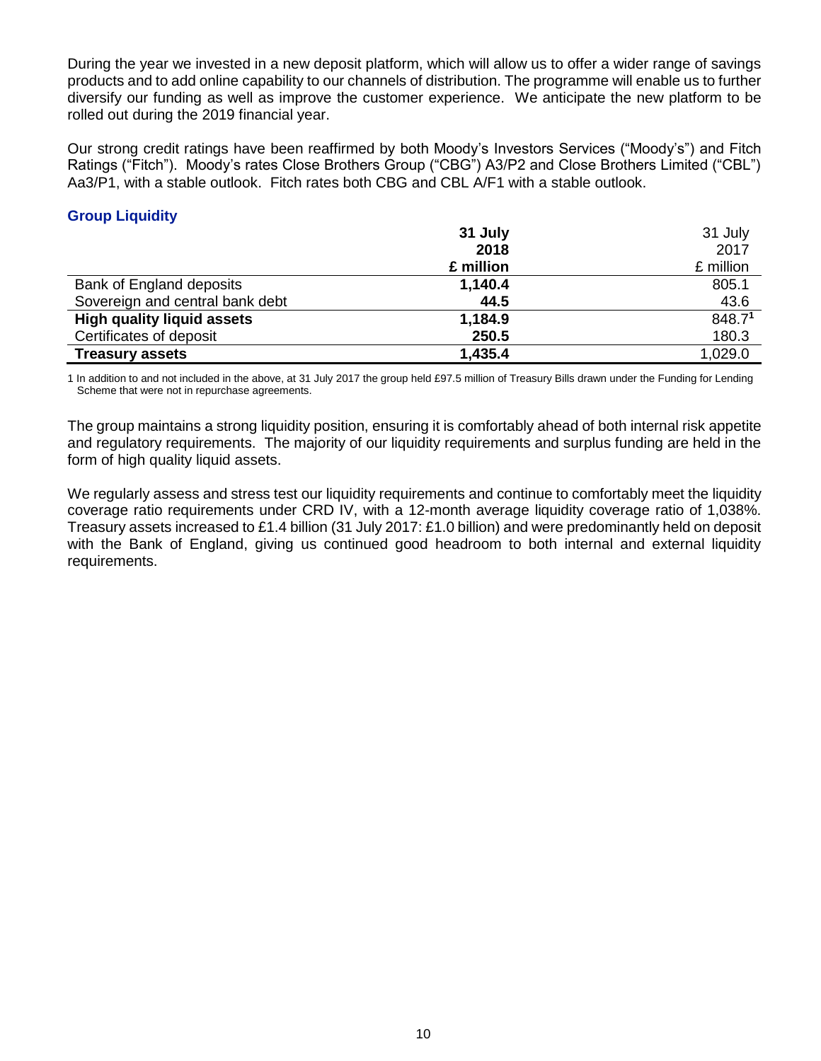During the year we invested in a new deposit platform, which will allow us to offer a wider range of savings products and to add online capability to our channels of distribution. The programme will enable us to further diversify our funding as well as improve the customer experience. We anticipate the new platform to be rolled out during the 2019 financial year.

Our strong credit ratings have been reaffirmed by both Moody's Investors Services ("Moody's") and Fitch Ratings ("Fitch"). Moody's rates Close Brothers Group ("CBG") A3/P2 and Close Brothers Limited ("CBL") Aa3/P1, with a stable outlook. Fitch rates both CBG and CBL A/F1 with a stable outlook.

## Group Liquidity

| | **31 July 2018 £ million** | 31 July 2017 £ million |
|---|---|---|
| Bank of England deposits | **1,140.4** | 805.1 |
| Sovereign and central bank debt | **44.5** | 43.6 |
| **High quality liquid assets** | **1,184.9** | 848.7[1] |
| Certificates of deposit | **250.5** | 180.3 |
| **Treasury assets** | **1,435.4** | 1,029.0 |

1 In addition to and not included in the above, at 31 July 2017 the group held £97.5 million of Treasury Bills drawn under the Funding for Lending Scheme that were not in repurchase agreements.

The group maintains a strong liquidity position, ensuring it is comfortably ahead of both internal risk appetite and regulatory requirements. The majority of our liquidity requirements and surplus funding are held in the form of high quality liquid assets.

We regularly assess and stress test our liquidity requirements and continue to comfortably meet the liquidity coverage ratio requirements under CRD IV, with a 12-month average liquidity coverage ratio of 1,038%. Treasury assets increased to £1.4 billion (31 July 2017: £1.0 billion) and were predominantly held on deposit with the Bank of England, giving us continued good headroom to both internal and external liquidity requirements.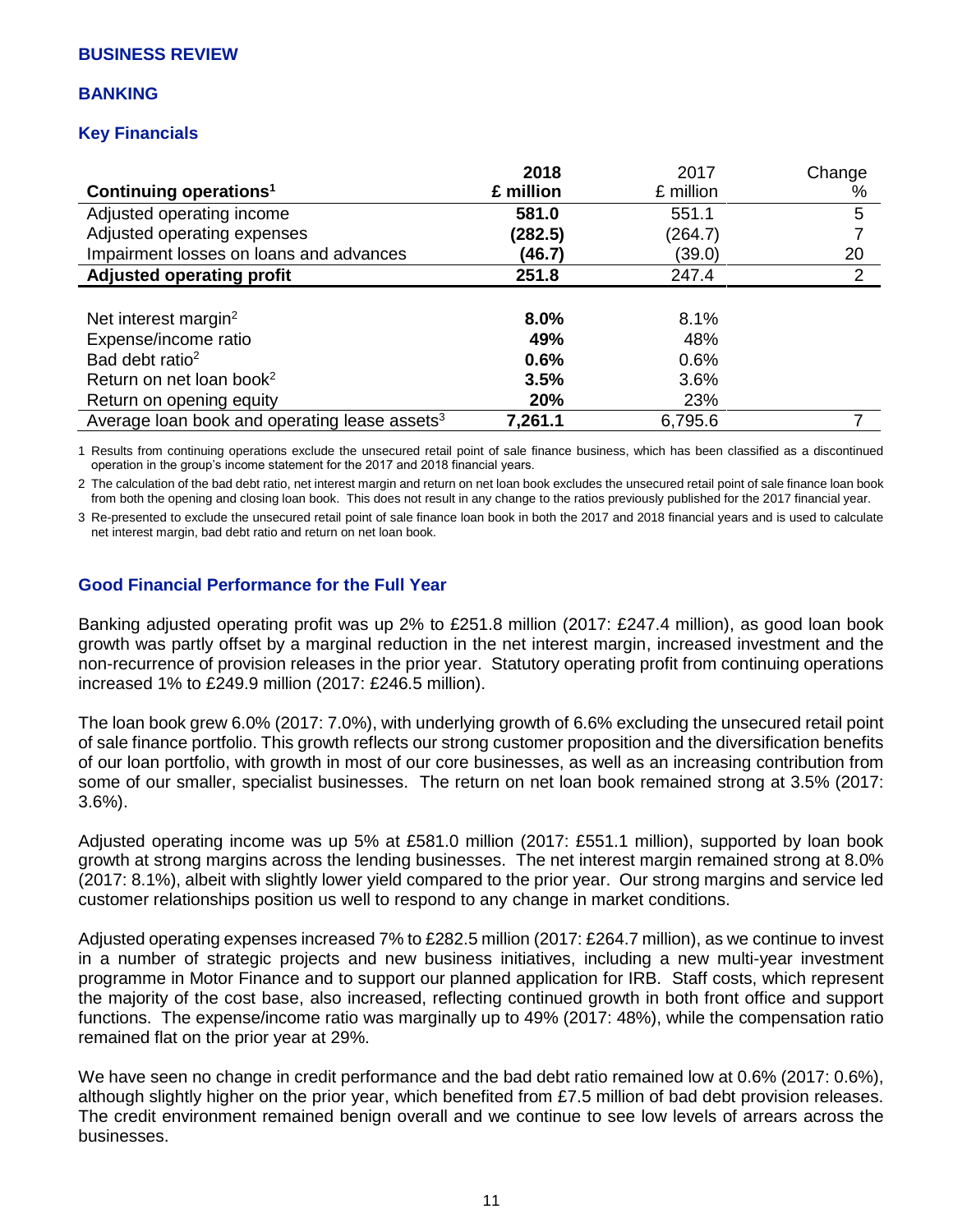## BUSINESS REVIEW

## BANKING

### Key Financials

| Continuing operations[1] | **2018 £ million** | 2017 £ million | Change % |
|---|---|---|---|
| Adjusted operating income | **581.0** | 551.1 | 5 |
| Adjusted operating expenses | **(282.5)** | (264.7) | 7 |
| Impairment losses on loans and advances | **(46.7)** | (39.0) | 20 |
| **Adjusted operating profit** | **251.8** | 247.4 | 2 |
| | | | |
| Net interest margin[2] | **8.0%** | 8.1% | |
| Expense/income ratio | **49%** | 48% | |
| Bad debt ratio[2] | **0.6%** | 0.6% | |
| Return on net loan book[2] | **3.5%** | 3.6% | |
| Return on opening equity | **20%** | 23% | |
| Average loan book and operating lease assets[3] | **7,261.1** | 6,795.6 | 7 |

1 Results from continuing operations exclude the unsecured retail point of sale finance business, which has been classified as a discontinued operation in the group's income statement for the 2017 and 2018 financial years.

2 The calculation of the bad debt ratio, net interest margin and return on net loan book excludes the unsecured retail point of sale finance loan book from both the opening and closing loan book. This does not result in any change to the ratios previously published for the 2017 financial year.

3 Re-presented to exclude the unsecured retail point of sale finance loan book in both the 2017 and 2018 financial years and is used to calculate net interest margin, bad debt ratio and return on net loan book.

### Good Financial Performance for the Full Year

Banking adjusted operating profit was up 2% to £251.8 million (2017: £247.4 million), as good loan book growth was partly offset by a marginal reduction in the net interest margin, increased investment and the non-recurrence of provision releases in the prior year. Statutory operating profit from continuing operations increased 1% to £249.9 million (2017: £246.5 million).

The loan book grew 6.0% (2017: 7.0%), with underlying growth of 6.6% excluding the unsecured retail point of sale finance portfolio. This growth reflects our strong customer proposition and the diversification benefits of our loan portfolio, with growth in most of our core businesses, as well as an increasing contribution from some of our smaller, specialist businesses. The return on net loan book remained strong at 3.5% (2017: 3.6%).

Adjusted operating income was up 5% at £581.0 million (2017: £551.1 million), supported by loan book growth at strong margins across the lending businesses. The net interest margin remained strong at 8.0% (2017: 8.1%), albeit with slightly lower yield compared to the prior year. Our strong margins and service led customer relationships position us well to respond to any change in market conditions.

Adjusted operating expenses increased 7% to £282.5 million (2017: £264.7 million), as we continue to invest in a number of strategic projects and new business initiatives, including a new multi-year investment programme in Motor Finance and to support our planned application for IRB. Staff costs, which represent the majority of the cost base, also increased, reflecting continued growth in both front office and support functions. The expense/income ratio was marginally up to 49% (2017: 48%), while the compensation ratio remained flat on the prior year at 29%.

We have seen no change in credit performance and the bad debt ratio remained low at 0.6% (2017: 0.6%), although slightly higher on the prior year, which benefited from £7.5 million of bad debt provision releases. The credit environment remained benign overall and we continue to see low levels of arrears across the businesses.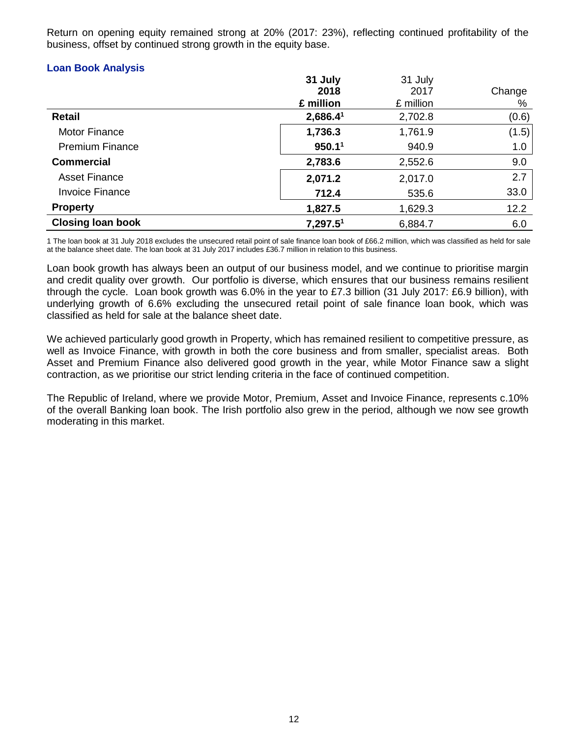Return on opening equity remained strong at 20% (2017: 23%), reflecting continued profitability of the business, offset by continued strong growth in the equity base.

### Loan Book Analysis

| | **31 July 2018 £ million** | 31 July 2017 £ million | Change % |
|---|---|---|---|
| **Retail** | **2,686.4[1]** | 2,702.8 | (0.6) |
| Motor Finance | **1,736.3** | 1,761.9 | (1.5) |
| Premium Finance | **950.1[1]** | 940.9 | 1.0 |
| **Commercial** | **2,783.6** | 2,552.6 | 9.0 |
| Asset Finance | **2,071.2** | 2,017.0 | 2.7 |
| Invoice Finance | **712.4** | 535.6 | 33.0 |
| **Property** | **1,827.5** | 1,629.3 | 12.2 |
| **Closing loan book** | **7,297.5[1]** | 6,884.7 | 6.0 |

1 The loan book at 31 July 2018 excludes the unsecured retail point of sale finance loan book of £66.2 million, which was classified as held for sale at the balance sheet date. The loan book at 31 July 2017 includes £36.7 million in relation to this business.

Loan book growth has always been an output of our business model, and we continue to prioritise margin and credit quality over growth. Our portfolio is diverse, which ensures that our business remains resilient through the cycle. Loan book growth was 6.0% in the year to £7.3 billion (31 July 2017: £6.9 billion), with underlying growth of 6.6% excluding the unsecured retail point of sale finance loan book, which was classified as held for sale at the balance sheet date.

We achieved particularly good growth in Property, which has remained resilient to competitive pressure, as well as Invoice Finance, with growth in both the core business and from smaller, specialist areas. Both Asset and Premium Finance also delivered good growth in the year, while Motor Finance saw a slight contraction, as we prioritise our strict lending criteria in the face of continued competition.

The Republic of Ireland, where we provide Motor, Premium, Asset and Invoice Finance, represents c.10% of the overall Banking loan book. The Irish portfolio also grew in the period, although we now see growth moderating in this market.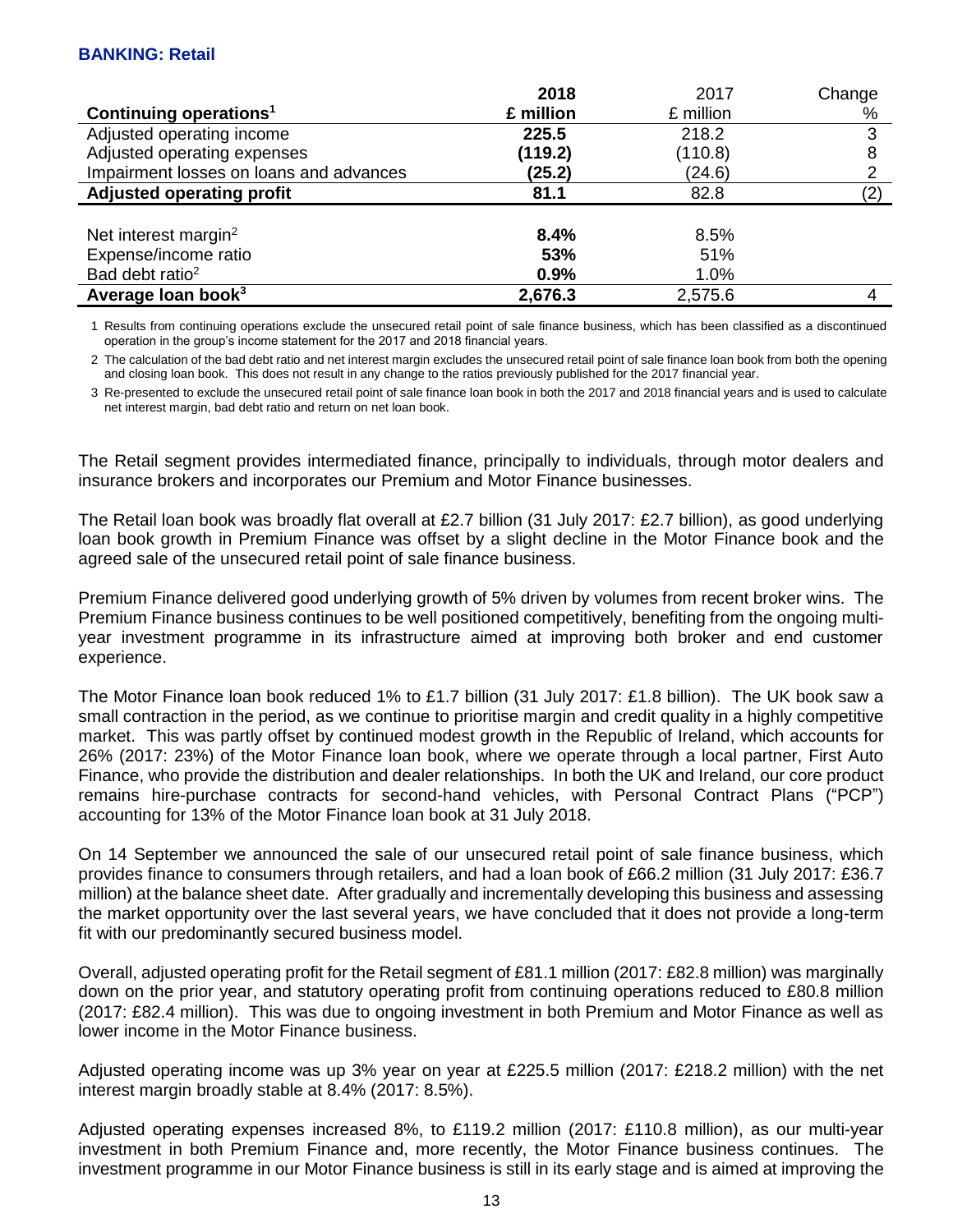## BANKING: Retail

| Continuing operations[1] | 2018<br>£ million | 2017<br>£ million | Change<br>% |
|---|---|---|---|
| Adjusted operating income | **225.5** | 218.2 | 3 |
| Adjusted operating expenses | **(119.2)** | (110.8) | 8 |
| Impairment losses on loans and advances | **(25.2)** | (24.6) | 2 |
| **Adjusted operating profit** | **81.1** | 82.8 | (2) |
| | | | |
| Net interest margin[2] | **8.4%** | 8.5% | |
| Expense/income ratio | **53%** | 51% | |
| Bad debt ratio[2] | **0.9%** | 1.0% | |
| **Average loan book[3]** | **2,676.3** | 2,575.6 | 4 |

1 Results from continuing operations exclude the unsecured retail point of sale finance business, which has been classified as a discontinued operation in the group's income statement for the 2017 and 2018 financial years.

2 The calculation of the bad debt ratio and net interest margin excludes the unsecured retail point of sale finance loan book from both the opening and closing loan book. This does not result in any change to the ratios previously published for the 2017 financial year.

3 Re-presented to exclude the unsecured retail point of sale finance loan book in both the 2017 and 2018 financial years and is used to calculate net interest margin, bad debt ratio and return on net loan book.

The Retail segment provides intermediated finance, principally to individuals, through motor dealers and insurance brokers and incorporates our Premium and Motor Finance businesses.

The Retail loan book was broadly flat overall at £2.7 billion (31 July 2017: £2.7 billion), as good underlying loan book growth in Premium Finance was offset by a slight decline in the Motor Finance book and the agreed sale of the unsecured retail point of sale finance business.

Premium Finance delivered good underlying growth of 5% driven by volumes from recent broker wins. The Premium Finance business continues to be well positioned competitively, benefiting from the ongoing multi-year investment programme in its infrastructure aimed at improving both broker and end customer experience.

The Motor Finance loan book reduced 1% to £1.7 billion (31 July 2017: £1.8 billion). The UK book saw a small contraction in the period, as we continue to prioritise margin and credit quality in a highly competitive market. This was partly offset by continued modest growth in the Republic of Ireland, which accounts for 26% (2017: 23%) of the Motor Finance loan book, where we operate through a local partner, First Auto Finance, who provide the distribution and dealer relationships. In both the UK and Ireland, our core product remains hire-purchase contracts for second-hand vehicles, with Personal Contract Plans ("PCP") accounting for 13% of the Motor Finance loan book at 31 July 2018.

On 14 September we announced the sale of our unsecured retail point of sale finance business, which provides finance to consumers through retailers, and had a loan book of £66.2 million (31 July 2017: £36.7 million) at the balance sheet date. After gradually and incrementally developing this business and assessing the market opportunity over the last several years, we have concluded that it does not provide a long-term fit with our predominantly secured business model.

Overall, adjusted operating profit for the Retail segment of £81.1 million (2017: £82.8 million) was marginally down on the prior year, and statutory operating profit from continuing operations reduced to £80.8 million (2017: £82.4 million). This was due to ongoing investment in both Premium and Motor Finance as well as lower income in the Motor Finance business.

Adjusted operating income was up 3% year on year at £225.5 million (2017: £218.2 million) with the net interest margin broadly stable at 8.4% (2017: 8.5%).

Adjusted operating expenses increased 8%, to £119.2 million (2017: £110.8 million), as our multi-year investment in both Premium Finance and, more recently, the Motor Finance business continues. The investment programme in our Motor Finance business is still in its early stage and is aimed at improving the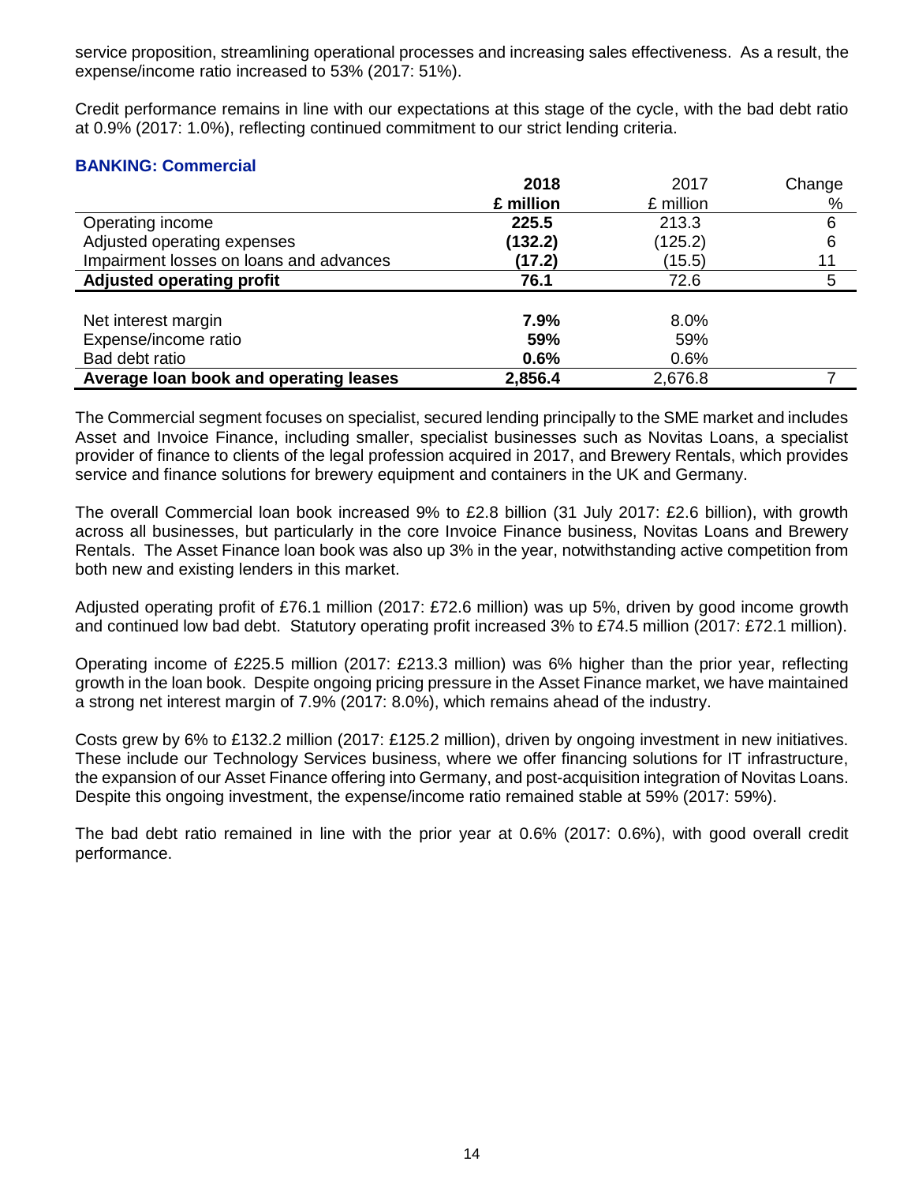service proposition, streamlining operational processes and increasing sales effectiveness. As a result, the expense/income ratio increased to 53% (2017: 51%).

Credit performance remains in line with our expectations at this stage of the cycle, with the bad debt ratio at 0.9% (2017: 1.0%), reflecting continued commitment to our strict lending criteria.

### BANKING: Commercial

| | **2018** | 2017 | Change |
|---|---|---|---|
| | **£ million** | £ million | % |
| Operating income | **225.5** | 213.3 | 6 |
| Adjusted operating expenses | **(132.2)** | (125.2) | 6 |
| Impairment losses on loans and advances | **(17.2)** | (15.5) | 11 |
| **Adjusted operating profit** | **76.1** | 72.6 | 5 |
| | | | |
| Net interest margin | **7.9%** | 8.0% | |
| Expense/income ratio | **59%** | 59% | |
| Bad debt ratio | **0.6%** | 0.6% | |
| **Average loan book and operating leases** | **2,856.4** | 2,676.8 | 7 |

The Commercial segment focuses on specialist, secured lending principally to the SME market and includes Asset and Invoice Finance, including smaller, specialist businesses such as Novitas Loans, a specialist provider of finance to clients of the legal profession acquired in 2017, and Brewery Rentals, which provides service and finance solutions for brewery equipment and containers in the UK and Germany.

The overall Commercial loan book increased 9% to £2.8 billion (31 July 2017: £2.6 billion), with growth across all businesses, but particularly in the core Invoice Finance business, Novitas Loans and Brewery Rentals. The Asset Finance loan book was also up 3% in the year, notwithstanding active competition from both new and existing lenders in this market.

Adjusted operating profit of £76.1 million (2017: £72.6 million) was up 5%, driven by good income growth and continued low bad debt. Statutory operating profit increased 3% to £74.5 million (2017: £72.1 million).

Operating income of £225.5 million (2017: £213.3 million) was 6% higher than the prior year, reflecting growth in the loan book. Despite ongoing pricing pressure in the Asset Finance market, we have maintained a strong net interest margin of 7.9% (2017: 8.0%), which remains ahead of the industry.

Costs grew by 6% to £132.2 million (2017: £125.2 million), driven by ongoing investment in new initiatives. These include our Technology Services business, where we offer financing solutions for IT infrastructure, the expansion of our Asset Finance offering into Germany, and post-acquisition integration of Novitas Loans. Despite this ongoing investment, the expense/income ratio remained stable at 59% (2017: 59%).

The bad debt ratio remained in line with the prior year at 0.6% (2017: 0.6%), with good overall credit performance.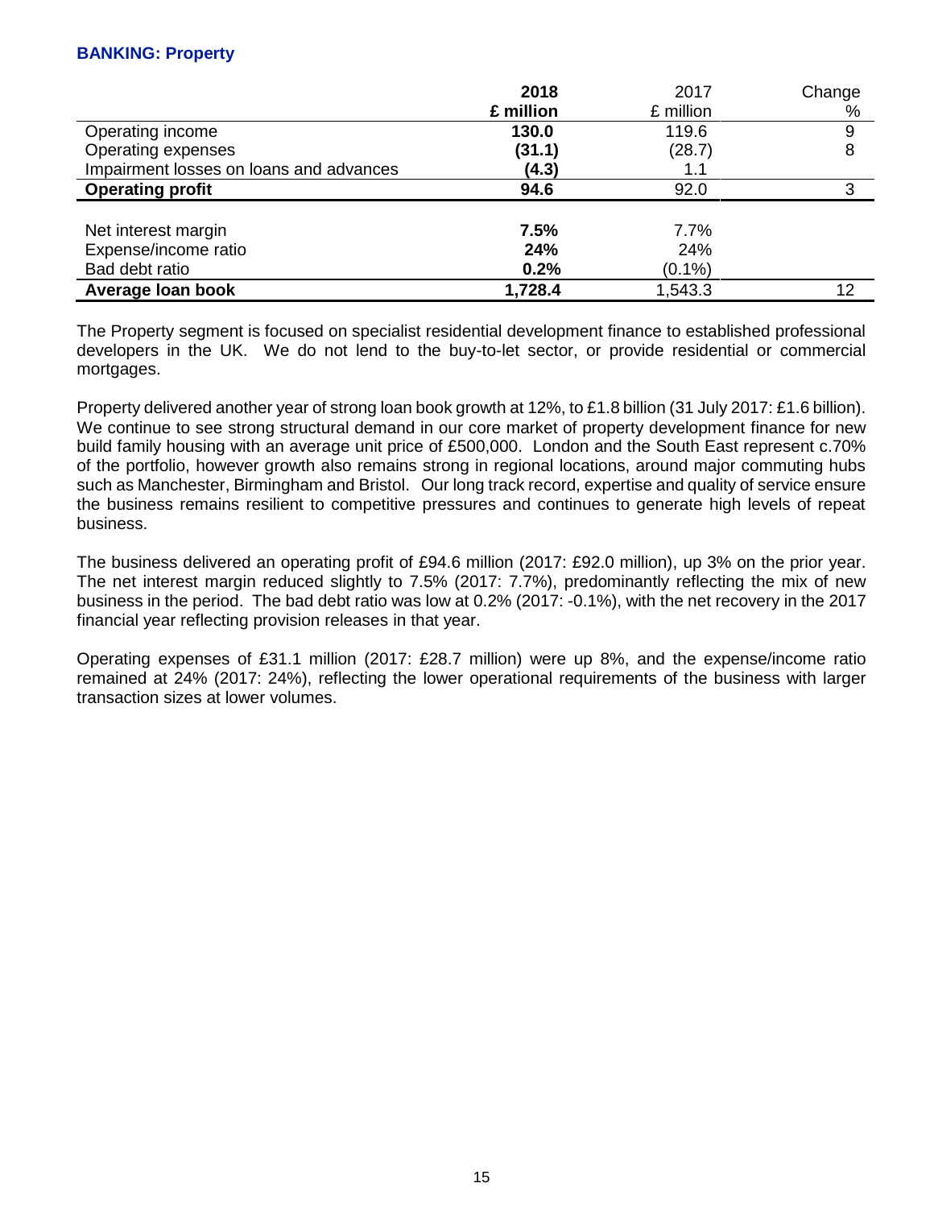### BANKING: Property

| | **2018** | 2017 | Change |
|---|---|---|---|
| | **£ million** | £ million | % |
| Operating income | **130.0** | 119.6 | 9 |
| Operating expenses | **(31.1)** | (28.7) | 8 |
| Impairment losses on loans and advances | **(4.3)** | 1.1 | |
| **Operating profit** | **94.6** | 92.0 | 3 |
| | | | |
| Net interest margin | **7.5%** | 7.7% | |
| Expense/income ratio | **24%** | 24% | |
| Bad debt ratio | **0.2%** | (0.1%) | |
| **Average loan book** | **1,728.4** | 1,543.3 | 12 |

The Property segment is focused on specialist residential development finance to established professional developers in the UK. We do not lend to the buy-to-let sector, or provide residential or commercial mortgages.

Property delivered another year of strong loan book growth at 12%, to £1.8 billion (31 July 2017: £1.6 billion). We continue to see strong structural demand in our core market of property development finance for new build family housing with an average unit price of £500,000. London and the South East represent c.70% of the portfolio, however growth also remains strong in regional locations, around major commuting hubs such as Manchester, Birmingham and Bristol. Our long track record, expertise and quality of service ensure the business remains resilient to competitive pressures and continues to generate high levels of repeat business.

The business delivered an operating profit of £94.6 million (2017: £92.0 million), up 3% on the prior year. The net interest margin reduced slightly to 7.5% (2017: 7.7%), predominantly reflecting the mix of new business in the period. The bad debt ratio was low at 0.2% (2017: -0.1%), with the net recovery in the 2017 financial year reflecting provision releases in that year.

Operating expenses of £31.1 million (2017: £28.7 million) were up 8%, and the expense/income ratio remained at 24% (2017: 24%), reflecting the lower operational requirements of the business with larger transaction sizes at lower volumes.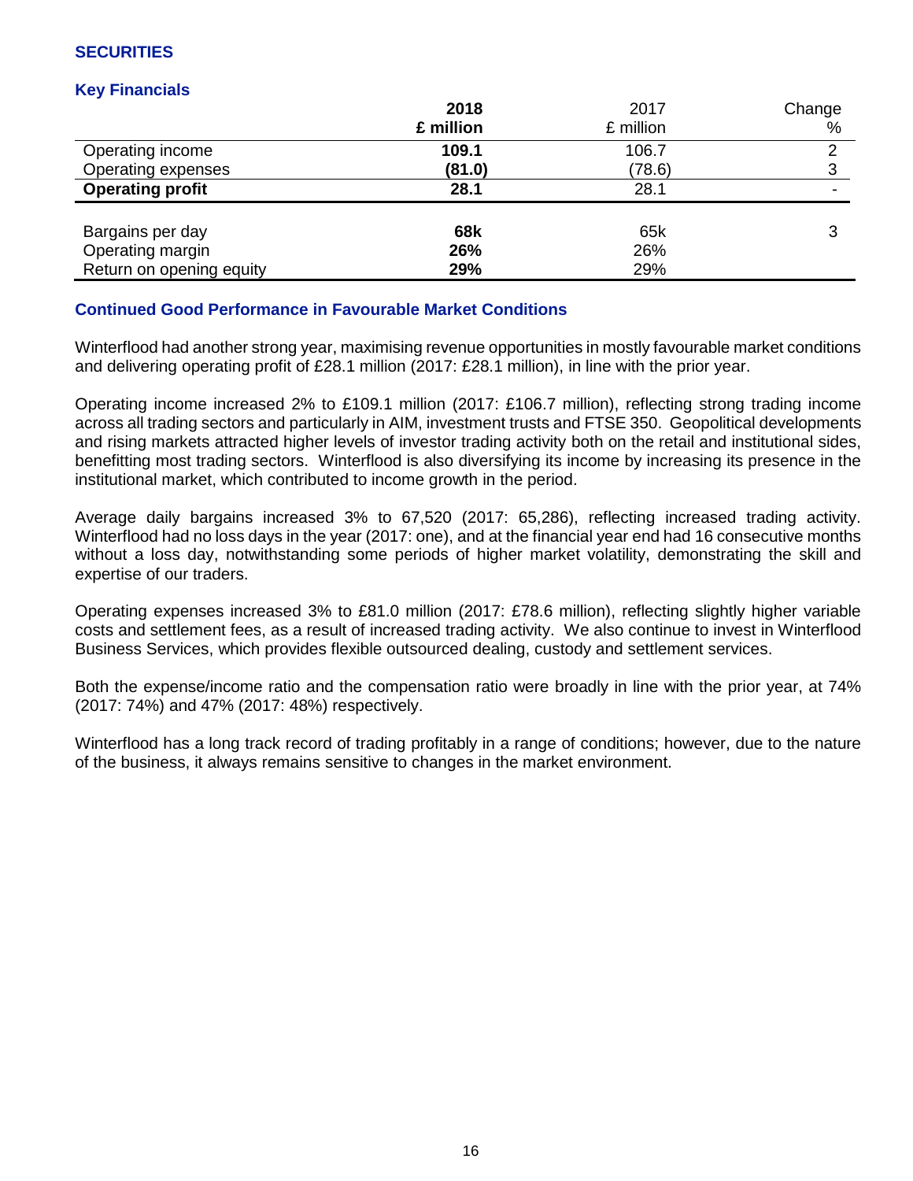## SECURITIES

### Key Financials

| | **2018** **£ million** | 2017 £ million | Change % |
|---|---|---|---|
| Operating income | **109.1** | 106.7 | 2 |
| Operating expenses | **(81.0)** | (78.6) | 3 |
| **Operating profit** | **28.1** | 28.1 | - |
| | | | |
| Bargains per day | **68k** | 65k | 3 |
| Operating margin | **26%** | 26% | |
| Return on opening equity | **29%** | 29% | |

### Continued Good Performance in Favourable Market Conditions

Winterflood had another strong year, maximising revenue opportunities in mostly favourable market conditions and delivering operating profit of £28.1 million (2017: £28.1 million), in line with the prior year.

Operating income increased 2% to £109.1 million (2017: £106.7 million), reflecting strong trading income across all trading sectors and particularly in AIM, investment trusts and FTSE 350. Geopolitical developments and rising markets attracted higher levels of investor trading activity both on the retail and institutional sides, benefitting most trading sectors. Winterflood is also diversifying its income by increasing its presence in the institutional market, which contributed to income growth in the period.

Average daily bargains increased 3% to 67,520 (2017: 65,286), reflecting increased trading activity. Winterflood had no loss days in the year (2017: one), and at the financial year end had 16 consecutive months without a loss day, notwithstanding some periods of higher market volatility, demonstrating the skill and expertise of our traders.

Operating expenses increased 3% to £81.0 million (2017: £78.6 million), reflecting slightly higher variable costs and settlement fees, as a result of increased trading activity. We also continue to invest in Winterflood Business Services, which provides flexible outsourced dealing, custody and settlement services.

Both the expense/income ratio and the compensation ratio were broadly in line with the prior year, at 74% (2017: 74%) and 47% (2017: 48%) respectively.

Winterflood has a long track record of trading profitably in a range of conditions; however, due to the nature of the business, it always remains sensitive to changes in the market environment.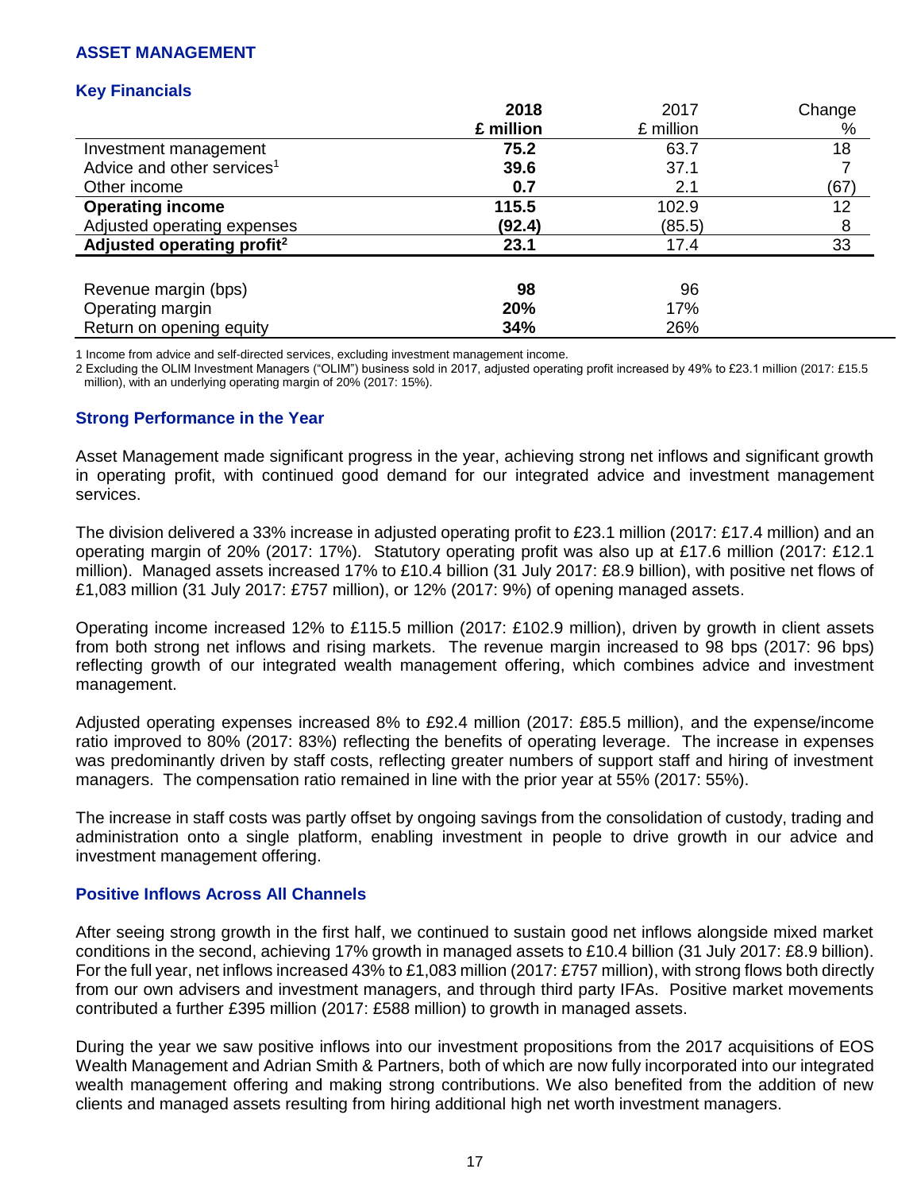# ASSET MANAGEMENT

## Key Financials

| | **2018** | 2017 | Change |
|---|---|---|---|
| | **£ million** | £ million | % |
| Investment management | **75.2** | 63.7 | 18 |
| Advice and other services[1] | **39.6** | 37.1 | 7 |
| Other income | **0.7** | 2.1 | (67) |
| **Operating income** | **115.5** | 102.9 | 12 |
| Adjusted operating expenses | **(92.4)** | (85.5) | 8 |
| **Adjusted operating profit[2]** | **23.1** | 17.4 | 33 |
| | | | |
| Revenue margin (bps) | **98** | 96 | |
| Operating margin | **20%** | 17% | |
| Return on opening equity | **34%** | 26% | |

1 Income from advice and self-directed services, excluding investment management income.

2 Excluding the OLIM Investment Managers ("OLIM") business sold in 2017, adjusted operating profit increased by 49% to £23.1 million (2017: £15.5 million), with an underlying operating margin of 20% (2017: 15%).

## Strong Performance in the Year

Asset Management made significant progress in the year, achieving strong net inflows and significant growth in operating profit, with continued good demand for our integrated advice and investment management services.

The division delivered a 33% increase in adjusted operating profit to £23.1 million (2017: £17.4 million) and an operating margin of 20% (2017: 17%). Statutory operating profit was also up at £17.6 million (2017: £12.1 million). Managed assets increased 17% to £10.4 billion (31 July 2017: £8.9 billion), with positive net flows of £1,083 million (31 July 2017: £757 million), or 12% (2017: 9%) of opening managed assets.

Operating income increased 12% to £115.5 million (2017: £102.9 million), driven by growth in client assets from both strong net inflows and rising markets. The revenue margin increased to 98 bps (2017: 96 bps) reflecting growth of our integrated wealth management offering, which combines advice and investment management.

Adjusted operating expenses increased 8% to £92.4 million (2017: £85.5 million), and the expense/income ratio improved to 80% (2017: 83%) reflecting the benefits of operating leverage. The increase in expenses was predominantly driven by staff costs, reflecting greater numbers of support staff and hiring of investment managers. The compensation ratio remained in line with the prior year at 55% (2017: 55%).

The increase in staff costs was partly offset by ongoing savings from the consolidation of custody, trading and administration onto a single platform, enabling investment in people to drive growth in our advice and investment management offering.

## Positive Inflows Across All Channels

After seeing strong growth in the first half, we continued to sustain good net inflows alongside mixed market conditions in the second, achieving 17% growth in managed assets to £10.4 billion (31 July 2017: £8.9 billion). For the full year, net inflows increased 43% to £1,083 million (2017: £757 million), with strong flows both directly from our own advisers and investment managers, and through third party IFAs. Positive market movements contributed a further £395 million (2017: £588 million) to growth in managed assets.

During the year we saw positive inflows into our investment propositions from the 2017 acquisitions of EOS Wealth Management and Adrian Smith & Partners, both of which are now fully incorporated into our integrated wealth management offering and making strong contributions. We also benefited from the addition of new clients and managed assets resulting from hiring additional high net worth investment managers.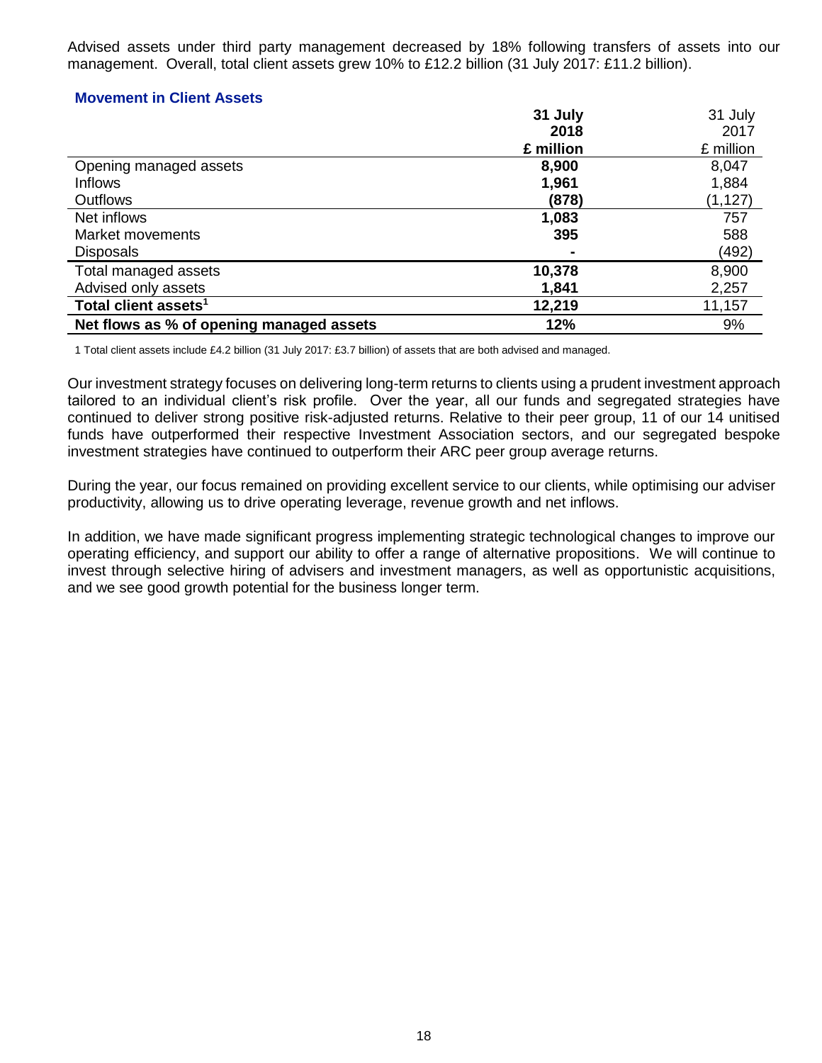Advised assets under third party management decreased by 18% following transfers of assets into our management. Overall, total client assets grew 10% to £12.2 billion (31 July 2017: £11.2 billion).

### Movement in Client Assets

| | **31 July 2018 £ million** | 31 July 2017 £ million |
|---|---|---|
| Opening managed assets | **8,900** | 8,047 |
| Inflows | **1,961** | 1,884 |
| Outflows | **(878)** | (1,127) |
| Net inflows | **1,083** | 757 |
| Market movements | **395** | 588 |
| Disposals | **-** | (492) |
| Total managed assets | **10,378** | 8,900 |
| Advised only assets | **1,841** | 2,257 |
| **Total client assets[1]** | **12,219** | 11,157 |
| **Net flows as % of opening managed assets** | **12%** | 9% |

1 Total client assets include £4.2 billion (31 July 2017: £3.7 billion) of assets that are both advised and managed.

Our investment strategy focuses on delivering long-term returns to clients using a prudent investment approach tailored to an individual client's risk profile. Over the year, all our funds and segregated strategies have continued to deliver strong positive risk-adjusted returns. Relative to their peer group, 11 of our 14 unitised funds have outperformed their respective Investment Association sectors, and our segregated bespoke investment strategies have continued to outperform their ARC peer group average returns.

During the year, our focus remained on providing excellent service to our clients, while optimising our adviser productivity, allowing us to drive operating leverage, revenue growth and net inflows.

In addition, we have made significant progress implementing strategic technological changes to improve our operating efficiency, and support our ability to offer a range of alternative propositions. We will continue to invest through selective hiring of advisers and investment managers, as well as opportunistic acquisitions, and we see good growth potential for the business longer term.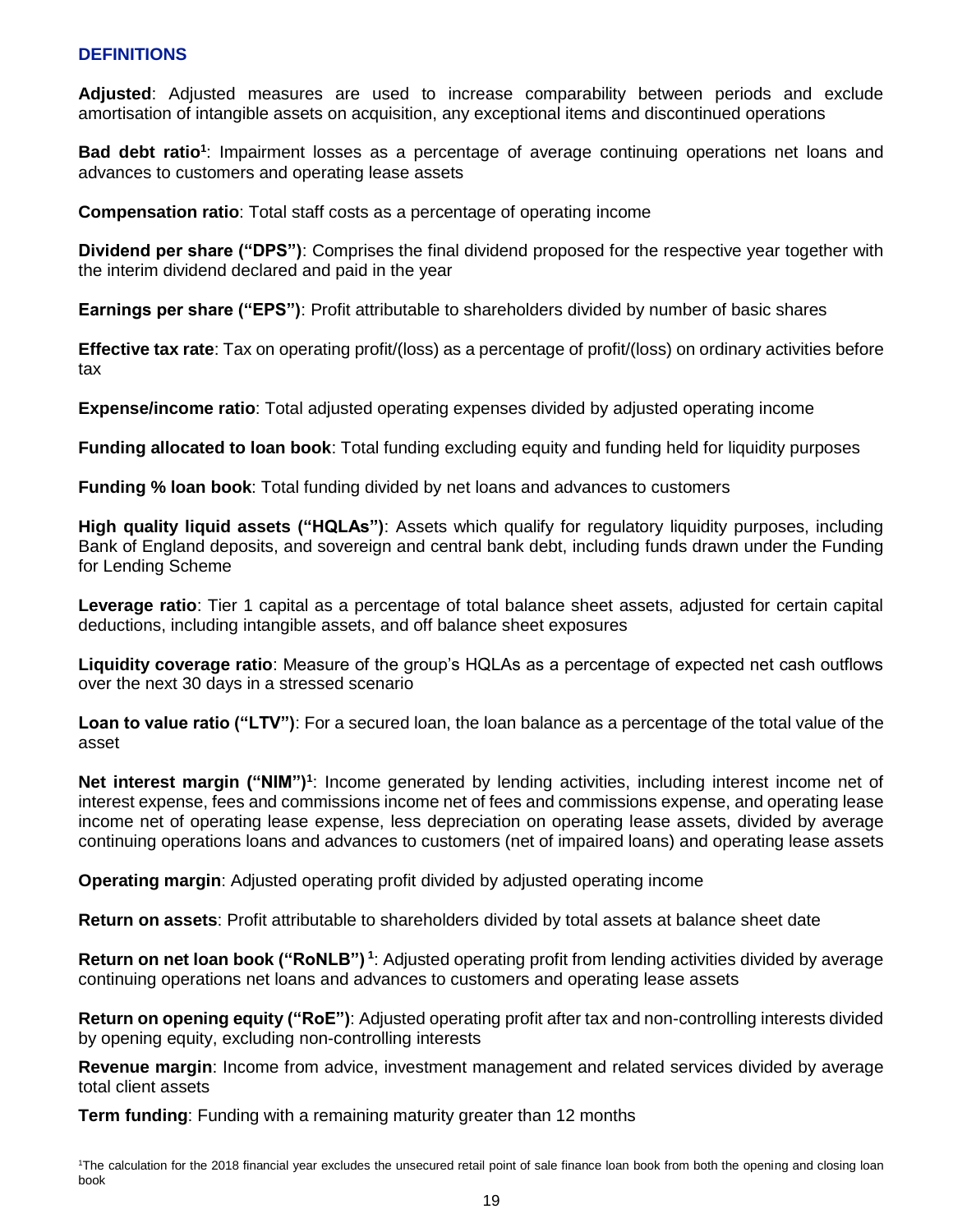## DEFINITIONS

**Adjusted**: Adjusted measures are used to increase comparability between periods and exclude amortisation of intangible assets on acquisition, any exceptional items and discontinued operations

**Bad debt ratio**[1]: Impairment losses as a percentage of average continuing operations net loans and advances to customers and operating lease assets

**Compensation ratio**: Total staff costs as a percentage of operating income

**Dividend per share ("DPS")**: Comprises the final dividend proposed for the respective year together with the interim dividend declared and paid in the year

**Earnings per share ("EPS")**: Profit attributable to shareholders divided by number of basic shares

**Effective tax rate**: Tax on operating profit/(loss) as a percentage of profit/(loss) on ordinary activities before tax

**Expense/income ratio**: Total adjusted operating expenses divided by adjusted operating income

**Funding allocated to loan book**: Total funding excluding equity and funding held for liquidity purposes

**Funding % loan book**: Total funding divided by net loans and advances to customers

**High quality liquid assets ("HQLAs")**: Assets which qualify for regulatory liquidity purposes, including Bank of England deposits, and sovereign and central bank debt, including funds drawn under the Funding for Lending Scheme

**Leverage ratio**: Tier 1 capital as a percentage of total balance sheet assets, adjusted for certain capital deductions, including intangible assets, and off balance sheet exposures

**Liquidity coverage ratio**: Measure of the group's HQLAs as a percentage of expected net cash outflows over the next 30 days in a stressed scenario

**Loan to value ratio ("LTV")**: For a secured loan, the loan balance as a percentage of the total value of the asset

**Net interest margin ("NIM")**[1]: Income generated by lending activities, including interest income net of interest expense, fees and commissions income net of fees and commissions expense, and operating lease income net of operating lease expense, less depreciation on operating lease assets, divided by average continuing operations loans and advances to customers (net of impaired loans) and operating lease assets

**Operating margin**: Adjusted operating profit divided by adjusted operating income

**Return on assets**: Profit attributable to shareholders divided by total assets at balance sheet date

**Return on net loan book ("RoNLB")**[1]: Adjusted operating profit from lending activities divided by average continuing operations net loans and advances to customers and operating lease assets

**Return on opening equity ("RoE")**: Adjusted operating profit after tax and non-controlling interests divided by opening equity, excluding non-controlling interests

**Revenue margin**: Income from advice, investment management and related services divided by average total client assets

**Term funding**: Funding with a remaining maturity greater than 12 months

[1]The calculation for the 2018 financial year excludes the unsecured retail point of sale finance loan book from both the opening and closing loan book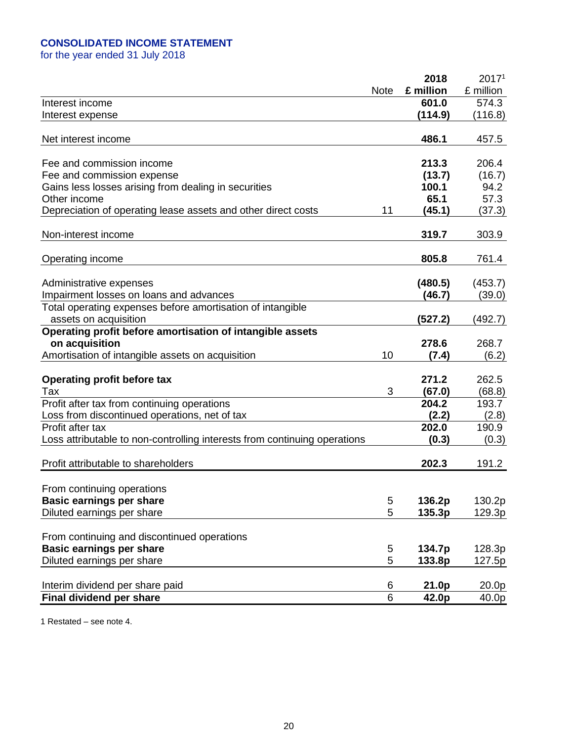**CONSOLIDATED INCOME STATEMENT**

for the year ended 31 July 2018

| | Note | **2018 £ million** | 2017[1] £ million |
|---|---|---|---|
| Interest income | | **601.0** | 574.3 |
| Interest expense | | **(114.9)** | (116.8) |
| Net interest income | | **486.1** | 457.5 |
| Fee and commission income | | **213.3** | 206.4 |
| Fee and commission expense | | **(13.7)** | (16.7) |
| Gains less losses arising from dealing in securities | | **100.1** | 94.2 |
| Other income | | **65.1** | 57.3 |
| Depreciation of operating lease assets and other direct costs | 11 | **(45.1)** | (37.3) |
| Non-interest income | | **319.7** | 303.9 |
| Operating income | | **805.8** | 761.4 |
| Administrative expenses | | **(480.5)** | (453.7) |
| Impairment losses on loans and advances | | **(46.7)** | (39.0) |
| Total operating expenses before amortisation of intangible assets on acquisition | | **(527.2)** | (492.7) |
| **Operating profit before amortisation of intangible assets on acquisition** | | **278.6** | 268.7 |
| Amortisation of intangible assets on acquisition | 10 | **(7.4)** | (6.2) |
| **Operating profit before tax** | | **271.2** | 262.5 |
| Tax | 3 | **(67.0)** | (68.8) |
| Profit after tax from continuing operations | | **204.2** | 193.7 |
| Loss from discontinued operations, net of tax | | **(2.2)** | (2.8) |
| Profit after tax | | **202.0** | 190.9 |
| Loss attributable to non-controlling interests from continuing operations | | **(0.3)** | (0.3) |
| Profit attributable to shareholders | | **202.3** | 191.2 |
| From continuing operations | | | |
| **Basic earnings per share** | 5 | **136.2p** | 130.2p |
| Diluted earnings per share | 5 | **135.3p** | 129.3p |
| From continuing and discontinued operations | | | |
| **Basic earnings per share** | 5 | **134.7p** | 128.3p |
| Diluted earnings per share | 5 | **133.8p** | 127.5p |
| Interim dividend per share paid | 6 | **21.0p** | 20.0p |
| **Final dividend per share** | 6 | **42.0p** | 40.0p |

1 Restated – see note 4.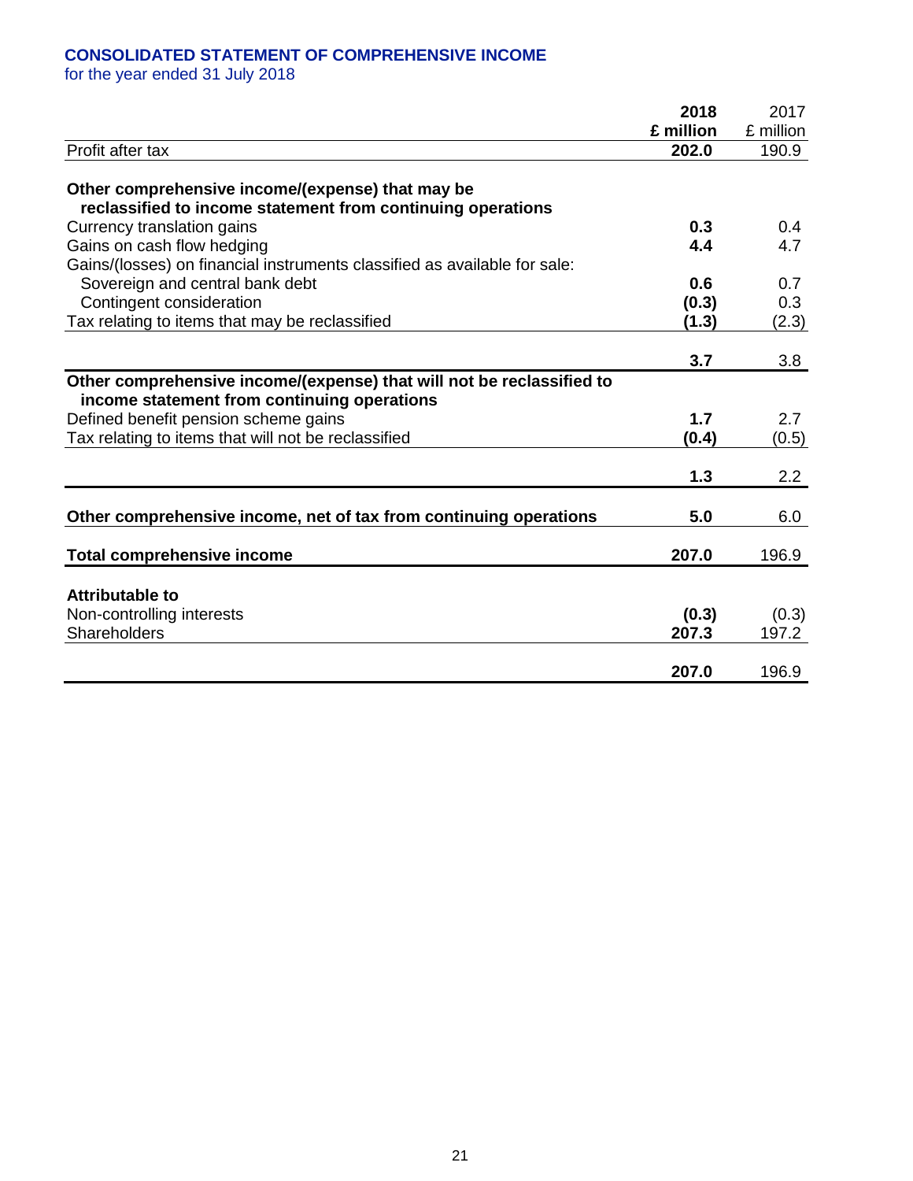## CONSOLIDATED STATEMENT OF COMPREHENSIVE INCOME

for the year ended 31 July 2018

| | **2018 £ million** | 2017 £ million |
|---|---|---|
| Profit after tax | **202.0** | 190.9 |
| **Other comprehensive income/(expense) that may be reclassified to income statement from continuing operations** | | |
| Currency translation gains | **0.3** | 0.4 |
| Gains on cash flow hedging | **4.4** | 4.7 |
| Gains/(losses) on financial instruments classified as available for sale: | | |
| Sovereign and central bank debt | **0.6** | 0.7 |
| Contingent consideration | **(0.3)** | 0.3 |
| Tax relating to items that may be reclassified | **(1.3)** | (2.3) |
| | **3.7** | 3.8 |
| **Other comprehensive income/(expense) that will not be reclassified to income statement from continuing operations** | | |
| Defined benefit pension scheme gains | **1.7** | 2.7 |
| Tax relating to items that will not be reclassified | **(0.4)** | (0.5) |
| | **1.3** | 2.2 |
| **Other comprehensive income, net of tax from continuing operations** | **5.0** | 6.0 |
| **Total comprehensive income** | **207.0** | 196.9 |
| **Attributable to** | | |
| Non-controlling interests | **(0.3)** | (0.3) |
| Shareholders | **207.3** | 197.2 |
| | **207.0** | 196.9 |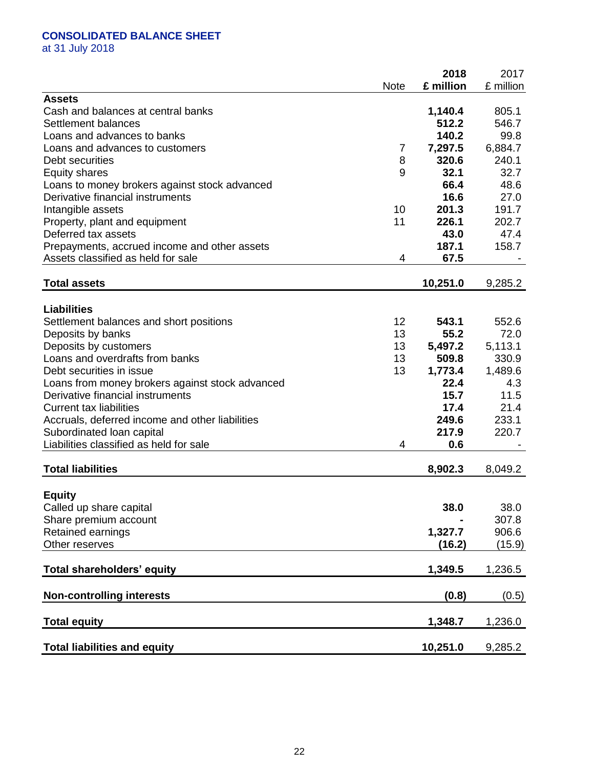# CONSOLIDATED BALANCE SHEET

at 31 July 2018

| | Note | 2018 £ million | 2017 £ million |
|---|---|---|---|
| **Assets** | | | |
| Cash and balances at central banks | | **1,140.4** | 805.1 |
| Settlement balances | | **512.2** | 546.7 |
| Loans and advances to banks | | **140.2** | 99.8 |
| Loans and advances to customers | 7 | **7,297.5** | 6,884.7 |
| Debt securities | 8 | **320.6** | 240.1 |
| Equity shares | 9 | **32.1** | 32.7 |
| Loans to money brokers against stock advanced | | **66.4** | 48.6 |
| Derivative financial instruments | | **16.6** | 27.0 |
| Intangible assets | 10 | **201.3** | 191.7 |
| Property, plant and equipment | 11 | **226.1** | 202.7 |
| Deferred tax assets | | **43.0** | 47.4 |
| Prepayments, accrued income and other assets | | **187.1** | 158.7 |
| Assets classified as held for sale | 4 | **67.5** | - |
| **Total assets** | | **10,251.0** | 9,285.2 |
| **Liabilities** | | | |
| Settlement balances and short positions | 12 | **543.1** | 552.6 |
| Deposits by banks | 13 | **55.2** | 72.0 |
| Deposits by customers | 13 | **5,497.2** | 5,113.1 |
| Loans and overdrafts from banks | 13 | **509.8** | 330.9 |
| Debt securities in issue | 13 | **1,773.4** | 1,489.6 |
| Loans from money brokers against stock advanced | | **22.4** | 4.3 |
| Derivative financial instruments | | **15.7** | 11.5 |
| Current tax liabilities | | **17.4** | 21.4 |
| Accruals, deferred income and other liabilities | | **249.6** | 233.1 |
| Subordinated loan capital | | **217.9** | 220.7 |
| Liabilities classified as held for sale | 4 | **0.6** | - |
| **Total liabilities** | | **8,902.3** | 8,049.2 |
| **Equity** | | | |
| Called up share capital | | **38.0** | 38.0 |
| Share premium account | | **-** | 307.8 |
| Retained earnings | | **1,327.7** | 906.6 |
| Other reserves | | **(16.2)** | (15.9) |
| **Total shareholders' equity** | | **1,349.5** | 1,236.5 |
| **Non-controlling interests** | | **(0.8)** | (0.5) |
| **Total equity** | | **1,348.7** | 1,236.0 |
| **Total liabilities and equity** | | **10,251.0** | 9,285.2 |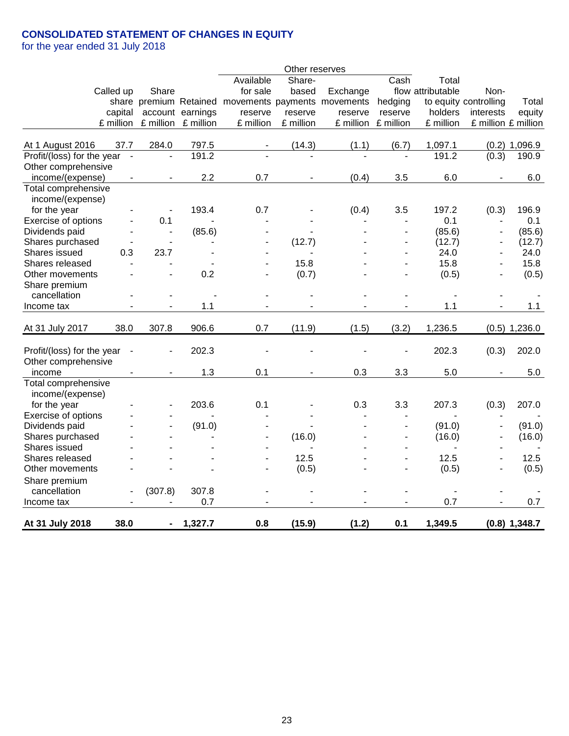# CONSOLIDATED STATEMENT OF CHANGES IN EQUITY

for the year ended 31 July 2018

| | | | | Other reserves | | | | | | |
|---|---|---|---|---|---|---|---|---|---|---|
| | Called up share capital £ million | Share premium account £ million | Retained earnings £ million | Available for sale movements reserve £ million | Share-based payments reserve £ million | Exchange movements reserve £ million | Cash flow hedging reserve £ million | Total attributable to equity holders £ million | Non-controlling interests £ million | Total equity £ million |
| At 1 August 2016 | 37.7 | 284.0 | 797.5 | - | (14.3) | (1.1) | (6.7) | 1,097.1 | (0.2) | 1,096.9 |
| Profit/(loss) for the year | - | - | 191.2 | - | - | - | - | 191.2 | (0.3) | 190.9 |
| Other comprehensive income/(expense) | - | - | 2.2 | 0.7 | - | (0.4) | 3.5 | 6.0 | - | 6.0 |
| Total comprehensive income/(expense) for the year | - | - | 193.4 | 0.7 | - | (0.4) | 3.5 | 197.2 | (0.3) | 196.9 |
| Exercise of options | - | 0.1 | - | - | - | - | - | 0.1 | - | 0.1 |
| Dividends paid | - | - | (85.6) | - | - | - | - | (85.6) | - | (85.6) |
| Shares purchased | - | - | - | - | (12.7) | - | - | (12.7) | - | (12.7) |
| Shares issued | 0.3 | 23.7 | - | - | - | - | - | 24.0 | - | 24.0 |
| Shares released | - | - | - | - | 15.8 | - | - | 15.8 | - | 15.8 |
| Other movements | - | - | 0.2 | - | (0.7) | - | - | (0.5) | - | (0.5) |
| Share premium cancellation | - | - | - | - | - | - | - | - | - | - |
| Income tax | - | - | 1.1 | - | - | - | - | 1.1 | - | 1.1 |
| At 31 July 2017 | 38.0 | 307.8 | 906.6 | 0.7 | (11.9) | (1.5) | (3.2) | 1,236.5 | (0.5) | 1,236.0 |
| Profit/(loss) for the year | - | - | 202.3 | - | - | - | - | 202.3 | (0.3) | 202.0 |
| Other comprehensive income | - | - | 1.3 | 0.1 | - | 0.3 | 3.3 | 5.0 | - | 5.0 |
| Total comprehensive income/(expense) for the year | - | - | 203.6 | 0.1 | - | 0.3 | 3.3 | 207.3 | (0.3) | 207.0 |
| Exercise of options | - | - | - | - | - | - | - | - | - | - |
| Dividends paid | - | - | (91.0) | - | - | - | - | (91.0) | - | (91.0) |
| Shares purchased | - | - | - | - | (16.0) | - | - | (16.0) | - | (16.0) |
| Shares issued | - | - | - | - | - | - | - | - | - | - |
| Shares released | - | - | - | - | 12.5 | - | - | 12.5 | - | 12.5 |
| Other movements | - | - | - | - | (0.5) | - | - | (0.5) | - | (0.5) |
| Share premium cancellation | - | (307.8) | 307.8 | - | - | - | - | - | - | - |
| Income tax | - | - | 0.7 | - | - | - | - | 0.7 | - | 0.7 |
| **At 31 July 2018** | **38.0** | **-** | **1,327.7** | **0.8** | **(15.9)** | **(1.2)** | **0.1** | **1,349.5** | **(0.8)** | **1,348.7** |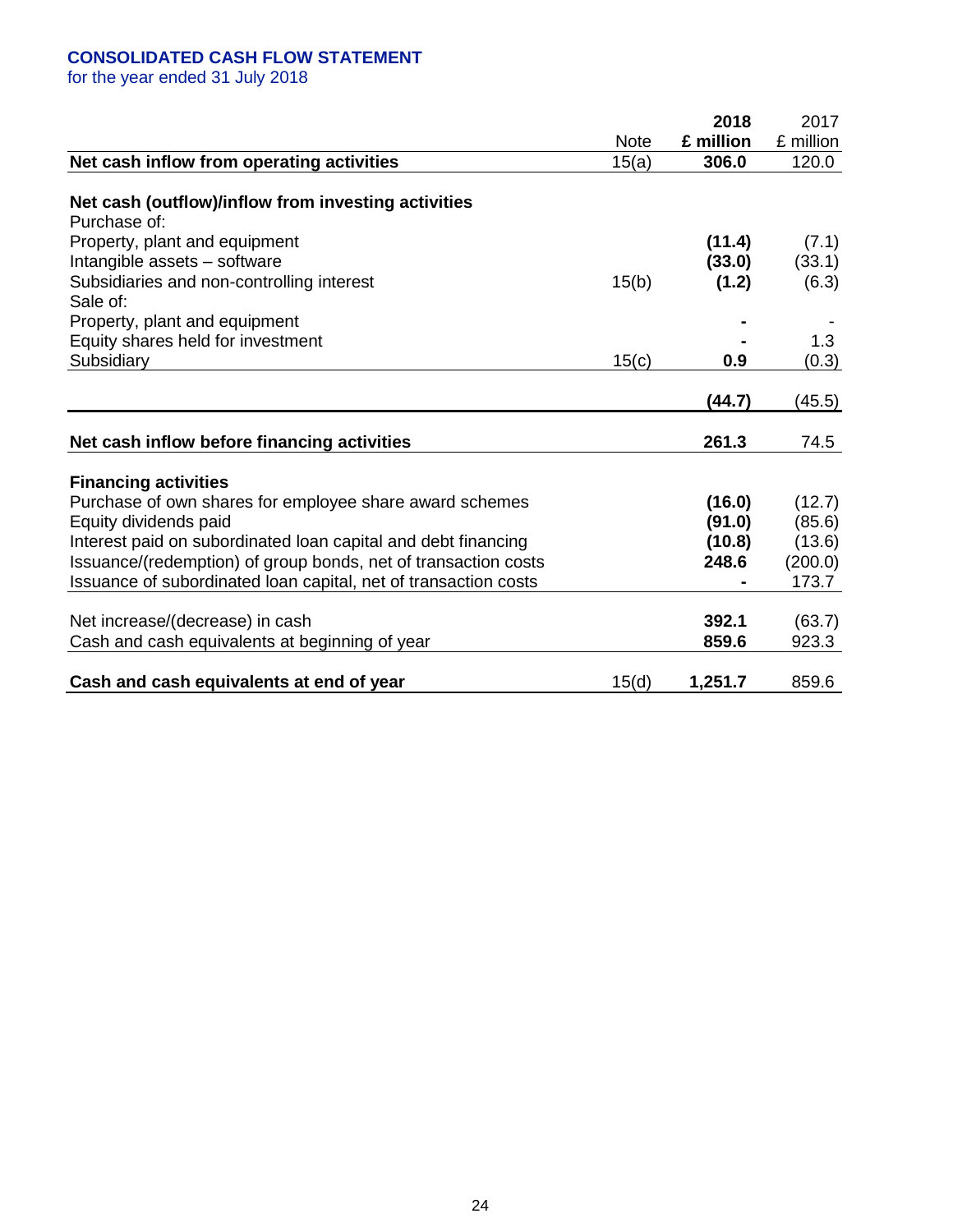## CONSOLIDATED CASH FLOW STATEMENT

for the year ended 31 July 2018

| | Note | 2018 £ million | 2017 £ million |
|---|---|---|---|
| **Net cash inflow from operating activities** | 15(a) | **306.0** | 120.0 |
| | | | |
| **Net cash (outflow)/inflow from investing activities** | | | |
| Purchase of: | | | |
| Property, plant and equipment | | **(11.4)** | (7.1) |
| Intangible assets – software | | **(33.0)** | (33.1) |
| Subsidiaries and non-controlling interest | 15(b) | **(1.2)** | (6.3) |
| Sale of: | | | |
| Property, plant and equipment | | **-** | - |
| Equity shares held for investment | | **-** | 1.3 |
| Subsidiary | 15(c) | **0.9** | (0.3) |
| | | **(44.7)** | (45.5) |
| | | | |
| **Net cash inflow before financing activities** | | **261.3** | 74.5 |
| | | | |
| **Financing activities** | | | |
| Purchase of own shares for employee share award schemes | | **(16.0)** | (12.7) |
| Equity dividends paid | | **(91.0)** | (85.6) |
| Interest paid on subordinated loan capital and debt financing | | **(10.8)** | (13.6) |
| Issuance/(redemption) of group bonds, net of transaction costs | | **248.6** | (200.0) |
| Issuance of subordinated loan capital, net of transaction costs | | **-** | 173.7 |
| | | | |
| Net increase/(decrease) in cash | | **392.1** | (63.7) |
| Cash and cash equivalents at beginning of year | | **859.6** | 923.3 |
| | | | |
| **Cash and cash equivalents at end of year** | 15(d) | **1,251.7** | 859.6 |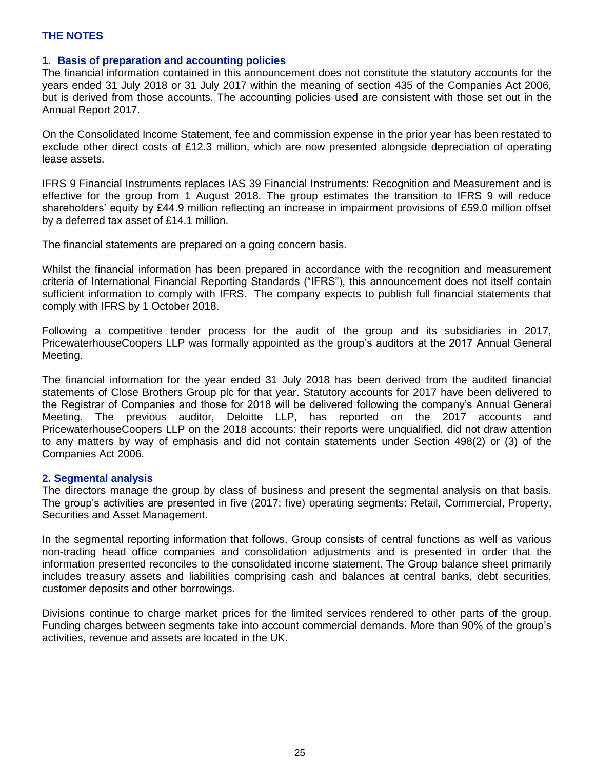## THE NOTES

### 1. Basis of preparation and accounting policies

The financial information contained in this announcement does not constitute the statutory accounts for the years ended 31 July 2018 or 31 July 2017 within the meaning of section 435 of the Companies Act 2006, but is derived from those accounts. The accounting policies used are consistent with those set out in the Annual Report 2017.

On the Consolidated Income Statement, fee and commission expense in the prior year has been restated to exclude other direct costs of £12.3 million, which are now presented alongside depreciation of operating lease assets.

IFRS 9 Financial Instruments replaces IAS 39 Financial Instruments: Recognition and Measurement and is effective for the group from 1 August 2018. The group estimates the transition to IFRS 9 will reduce shareholders' equity by £44.9 million reflecting an increase in impairment provisions of £59.0 million offset by a deferred tax asset of £14.1 million.

The financial statements are prepared on a going concern basis.

Whilst the financial information has been prepared in accordance with the recognition and measurement criteria of International Financial Reporting Standards ("IFRS"), this announcement does not itself contain sufficient information to comply with IFRS. The company expects to publish full financial statements that comply with IFRS by 1 October 2018.

Following a competitive tender process for the audit of the group and its subsidiaries in 2017, PricewaterhouseCoopers LLP was formally appointed as the group's auditors at the 2017 Annual General Meeting.

The financial information for the year ended 31 July 2018 has been derived from the audited financial statements of Close Brothers Group plc for that year. Statutory accounts for 2017 have been delivered to the Registrar of Companies and those for 2018 will be delivered following the company's Annual General Meeting. The previous auditor, Deloitte LLP, has reported on the 2017 accounts and PricewaterhouseCoopers LLP on the 2018 accounts: their reports were unqualified, did not draw attention to any matters by way of emphasis and did not contain statements under Section 498(2) or (3) of the Companies Act 2006.

### 2. Segmental analysis

The directors manage the group by class of business and present the segmental analysis on that basis. The group's activities are presented in five (2017: five) operating segments: Retail, Commercial, Property, Securities and Asset Management.

In the segmental reporting information that follows, Group consists of central functions as well as various non-trading head office companies and consolidation adjustments and is presented in order that the information presented reconciles to the consolidated income statement. The Group balance sheet primarily includes treasury assets and liabilities comprising cash and balances at central banks, debt securities, customer deposits and other borrowings.

Divisions continue to charge market prices for the limited services rendered to other parts of the group. Funding charges between segments take into account commercial demands. More than 90% of the group's activities, revenue and assets are located in the UK.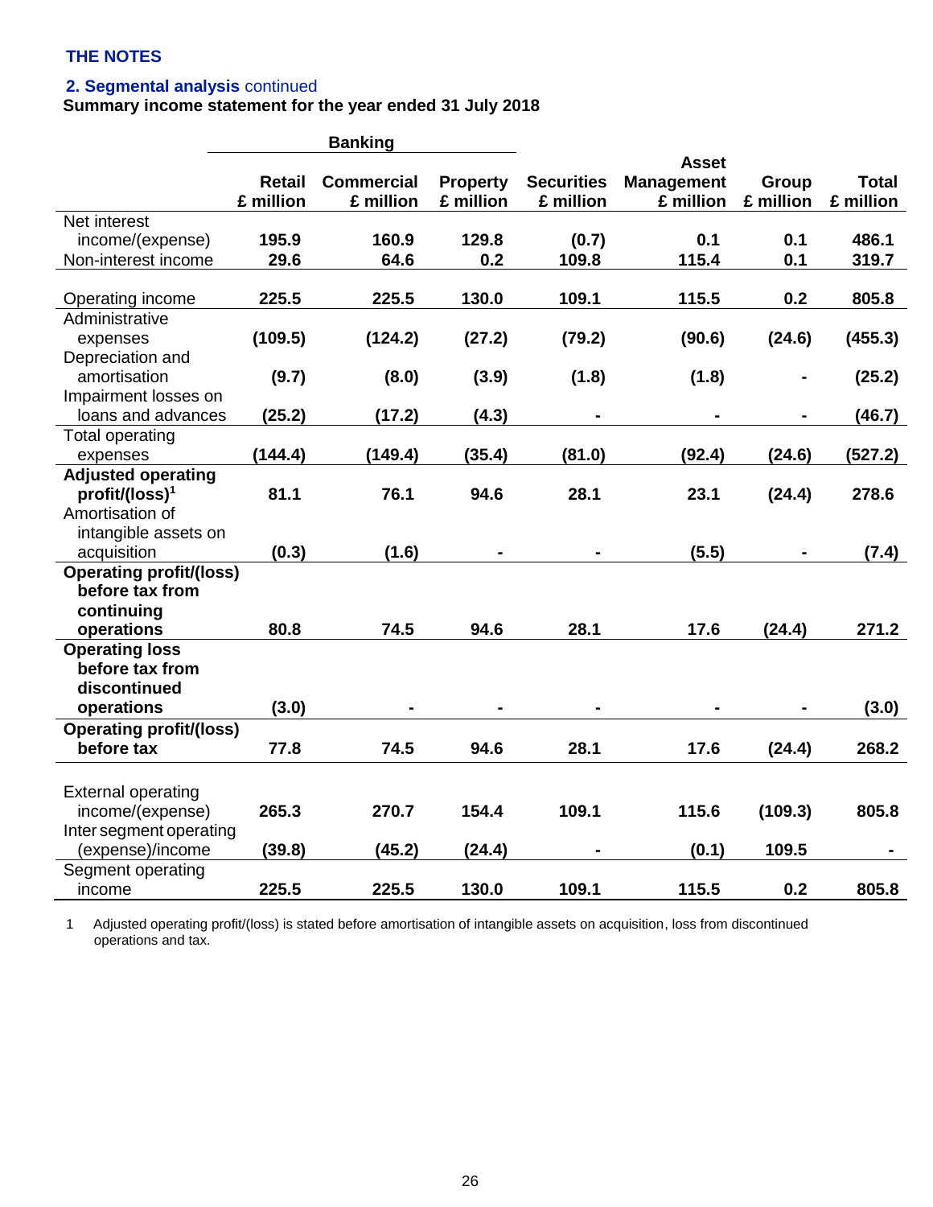THE NOTES

## 2. Segmental analysis continued

### Summary income statement for the year ended 31 July 2018

| | Banking | | | | | | |
|---|---|---|---|---|---|---|---|
| | Retail £ million | Commercial £ million | Property £ million | Securities £ million | Asset Management £ million | Group £ million | Total £ million |
| Net interest income/(expense) | 195.9 | 160.9 | 129.8 | (0.7) | 0.1 | 0.1 | 486.1 |
| Non-interest income | 29.6 | 64.6 | 0.2 | 109.8 | 115.4 | 0.1 | 319.7 |
| Operating income | 225.5 | 225.5 | 130.0 | 109.1 | 115.5 | 0.2 | 805.8 |
| Administrative expenses | (109.5) | (124.2) | (27.2) | (79.2) | (90.6) | (24.6) | (455.3) |
| Depreciation and amortisation | (9.7) | (8.0) | (3.9) | (1.8) | (1.8) | - | (25.2) |
| Impairment losses on loans and advances | (25.2) | (17.2) | (4.3) | - | - | - | (46.7) |
| Total operating expenses | (144.4) | (149.4) | (35.4) | (81.0) | (92.4) | (24.6) | (527.2) |
| **Adjusted operating profit/(loss)[1]** | 81.1 | 76.1 | 94.6 | 28.1 | 23.1 | (24.4) | 278.6 |
| Amortisation of intangible assets on acquisition | (0.3) | (1.6) | - | - | (5.5) | - | (7.4) |
| **Operating profit/(loss) before tax from continuing operations** | 80.8 | 74.5 | 94.6 | 28.1 | 17.6 | (24.4) | 271.2 |
| **Operating loss before tax from discontinued operations** | (3.0) | - | - | - | - | - | (3.0) |
| **Operating profit/(loss) before tax** | 77.8 | 74.5 | 94.6 | 28.1 | 17.6 | (24.4) | 268.2 |
| External operating income/(expense) | 265.3 | 270.7 | 154.4 | 109.1 | 115.6 | (109.3) | 805.8 |
| Inter segment operating (expense)/income | (39.8) | (45.2) | (24.4) | - | (0.1) | 109.5 | - |
| Segment operating income | 225.5 | 225.5 | 130.0 | 109.1 | 115.5 | 0.2 | 805.8 |

1 Adjusted operating profit/(loss) is stated before amortisation of intangible assets on acquisition, loss from discontinued operations and tax.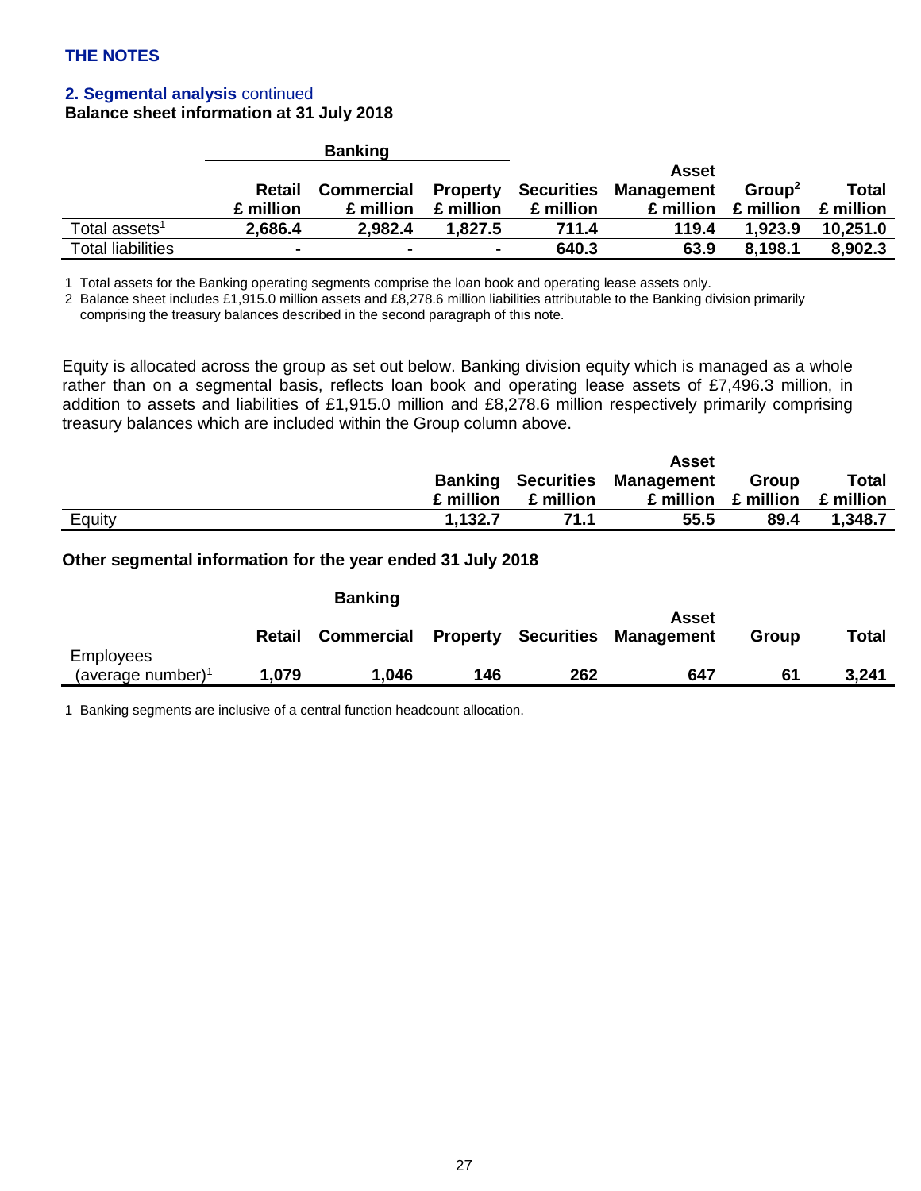## THE NOTES

### 2. Segmental analysis continued

**Balance sheet information at 31 July 2018**

| | Banking | | | | | | |
|---|---|---|---|---|---|---|---|
| | Retail £ million | Commercial £ million | Property £ million | Securities £ million | Asset Management £ million | Group[2] £ million | Total £ million |
| Total assets[1] | **2,686.4** | **2,982.4** | **1,827.5** | **711.4** | **119.4** | **1,923.9** | **10,251.0** |
| Total liabilities | **-** | **-** | **-** | **640.3** | **63.9** | **8,198.1** | **8,902.3** |

1 Total assets for the Banking operating segments comprise the loan book and operating lease assets only.

2 Balance sheet includes £1,915.0 million assets and £8,278.6 million liabilities attributable to the Banking division primarily comprising the treasury balances described in the second paragraph of this note.

Equity is allocated across the group as set out below. Banking division equity which is managed as a whole rather than on a segmental basis, reflects loan book and operating lease assets of £7,496.3 million, in addition to assets and liabilities of £1,915.0 million and £8,278.6 million respectively primarily comprising treasury balances which are included within the Group column above.

| | Banking £ million | Securities £ million | Asset Management £ million | Group £ million | Total £ million |
|---|---|---|---|---|---|
| Equity | **1,132.7** | **71.1** | **55.5** | **89.4** | **1,348.7** |

**Other segmental information for the year ended 31 July 2018**

| | Banking | | | | | | |
|---|---|---|---|---|---|---|---|
| | Retail | Commercial | Property | Securities | Asset Management | Group | Total |
| Employees (average number)[1] | **1,079** | **1,046** | **146** | **262** | **647** | **61** | **3,241** |

1 Banking segments are inclusive of a central function headcount allocation.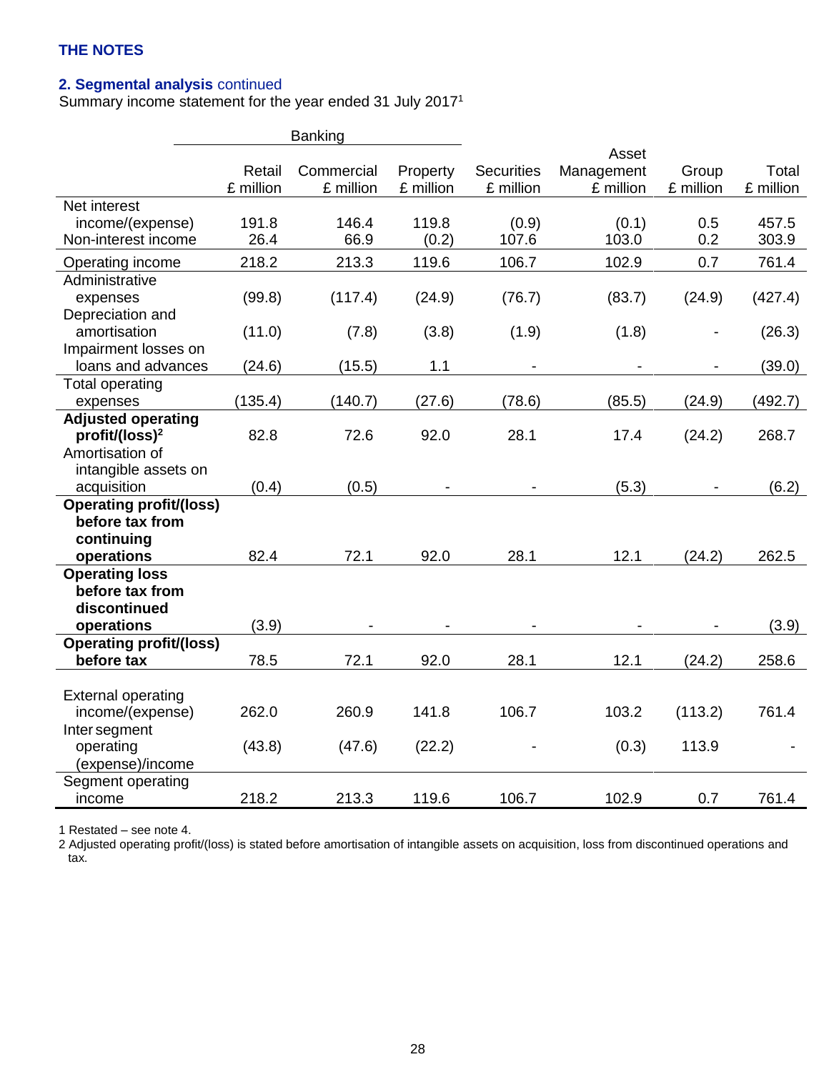THE NOTES

## 2. Segmental analysis continued

Summary income statement for the year ended 31 July 2017[1]

| | Banking | | | | | | |
|---|---|---|---|---|---|---|---|
| | Retail £ million | Commercial £ million | Property £ million | Securities £ million | Asset Management £ million | Group £ million | Total £ million |
| Net interest income/(expense) | 191.8 | 146.4 | 119.8 | (0.9) | (0.1) | 0.5 | 457.5 |
| Non-interest income | 26.4 | 66.9 | (0.2) | 107.6 | 103.0 | 0.2 | 303.9 |
| Operating income | 218.2 | 213.3 | 119.6 | 106.7 | 102.9 | 0.7 | 761.4 |
| Administrative expenses | (99.8) | (117.4) | (24.9) | (76.7) | (83.7) | (24.9) | (427.4) |
| Depreciation and amortisation | (11.0) | (7.8) | (3.8) | (1.9) | (1.8) | - | (26.3) |
| Impairment losses on loans and advances | (24.6) | (15.5) | 1.1 | - | - | - | (39.0) |
| Total operating expenses | (135.4) | (140.7) | (27.6) | (78.6) | (85.5) | (24.9) | (492.7) |
| **Adjusted operating profit/(loss)[2]** | 82.8 | 72.6 | 92.0 | 28.1 | 17.4 | (24.2) | 268.7 |
| Amortisation of intangible assets on acquisition | (0.4) | (0.5) | - | - | (5.3) | - | (6.2) |
| **Operating profit/(loss) before tax from continuing operations** | 82.4 | 72.1 | 92.0 | 28.1 | 12.1 | (24.2) | 262.5 |
| **Operating loss before tax from discontinued operations** | (3.9) | - | - | - | - | - | (3.9) |
| **Operating profit/(loss) before tax** | 78.5 | 72.1 | 92.0 | 28.1 | 12.1 | (24.2) | 258.6 |
| | | | | | | | |
| External operating income/(expense) | 262.0 | 260.9 | 141.8 | 106.7 | 103.2 | (113.2) | 761.4 |
| Inter segment operating (expense)/income | (43.8) | (47.6) | (22.2) | - | (0.3) | 113.9 | - |
| Segment operating income | 218.2 | 213.3 | 119.6 | 106.7 | 102.9 | 0.7 | 761.4 |

1 Restated – see note 4.

2 Adjusted operating profit/(loss) is stated before amortisation of intangible assets on acquisition, loss from discontinued operations and tax.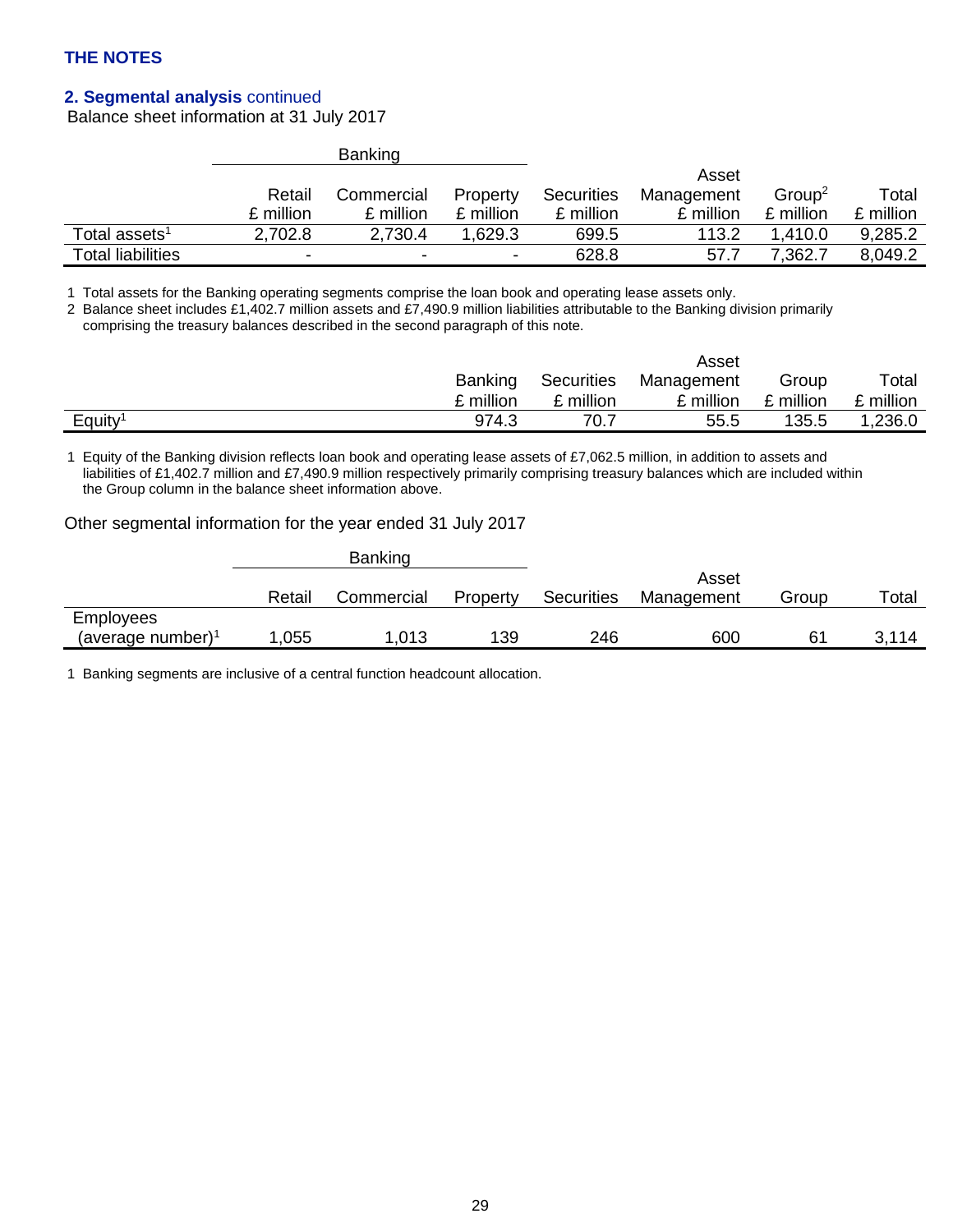THE NOTES

## 2. Segmental analysis continued

Balance sheet information at 31 July 2017

| | Banking | | | | | | |
|---|---|---|---|---|---|---|---|
| | Retail £ million | Commercial £ million | Property £ million | Securities £ million | Asset Management £ million | Group[2] £ million | Total £ million |
| Total assets[1] | 2,702.8 | 2,730.4 | 1,629.3 | 699.5 | 113.2 | 1,410.0 | 9,285.2 |
| Total liabilities | - | - | - | 628.8 | 57.7 | 7,362.7 | 8,049.2 |

1 Total assets for the Banking operating segments comprise the loan book and operating lease assets only.

2 Balance sheet includes £1,402.7 million assets and £7,490.9 million liabilities attributable to the Banking division primarily comprising the treasury balances described in the second paragraph of this note.

| | Banking £ million | Securities £ million | Asset Management £ million | Group £ million | Total £ million |
|---|---|---|---|---|---|
| Equity[1] | 974.3 | 70.7 | 55.5 | 135.5 | 1,236.0 |

1 Equity of the Banking division reflects loan book and operating lease assets of £7,062.5 million, in addition to assets and liabilities of £1,402.7 million and £7,490.9 million respectively primarily comprising treasury balances which are included within the Group column in the balance sheet information above.

Other segmental information for the year ended 31 July 2017

| | Banking | | | | | | |
|---|---|---|---|---|---|---|---|
| | Retail | Commercial | Property | Securities | Asset Management | Group | Total |
| Employees (average number)[1] | 1,055 | 1,013 | 139 | 246 | 600 | 61 | 3,114 |

1 Banking segments are inclusive of a central function headcount allocation.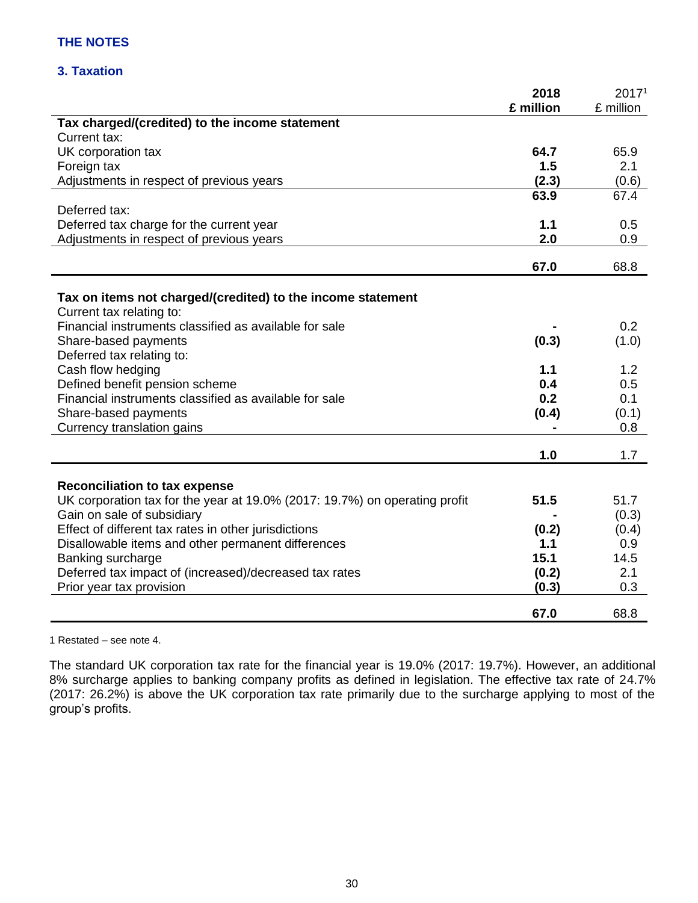## THE NOTES

### 3. Taxation

| | 2018<br>£ million | 2017[1]<br>£ million |
|---|---|---|
| **Tax charged/(credited) to the income statement** | | |
| Current tax: | | |
| UK corporation tax | **64.7** | 65.9 |
| Foreign tax | **1.5** | 2.1 |
| Adjustments in respect of previous years | **(2.3)** | (0.6) |
| | **63.9** | 67.4 |
| Deferred tax: | | |
| Deferred tax charge for the current year | **1.1** | 0.5 |
| Adjustments in respect of previous years | **2.0** | 0.9 |
| | **67.0** | 68.8 |
| **Tax on items not charged/(credited) to the income statement** | | |
| Current tax relating to: | | |
| Financial instruments classified as available for sale | **-** | 0.2 |
| Share-based payments | **(0.3)** | (1.0) |
| Deferred tax relating to: | | |
| Cash flow hedging | **1.1** | 1.2 |
| Defined benefit pension scheme | **0.4** | 0.5 |
| Financial instruments classified as available for sale | **0.2** | 0.1 |
| Share-based payments | **(0.4)** | (0.1) |
| Currency translation gains | **-** | 0.8 |
| | **1.0** | 1.7 |
| **Reconciliation to tax expense** | | |
| UK corporation tax for the year at 19.0% (2017: 19.7%) on operating profit | **51.5** | 51.7 |
| Gain on sale of subsidiary | **-** | (0.3) |
| Effect of different tax rates in other jurisdictions | **(0.2)** | (0.4) |
| Disallowable items and other permanent differences | **1.1** | 0.9 |
| Banking surcharge | **15.1** | 14.5 |
| Deferred tax impact of (increased)/decreased tax rates | **(0.2)** | 2.1 |
| Prior year tax provision | **(0.3)** | 0.3 |
| | **67.0** | 68.8 |

1 Restated – see note 4.

The standard UK corporation tax rate for the financial year is 19.0% (2017: 19.7%). However, an additional 8% surcharge applies to banking company profits as defined in legislation. The effective tax rate of 24.7% (2017: 26.2%) is above the UK corporation tax rate primarily due to the surcharge applying to most of the group's profits.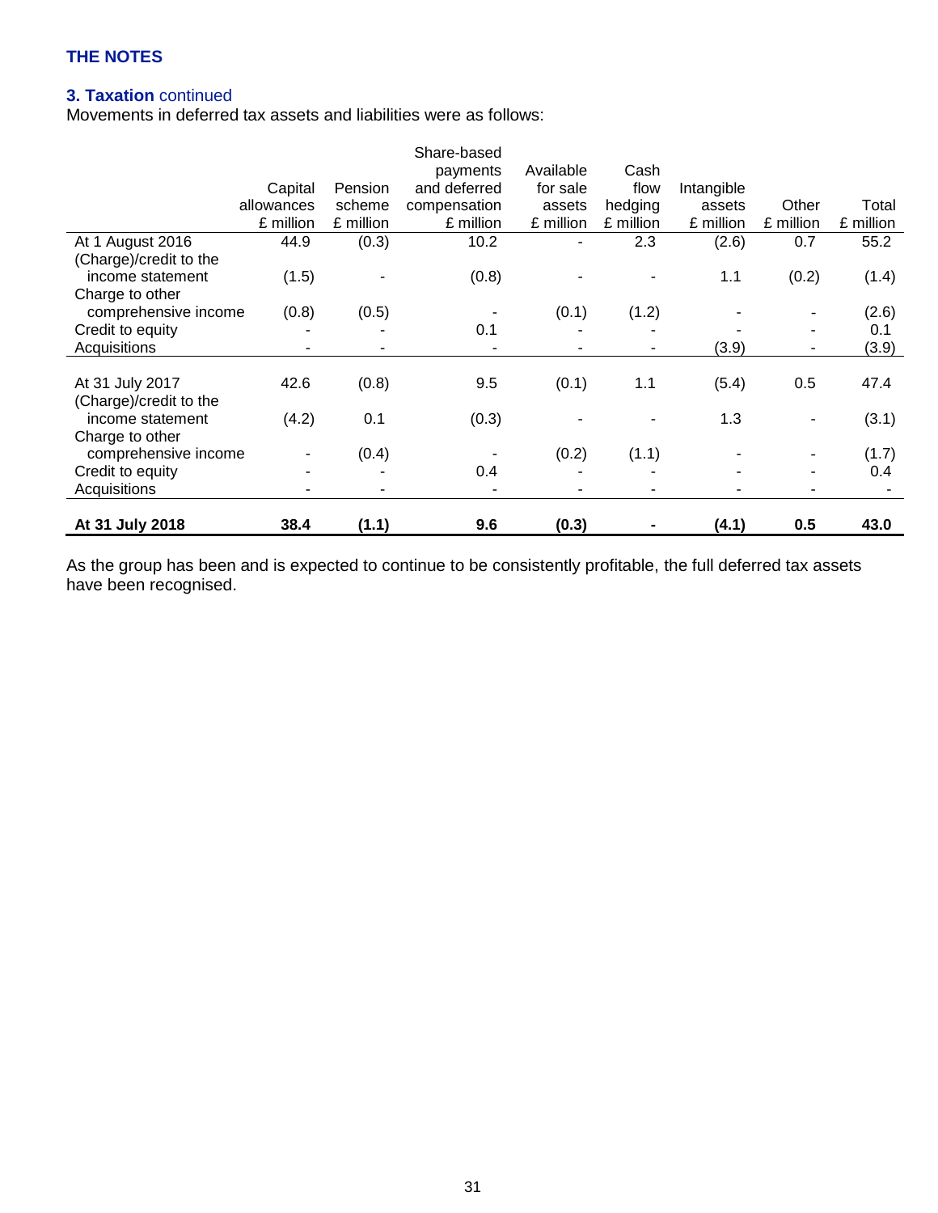## THE NOTES

### 3. Taxation continued

Movements in deferred tax assets and liabilities were as follows:

| | Capital allowances £ million | Pension scheme £ million | Share-based payments and deferred compensation £ million | Available for sale assets £ million | Cash flow hedging £ million | Intangible assets £ million | Other £ million | Total £ million |
|---|---|---|---|---|---|---|---|---|
| At 1 August 2016 | 44.9 | (0.3) | 10.2 | - | 2.3 | (2.6) | 0.7 | 55.2 |
| (Charge)/credit to the income statement | (1.5) | - | (0.8) | - | - | 1.1 | (0.2) | (1.4) |
| Charge to other comprehensive income | (0.8) | (0.5) | - | (0.1) | (1.2) | - | - | (2.6) |
| Credit to equity | - | - | 0.1 | - | - | - | - | 0.1 |
| Acquisitions | - | - | - | - | - | (3.9) | - | (3.9) |
| At 31 July 2017 | 42.6 | (0.8) | 9.5 | (0.1) | 1.1 | (5.4) | 0.5 | 47.4 |
| (Charge)/credit to the income statement | (4.2) | 0.1 | (0.3) | - | - | 1.3 | - | (3.1) |
| Charge to other comprehensive income | - | (0.4) | - | (0.2) | (1.1) | - | - | (1.7) |
| Credit to equity | - | - | 0.4 | - | - | - | - | 0.4 |
| Acquisitions | - | - | - | - | - | - | - | - |
| **At 31 July 2018** | **38.4** | **(1.1)** | **9.6** | **(0.3)** | **-** | **(4.1)** | **0.5** | **43.0** |

As the group has been and is expected to continue to be consistently profitable, the full deferred tax assets have been recognised.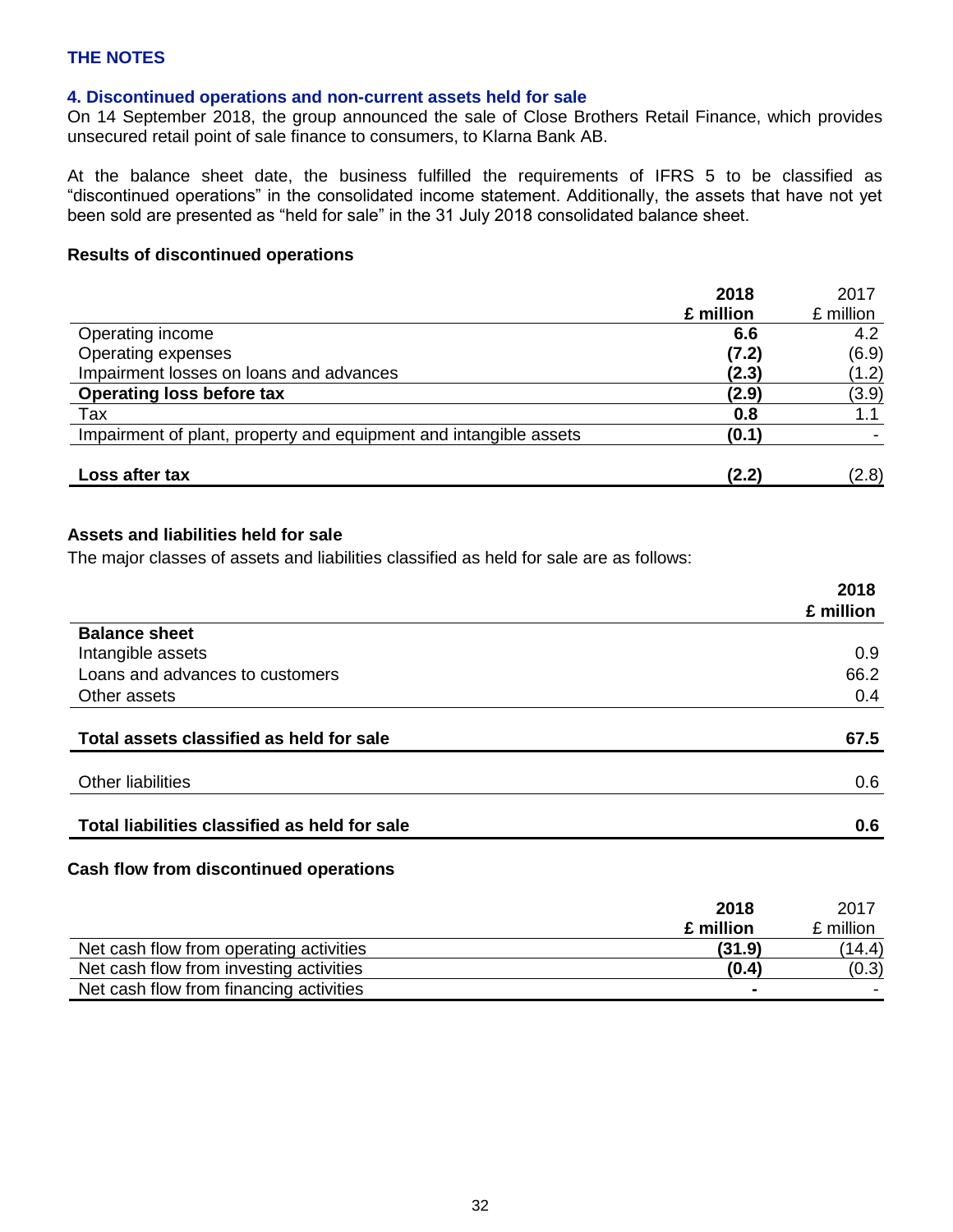## THE NOTES

### 4. Discontinued operations and non-current assets held for sale

On 14 September 2018, the group announced the sale of Close Brothers Retail Finance, which provides unsecured retail point of sale finance to consumers, to Klarna Bank AB.

At the balance sheet date, the business fulfilled the requirements of IFRS 5 to be classified as "discontinued operations" in the consolidated income statement. Additionally, the assets that have not yet been sold are presented as "held for sale" in the 31 July 2018 consolidated balance sheet.

#### Results of discontinued operations

| | **2018 £ million** | 2017 £ million |
|---|---|---|
| Operating income | **6.6** | 4.2 |
| Operating expenses | **(7.2)** | (6.9) |
| Impairment losses on loans and advances | **(2.3)** | (1.2) |
| **Operating loss before tax** | **(2.9)** | (3.9) |
| Tax | **0.8** | 1.1 |
| Impairment of plant, property and equipment and intangible assets | **(0.1)** | - |
| **Loss after tax** | **(2.2)** | (2.8) |

#### Assets and liabilities held for sale

The major classes of assets and liabilities classified as held for sale are as follows:

| | **2018 £ million** |
|---|---|
| **Balance sheet** | |
| Intangible assets | 0.9 |
| Loans and advances to customers | 66.2 |
| Other assets | 0.4 |
| **Total assets classified as held for sale** | **67.5** |
| Other liabilities | 0.6 |
| **Total liabilities classified as held for sale** | **0.6** |

#### Cash flow from discontinued operations

| | **2018 £ million** | 2017 £ million |
|---|---|---|
| Net cash flow from operating activities | **(31.9)** | (14.4) |
| Net cash flow from investing activities | **(0.4)** | (0.3) |
| Net cash flow from financing activities | **-** | - |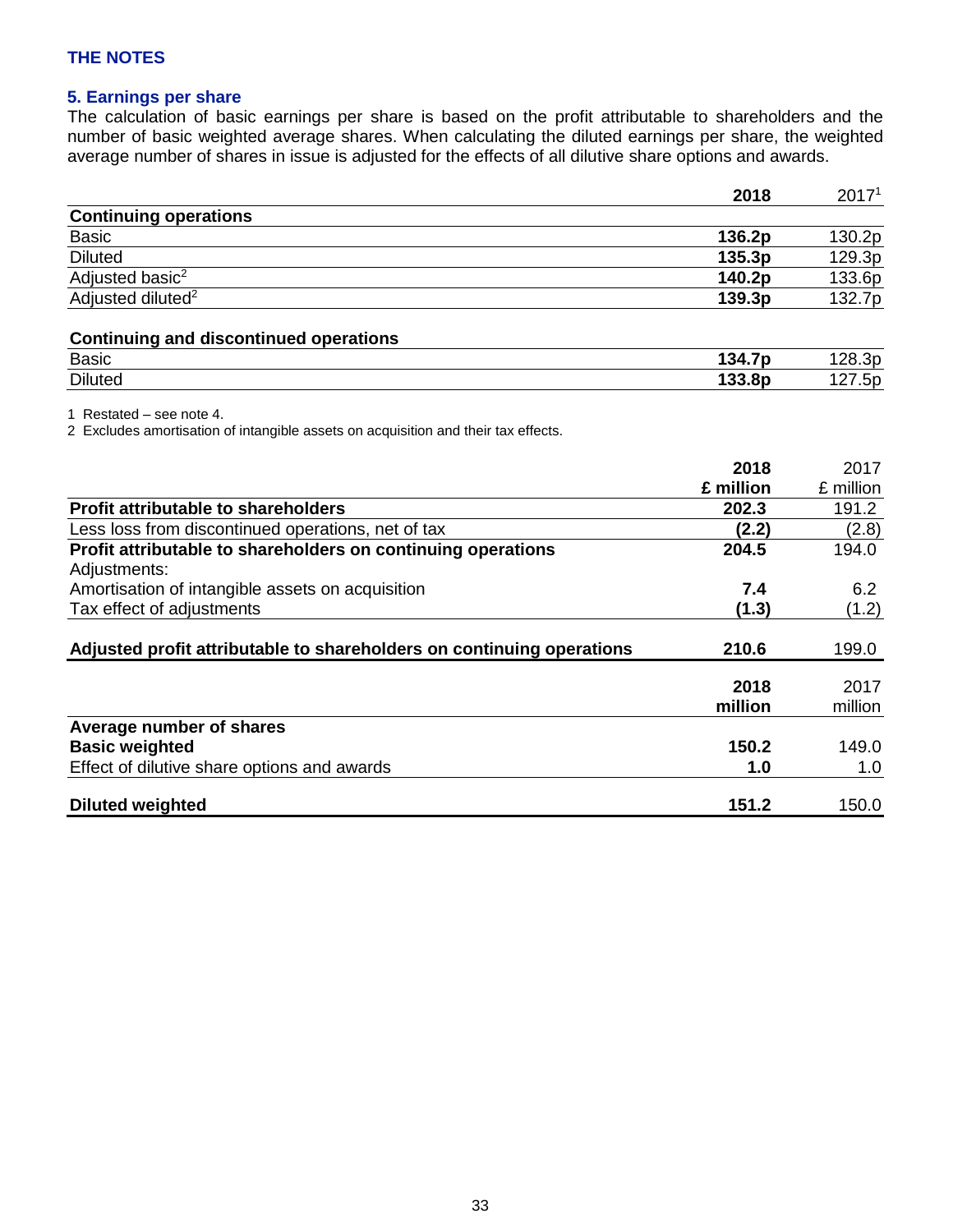## THE NOTES

### 5. Earnings per share

The calculation of basic earnings per share is based on the profit attributable to shareholders and the number of basic weighted average shares. When calculating the diluted earnings per share, the weighted average number of shares in issue is adjusted for the effects of all dilutive share options and awards.

| | **2018** | 2017[1] |
|---|---|---|
| **Continuing operations** | | |
| Basic | **136.2p** | 130.2p |
| Diluted | **135.3p** | 129.3p |
| Adjusted basic[2] | **140.2p** | 133.6p |
| Adjusted diluted[2] | **139.3p** | 132.7p |
| | | |
| **Continuing and discontinued operations** | | |
| Basic | **134.7p** | 128.3p |
| Diluted | **133.8p** | 127.5p |

1 Restated – see note 4.
2 Excludes amortisation of intangible assets on acquisition and their tax effects.

| | **2018 £ million** | 2017 £ million |
|---|---|---|
| **Profit attributable to shareholders** | **202.3** | 191.2 |
| Less loss from discontinued operations, net of tax | **(2.2)** | (2.8) |
| **Profit attributable to shareholders on continuing operations** | **204.5** | 194.0 |
| Adjustments: | | |
| Amortisation of intangible assets on acquisition | **7.4** | 6.2 |
| Tax effect of adjustments | **(1.3)** | (1.2) |
| **Adjusted profit attributable to shareholders on continuing operations** | **210.6** | 199.0 |

| | **2018 million** | 2017 million |
|---|---|---|
| **Average number of shares** | | |
| **Basic weighted** | **150.2** | 149.0 |
| Effect of dilutive share options and awards | **1.0** | 1.0 |
| **Diluted weighted** | **151.2** | 150.0 |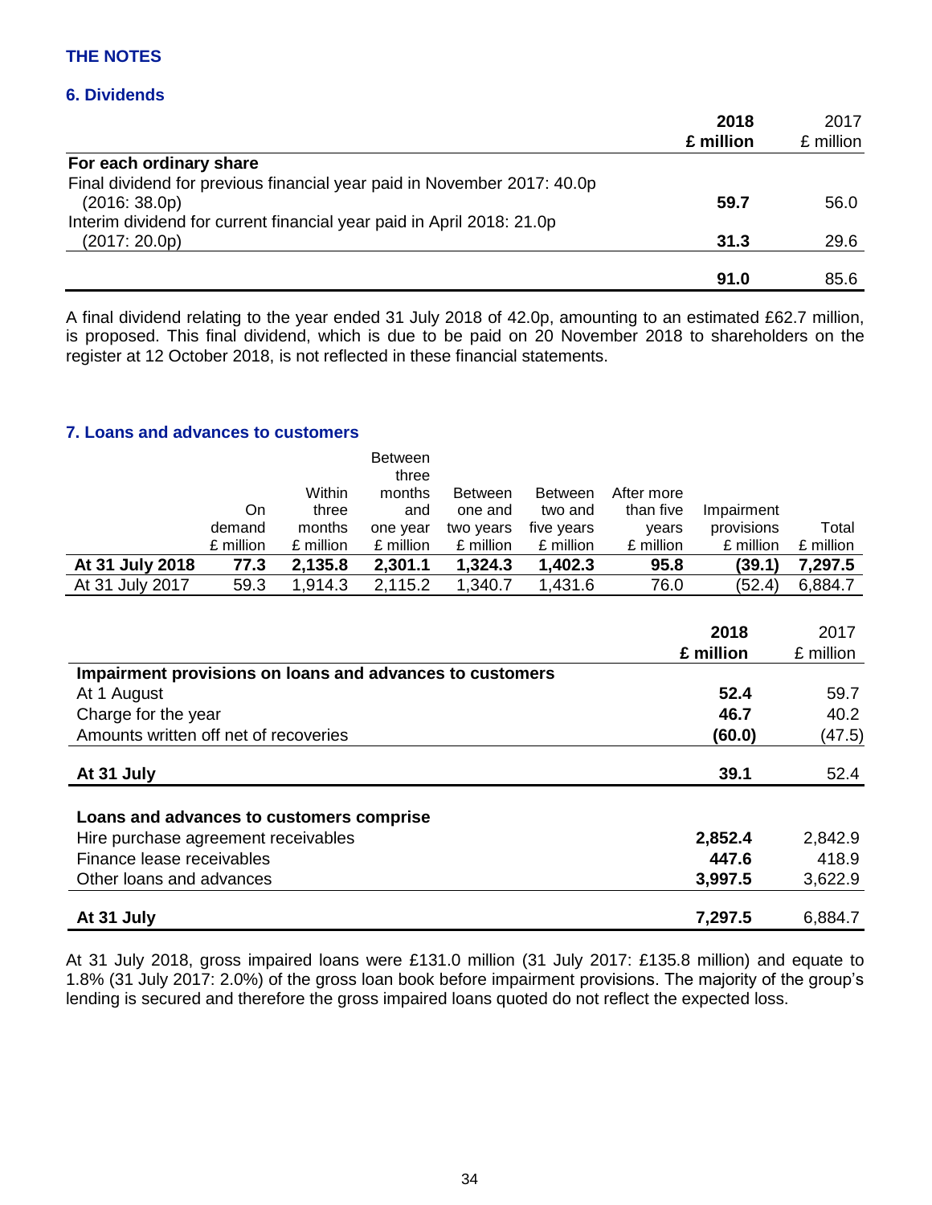## THE NOTES

### 6. Dividends

| | 2018 £ million | 2017 £ million |
|---|---|---|
| **For each ordinary share** | | |
| Final dividend for previous financial year paid in November 2017: 40.0p (2016: 38.0p) | **59.7** | 56.0 |
| Interim dividend for current financial year paid in April 2018: 21.0p (2017: 20.0p) | **31.3** | 29.6 |
| | **91.0** | 85.6 |

A final dividend relating to the year ended 31 July 2018 of 42.0p, amounting to an estimated £62.7 million, is proposed. This final dividend, which is due to be paid on 20 November 2018 to shareholders on the register at 12 October 2018, is not reflected in these financial statements.

### 7. Loans and advances to customers

| | On demand £ million | Within three months £ million | Between three months and one year £ million | Between one and two years £ million | Between two and five years £ million | After more than five years £ million | Impairment provisions £ million | Total £ million |
|---|---|---|---|---|---|---|---|---|
| **At 31 July 2018** | **77.3** | **2,135.8** | **2,301.1** | **1,324.3** | **1,402.3** | **95.8** | **(39.1)** | **7,297.5** |
| At 31 July 2017 | 59.3 | 1,914.3 | 2,115.2 | 1,340.7 | 1,431.6 | 76.0 | (52.4) | 6,884.7 |

| | 2018 £ million | 2017 £ million |
|---|---|---|
| **Impairment provisions on loans and advances to customers** | | |
| At 1 August | **52.4** | 59.7 |
| Charge for the year | **46.7** | 40.2 |
| Amounts written off net of recoveries | **(60.0)** | (47.5) |
| **At 31 July** | **39.1** | 52.4 |
| **Loans and advances to customers comprise** | | |
| Hire purchase agreement receivables | **2,852.4** | 2,842.9 |
| Finance lease receivables | **447.6** | 418.9 |
| Other loans and advances | **3,997.5** | 3,622.9 |
| **At 31 July** | **7,297.5** | 6,884.7 |

At 31 July 2018, gross impaired loans were £131.0 million (31 July 2017: £135.8 million) and equate to 1.8% (31 July 2017: 2.0%) of the gross loan book before impairment provisions. The majority of the group's lending is secured and therefore the gross impaired loans quoted do not reflect the expected loss.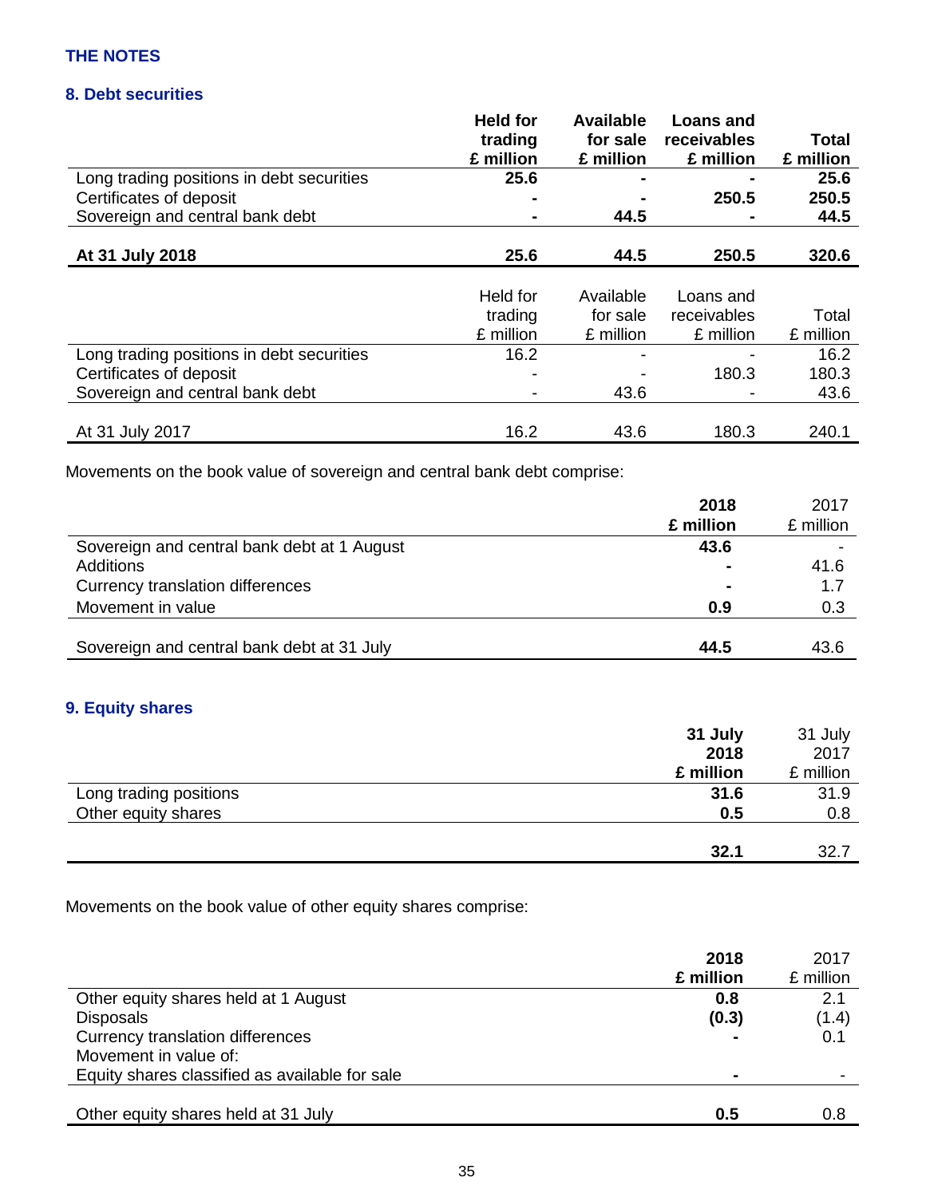THE NOTES

## 8. Debt securities

| | Held for trading £ million | Available for sale £ million | Loans and receivables £ million | Total £ million |
|---|---|---|---|---|
| Long trading positions in debt securities | **25.6** | **-** | **-** | **25.6** |
| Certificates of deposit | **-** | **-** | **250.5** | **250.5** |
| Sovereign and central bank debt | **-** | **44.5** | **-** | **44.5** |
| **At 31 July 2018** | **25.6** | **44.5** | **250.5** | **320.6** |

| | Held for trading £ million | Available for sale £ million | Loans and receivables £ million | Total £ million |
|---|---|---|---|---|
| Long trading positions in debt securities | 16.2 | - | - | 16.2 |
| Certificates of deposit | - | - | 180.3 | 180.3 |
| Sovereign and central bank debt | - | 43.6 | - | 43.6 |
| At 31 July 2017 | 16.2 | 43.6 | 180.3 | 240.1 |

Movements on the book value of sovereign and central bank debt comprise:

| | 2018 £ million | 2017 £ million |
|---|---|---|
| Sovereign and central bank debt at 1 August | **43.6** | - |
| Additions | **-** | 41.6 |
| Currency translation differences | **-** | 1.7 |
| Movement in value | **0.9** | 0.3 |
| Sovereign and central bank debt at 31 July | **44.5** | 43.6 |

## 9. Equity shares

| | 31 July 2018 £ million | 31 July 2017 £ million |
|---|---|---|
| Long trading positions | **31.6** | 31.9 |
| Other equity shares | **0.5** | 0.8 |
| | **32.1** | 32.7 |

Movements on the book value of other equity shares comprise:

| | 2018 £ million | 2017 £ million |
|---|---|---|
| Other equity shares held at 1 August | **0.8** | 2.1 |
| Disposals | **(0.3)** | (1.4) |
| Currency translation differences | **-** | 0.1 |
| Movement in value of: | | |
| Equity shares classified as available for sale | **-** | - |
| Other equity shares held at 31 July | **0.5** | 0.8 |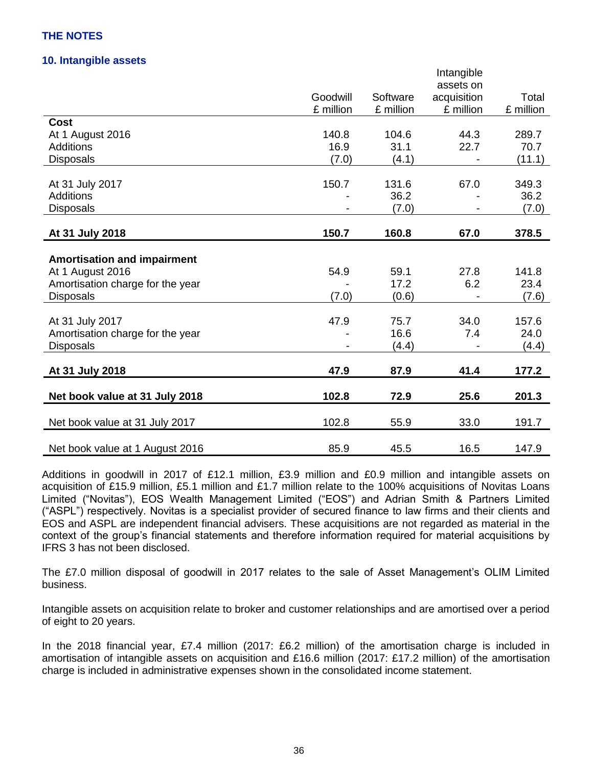**THE NOTES**

## 10. Intangible assets

| | Goodwill £ million | Software £ million | Intangible assets on acquisition £ million | Total £ million |
|---|---|---|---|---|
| **Cost** | | | | |
| At 1 August 2016 | 140.8 | 104.6 | 44.3 | 289.7 |
| Additions | 16.9 | 31.1 | 22.7 | 70.7 |
| Disposals | (7.0) | (4.1) | - | (11.1) |
| At 31 July 2017 | 150.7 | 131.6 | 67.0 | 349.3 |
| Additions | - | 36.2 | - | 36.2 |
| Disposals | - | (7.0) | - | (7.0) |
| **At 31 July 2018** | **150.7** | **160.8** | **67.0** | **378.5** |
| **Amortisation and impairment** | | | | |
| At 1 August 2016 | 54.9 | 59.1 | 27.8 | 141.8 |
| Amortisation charge for the year | - | 17.2 | 6.2 | 23.4 |
| Disposals | (7.0) | (0.6) | - | (7.6) |
| At 31 July 2017 | 47.9 | 75.7 | 34.0 | 157.6 |
| Amortisation charge for the year | - | 16.6 | 7.4 | 24.0 |
| Disposals | - | (4.4) | - | (4.4) |
| **At 31 July 2018** | **47.9** | **87.9** | **41.4** | **177.2** |
| **Net book value at 31 July 2018** | **102.8** | **72.9** | **25.6** | **201.3** |
| Net book value at 31 July 2017 | 102.8 | 55.9 | 33.0 | 191.7 |
| Net book value at 1 August 2016 | 85.9 | 45.5 | 16.5 | 147.9 |

Additions in goodwill in 2017 of £12.1 million, £3.9 million and £0.9 million and intangible assets on acquisition of £15.9 million, £5.1 million and £1.7 million relate to the 100% acquisitions of Novitas Loans Limited ("Novitas"), EOS Wealth Management Limited ("EOS") and Adrian Smith & Partners Limited ("ASPL") respectively. Novitas is a specialist provider of secured finance to law firms and their clients and EOS and ASPL are independent financial advisers. These acquisitions are not regarded as material in the context of the group's financial statements and therefore information required for material acquisitions by IFRS 3 has not been disclosed.

The £7.0 million disposal of goodwill in 2017 relates to the sale of Asset Management's OLIM Limited business.

Intangible assets on acquisition relate to broker and customer relationships and are amortised over a period of eight to 20 years.

In the 2018 financial year, £7.4 million (2017: £6.2 million) of the amortisation charge is included in amortisation of intangible assets on acquisition and £16.6 million (2017: £17.2 million) of the amortisation charge is included in administrative expenses shown in the consolidated income statement.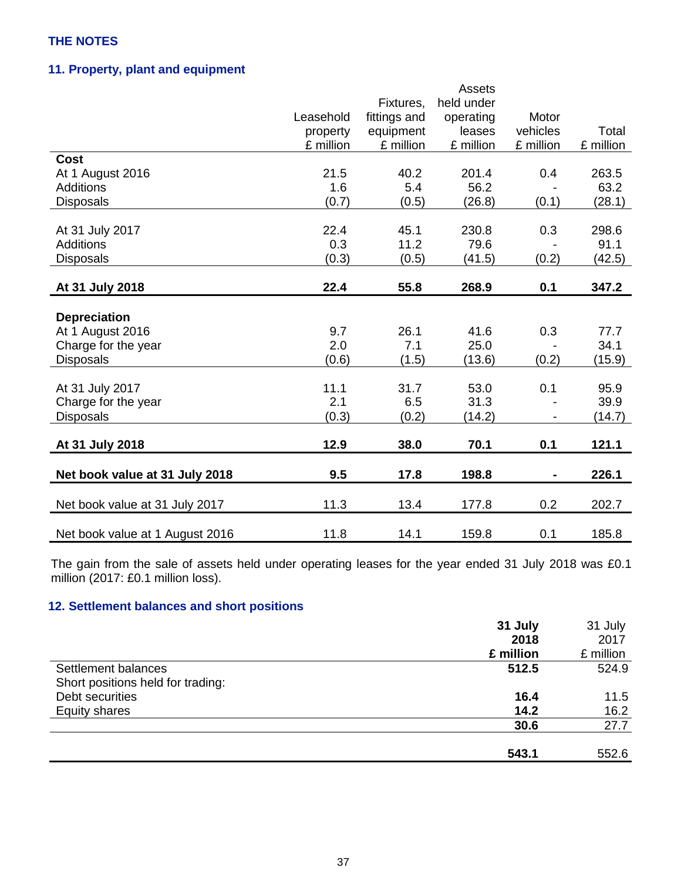THE NOTES

## 11. Property, plant and equipment

| | Leasehold property £ million | Fixtures, fittings and equipment £ million | Assets held under operating leases £ million | Motor vehicles £ million | Total £ million |
|---|---|---|---|---|---|
| **Cost** | | | | | |
| At 1 August 2016 | 21.5 | 40.2 | 201.4 | 0.4 | 263.5 |
| Additions | 1.6 | 5.4 | 56.2 | - | 63.2 |
| Disposals | (0.7) | (0.5) | (26.8) | (0.1) | (28.1) |
| At 31 July 2017 | 22.4 | 45.1 | 230.8 | 0.3 | 298.6 |
| Additions | 0.3 | 11.2 | 79.6 | - | 91.1 |
| Disposals | (0.3) | (0.5) | (41.5) | (0.2) | (42.5) |
| **At 31 July 2018** | **22.4** | **55.8** | **268.9** | **0.1** | **347.2** |
| **Depreciation** | | | | | |
| At 1 August 2016 | 9.7 | 26.1 | 41.6 | 0.3 | 77.7 |
| Charge for the year | 2.0 | 7.1 | 25.0 | - | 34.1 |
| Disposals | (0.6) | (1.5) | (13.6) | (0.2) | (15.9) |
| At 31 July 2017 | 11.1 | 31.7 | 53.0 | 0.1 | 95.9 |
| Charge for the year | 2.1 | 6.5 | 31.3 | - | 39.9 |
| Disposals | (0.3) | (0.2) | (14.2) | - | (14.7) |
| **At 31 July 2018** | **12.9** | **38.0** | **70.1** | **0.1** | **121.1** |
| **Net book value at 31 July 2018** | **9.5** | **17.8** | **198.8** | **-** | **226.1** |
| Net book value at 31 July 2017 | 11.3 | 13.4 | 177.8 | 0.2 | 202.7 |
| Net book value at 1 August 2016 | 11.8 | 14.1 | 159.8 | 0.1 | 185.8 |

The gain from the sale of assets held under operating leases for the year ended 31 July 2018 was £0.1 million (2017: £0.1 million loss).

## 12. Settlement balances and short positions

| | **31 July 2018 £ million** | 31 July 2017 £ million |
|---|---|---|
| Settlement balances | **512.5** | 524.9 |
| Short positions held for trading: | | |
| Debt securities | **16.4** | 11.5 |
| Equity shares | **14.2** | 16.2 |
| | **30.6** | 27.7 |
| | **543.1** | 552.6 |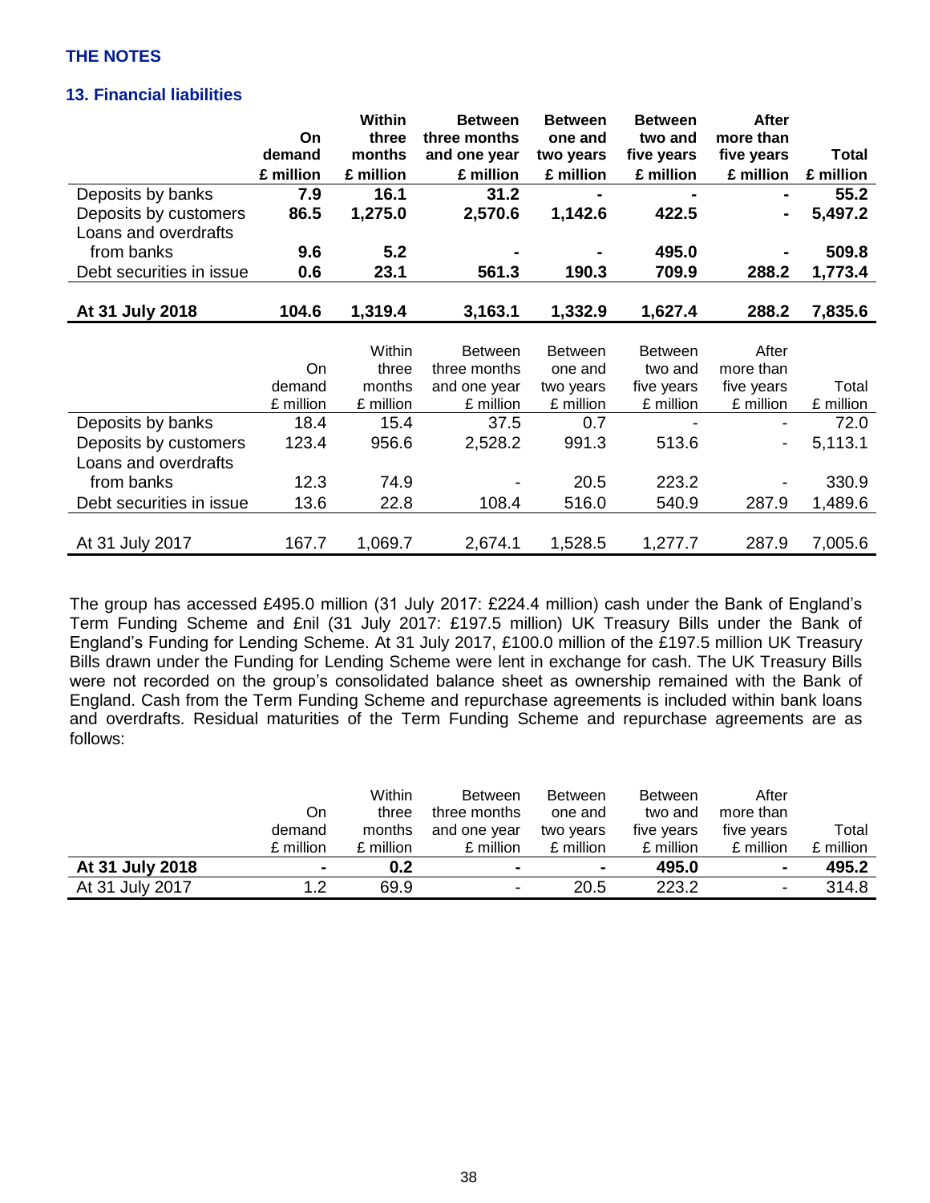**THE NOTES**

## 13. Financial liabilities

| | On demand £ million | Within three months £ million | Between three months and one year £ million | Between one and two years £ million | Between two and five years £ million | After more than five years £ million | Total £ million |
|---|---|---|---|---|---|---|---|
| Deposits by banks | **7.9** | **16.1** | **31.2** | **-** | **-** | **-** | **55.2** |
| Deposits by customers | **86.5** | **1,275.0** | **2,570.6** | **1,142.6** | **422.5** | **-** | **5,497.2** |
| Loans and overdrafts from banks | **9.6** | **5.2** | **-** | **-** | **495.0** | **-** | **509.8** |
| Debt securities in issue | **0.6** | **23.1** | **561.3** | **190.3** | **709.9** | **288.2** | **1,773.4** |
| **At 31 July 2018** | **104.6** | **1,319.4** | **3,163.1** | **1,332.9** | **1,627.4** | **288.2** | **7,835.6** |

| | On demand £ million | Within three months £ million | Between three months and one year £ million | Between one and two years £ million | Between two and five years £ million | After more than five years £ million | Total £ million |
|---|---|---|---|---|---|---|---|
| Deposits by banks | 18.4 | 15.4 | 37.5 | 0.7 | - | - | 72.0 |
| Deposits by customers | 123.4 | 956.6 | 2,528.2 | 991.3 | 513.6 | - | 5,113.1 |
| Loans and overdrafts from banks | 12.3 | 74.9 | - | 20.5 | 223.2 | - | 330.9 |
| Debt securities in issue | 13.6 | 22.8 | 108.4 | 516.0 | 540.9 | 287.9 | 1,489.6 |
| At 31 July 2017 | 167.7 | 1,069.7 | 2,674.1 | 1,528.5 | 1,277.7 | 287.9 | 7,005.6 |

The group has accessed £495.0 million (31 July 2017: £224.4 million) cash under the Bank of England's Term Funding Scheme and £nil (31 July 2017: £197.5 million) UK Treasury Bills under the Bank of England's Funding for Lending Scheme. At 31 July 2017, £100.0 million of the £197.5 million UK Treasury Bills drawn under the Funding for Lending Scheme were lent in exchange for cash. The UK Treasury Bills were not recorded on the group's consolidated balance sheet as ownership remained with the Bank of England. Cash from the Term Funding Scheme and repurchase agreements is included within bank loans and overdrafts. Residual maturities of the Term Funding Scheme and repurchase agreements are as follows:

| | On demand £ million | Within three months £ million | Between three months and one year £ million | Between one and two years £ million | Between two and five years £ million | After more than five years £ million | Total £ million |
|---|---|---|---|---|---|---|---|
| **At 31 July 2018** | **-** | **0.2** | **-** | **-** | **495.0** | **-** | **495.2** |
| At 31 July 2017 | 1.2 | 69.9 | - | 20.5 | 223.2 | - | 314.8 |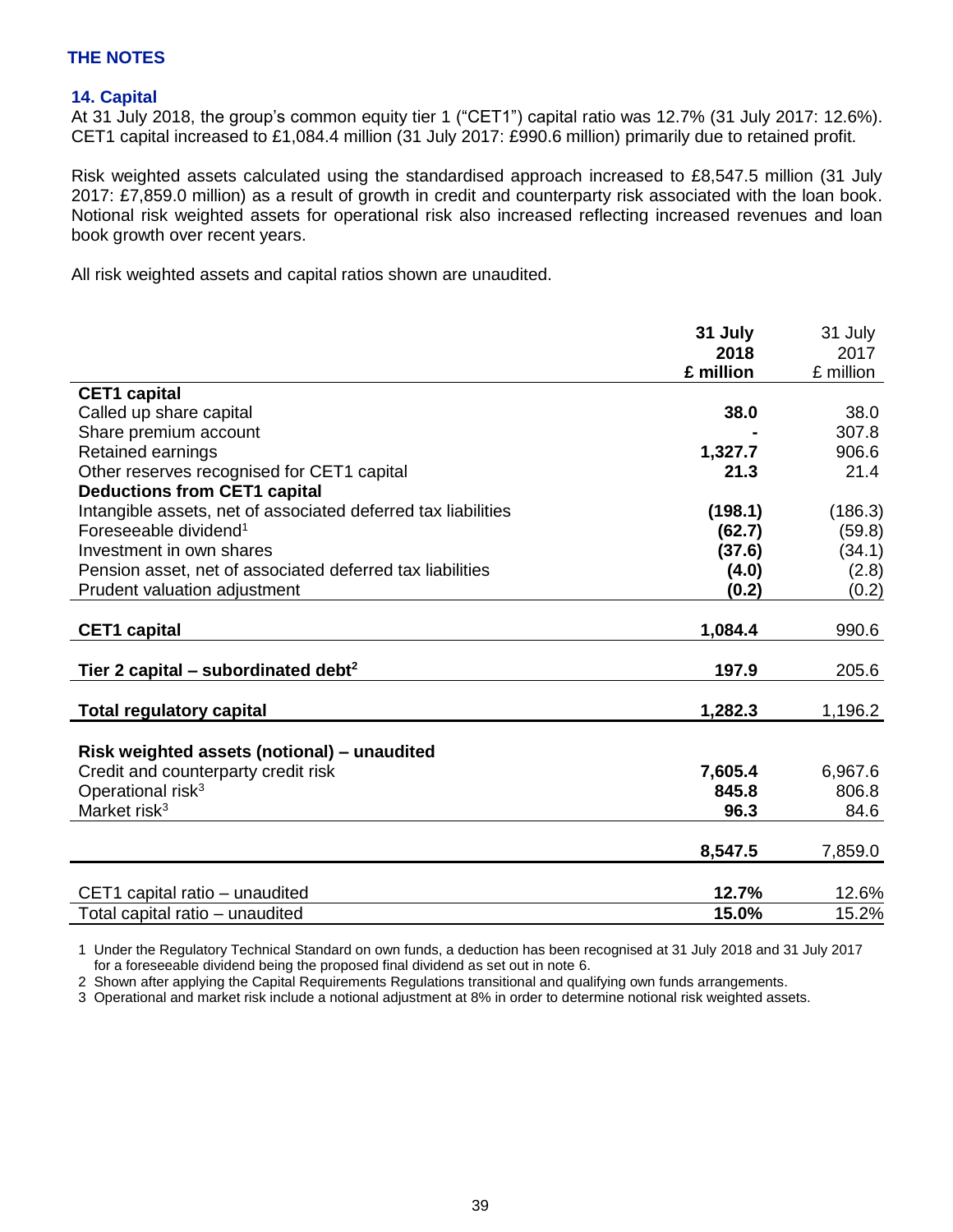**THE NOTES**

## 14. Capital

At 31 July 2018, the group's common equity tier 1 ("CET1") capital ratio was 12.7% (31 July 2017: 12.6%). CET1 capital increased to £1,084.4 million (31 July 2017: £990.6 million) primarily due to retained profit.

Risk weighted assets calculated using the standardised approach increased to £8,547.5 million (31 July 2017: £7,859.0 million) as a result of growth in credit and counterparty risk associated with the loan book. Notional risk weighted assets for operational risk also increased reflecting increased revenues and loan book growth over recent years.

All risk weighted assets and capital ratios shown are unaudited.

| | **31 July 2018 £ million** | 31 July 2017 £ million |
|---|---|---|
| **CET1 capital** | | |
| Called up share capital | **38.0** | 38.0 |
| Share premium account | **-** | 307.8 |
| Retained earnings | **1,327.7** | 906.6 |
| Other reserves recognised for CET1 capital | **21.3** | 21.4 |
| **Deductions from CET1 capital** | | |
| Intangible assets, net of associated deferred tax liabilities | **(198.1)** | (186.3) |
| Foreseeable dividend[1] | **(62.7)** | (59.8) |
| Investment in own shares | **(37.6)** | (34.1) |
| Pension asset, net of associated deferred tax liabilities | **(4.0)** | (2.8) |
| Prudent valuation adjustment | **(0.2)** | (0.2) |
| **CET1 capital** | **1,084.4** | 990.6 |
| **Tier 2 capital – subordinated debt[2]** | **197.9** | 205.6 |
| **Total regulatory capital** | **1,282.3** | 1,196.2 |
| **Risk weighted assets (notional) – unaudited** | | |
| Credit and counterparty credit risk | **7,605.4** | 6,967.6 |
| Operational risk[3] | **845.8** | 806.8 |
| Market risk[3] | **96.3** | 84.6 |
| | **8,547.5** | 7,859.0 |
| CET1 capital ratio – unaudited | **12.7%** | 12.6% |
| Total capital ratio – unaudited | **15.0%** | 15.2% |

1 Under the Regulatory Technical Standard on own funds, a deduction has been recognised at 31 July 2018 and 31 July 2017 for a foreseeable dividend being the proposed final dividend as set out in note 6.

2 Shown after applying the Capital Requirements Regulations transitional and qualifying own funds arrangements.

3 Operational and market risk include a notional adjustment at 8% in order to determine notional risk weighted assets.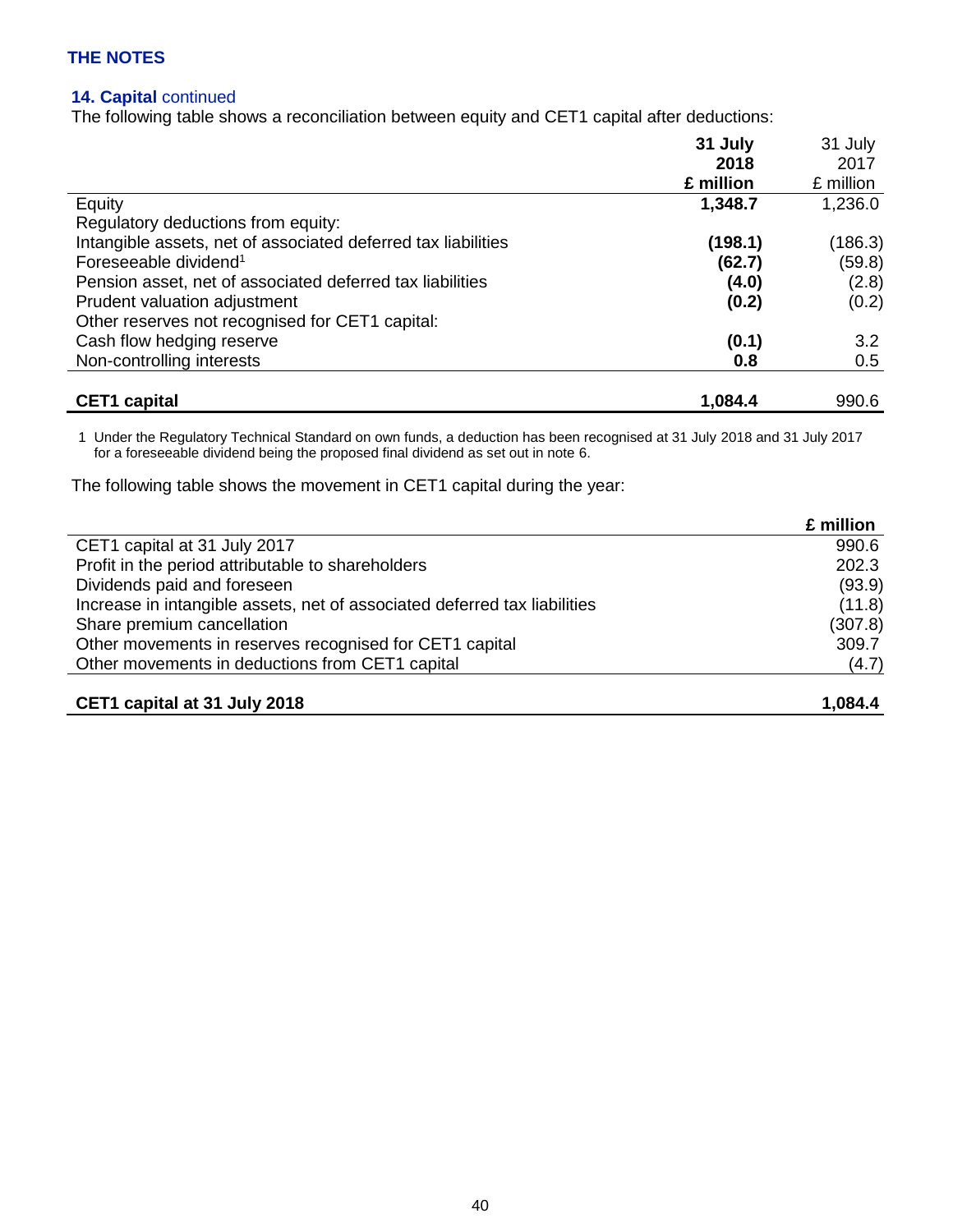## THE NOTES

### 14. Capital continued

The following table shows a reconciliation between equity and CET1 capital after deductions:

| | **31 July 2018 £ million** | 31 July 2017 £ million |
|---|---|---|
| Equity | **1,348.7** | 1,236.0 |
| Regulatory deductions from equity: | | |
| Intangible assets, net of associated deferred tax liabilities | **(198.1)** | (186.3) |
| Foreseeable dividend[1] | **(62.7)** | (59.8) |
| Pension asset, net of associated deferred tax liabilities | **(4.0)** | (2.8) |
| Prudent valuation adjustment | **(0.2)** | (0.2) |
| Other reserves not recognised for CET1 capital: | | |
| Cash flow hedging reserve | **(0.1)** | 3.2 |
| Non-controlling interests | **0.8** | 0.5 |
| **CET1 capital** | **1,084.4** | 990.6 |

1 Under the Regulatory Technical Standard on own funds, a deduction has been recognised at 31 July 2018 and 31 July 2017 for a foreseeable dividend being the proposed final dividend as set out in note 6.

The following table shows the movement in CET1 capital during the year:

| | **£ million** |
|---|---|
| CET1 capital at 31 July 2017 | 990.6 |
| Profit in the period attributable to shareholders | 202.3 |
| Dividends paid and foreseen | (93.9) |
| Increase in intangible assets, net of associated deferred tax liabilities | (11.8) |
| Share premium cancellation | (307.8) |
| Other movements in reserves recognised for CET1 capital | 309.7 |
| Other movements in deductions from CET1 capital | (4.7) |
| **CET1 capital at 31 July 2018** | **1,084.4** |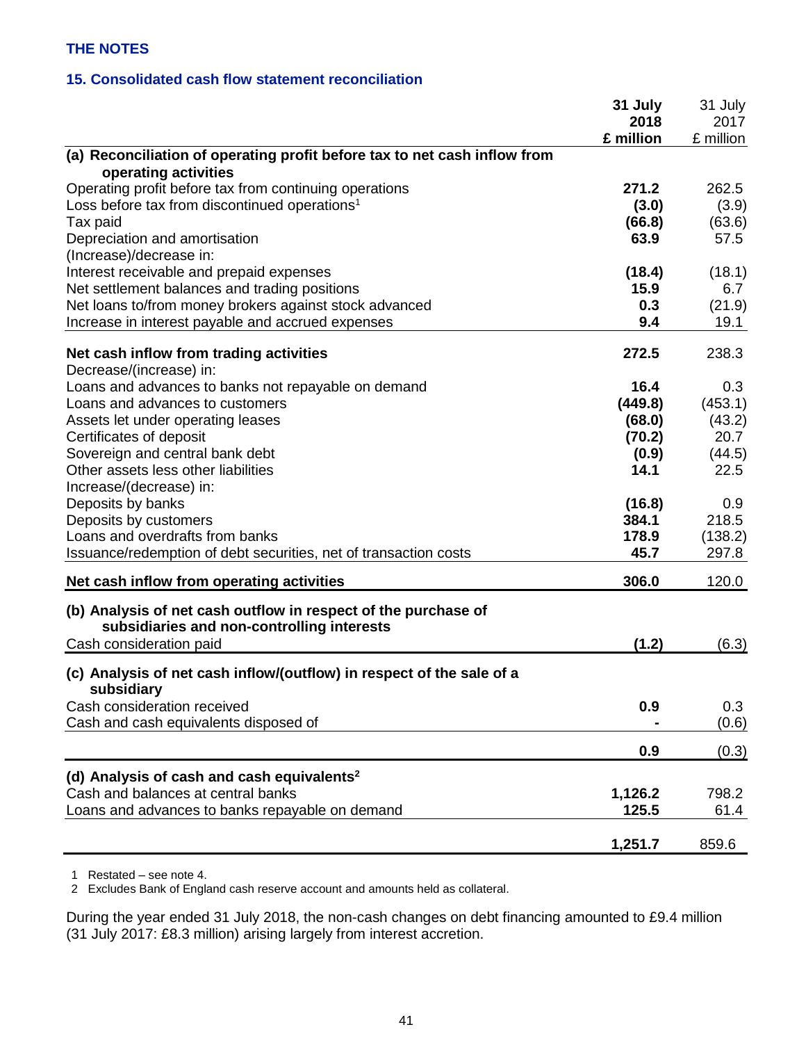## THE NOTES

### 15. Consolidated cash flow statement reconciliation

| | **31 July 2018 £ million** | 31 July 2017 £ million |
|---|---|---|
| **(a) Reconciliation of operating profit before tax to net cash inflow from operating activities** | | |
| Operating profit before tax from continuing operations | **271.2** | 262.5 |
| Loss before tax from discontinued operations[1] | **(3.0)** | (3.9) |
| Tax paid | **(66.8)** | (63.6) |
| Depreciation and amortisation | **63.9** | 57.5 |
| (Increase)/decrease in: | | |
| Interest receivable and prepaid expenses | **(18.4)** | (18.1) |
| Net settlement balances and trading positions | **15.9** | 6.7 |
| Net loans to/from money brokers against stock advanced | **0.3** | (21.9) |
| Increase in interest payable and accrued expenses | **9.4** | 19.1 |
| **Net cash inflow from trading activities** | **272.5** | 238.3 |
| Decrease/(increase) in: | | |
| Loans and advances to banks not repayable on demand | **16.4** | 0.3 |
| Loans and advances to customers | **(449.8)** | (453.1) |
| Assets let under operating leases | **(68.0)** | (43.2) |
| Certificates of deposit | **(70.2)** | 20.7 |
| Sovereign and central bank debt | **(0.9)** | (44.5) |
| Other assets less other liabilities | **14.1** | 22.5 |
| Increase/(decrease) in: | | |
| Deposits by banks | **(16.8)** | 0.9 |
| Deposits by customers | **384.1** | 218.5 |
| Loans and overdrafts from banks | **178.9** | (138.2) |
| Issuance/redemption of debt securities, net of transaction costs | **45.7** | 297.8 |
| **Net cash inflow from operating activities** | **306.0** | 120.0 |
| **(b) Analysis of net cash outflow in respect of the purchase of subsidiaries and non-controlling interests** | | |
| Cash consideration paid | **(1.2)** | (6.3) |
| **(c) Analysis of net cash inflow/(outflow) in respect of the sale of a subsidiary** | | |
| Cash consideration received | **0.9** | 0.3 |
| Cash and cash equivalents disposed of | **-** | (0.6) |
| | **0.9** | (0.3) |
| **(d) Analysis of cash and cash equivalents[2]** | | |
| Cash and balances at central banks | **1,126.2** | 798.2 |
| Loans and advances to banks repayable on demand | **125.5** | 61.4 |
| | **1,251.7** | 859.6 |

1 Restated – see note 4.
2 Excludes Bank of England cash reserve account and amounts held as collateral.

During the year ended 31 July 2018, the non-cash changes on debt financing amounted to £9.4 million (31 July 2017: £8.3 million) arising largely from interest accretion.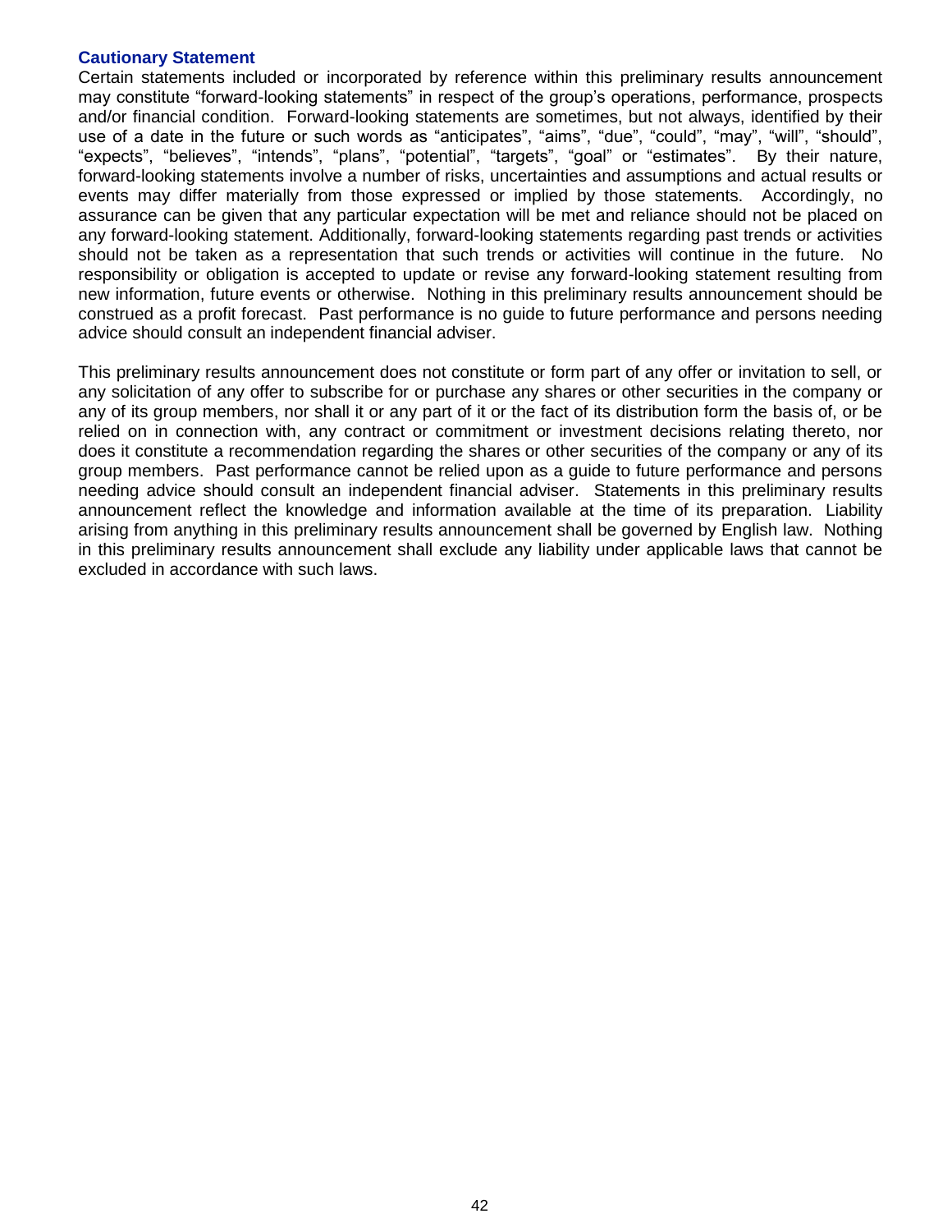## Cautionary Statement

Certain statements included or incorporated by reference within this preliminary results announcement may constitute "forward-looking statements" in respect of the group's operations, performance, prospects and/or financial condition. Forward-looking statements are sometimes, but not always, identified by their use of a date in the future or such words as "anticipates", "aims", "due", "could", "may", "will", "should", "expects", "believes", "intends", "plans", "potential", "targets", "goal" or "estimates". By their nature, forward-looking statements involve a number of risks, uncertainties and assumptions and actual results or events may differ materially from those expressed or implied by those statements. Accordingly, no assurance can be given that any particular expectation will be met and reliance should not be placed on any forward-looking statement. Additionally, forward-looking statements regarding past trends or activities should not be taken as a representation that such trends or activities will continue in the future. No responsibility or obligation is accepted to update or revise any forward-looking statement resulting from new information, future events or otherwise. Nothing in this preliminary results announcement should be construed as a profit forecast. Past performance is no guide to future performance and persons needing advice should consult an independent financial adviser.

This preliminary results announcement does not constitute or form part of any offer or invitation to sell, or any solicitation of any offer to subscribe for or purchase any shares or other securities in the company or any of its group members, nor shall it or any part of it or the fact of its distribution form the basis of, or be relied on in connection with, any contract or commitment or investment decisions relating thereto, nor does it constitute a recommendation regarding the shares or other securities of the company or any of its group members. Past performance cannot be relied upon as a guide to future performance and persons needing advice should consult an independent financial adviser. Statements in this preliminary results announcement reflect the knowledge and information available at the time of its preparation. Liability arising from anything in this preliminary results announcement shall be governed by English law. Nothing in this preliminary results announcement shall exclude any liability under applicable laws that cannot be excluded in accordance with such laws.